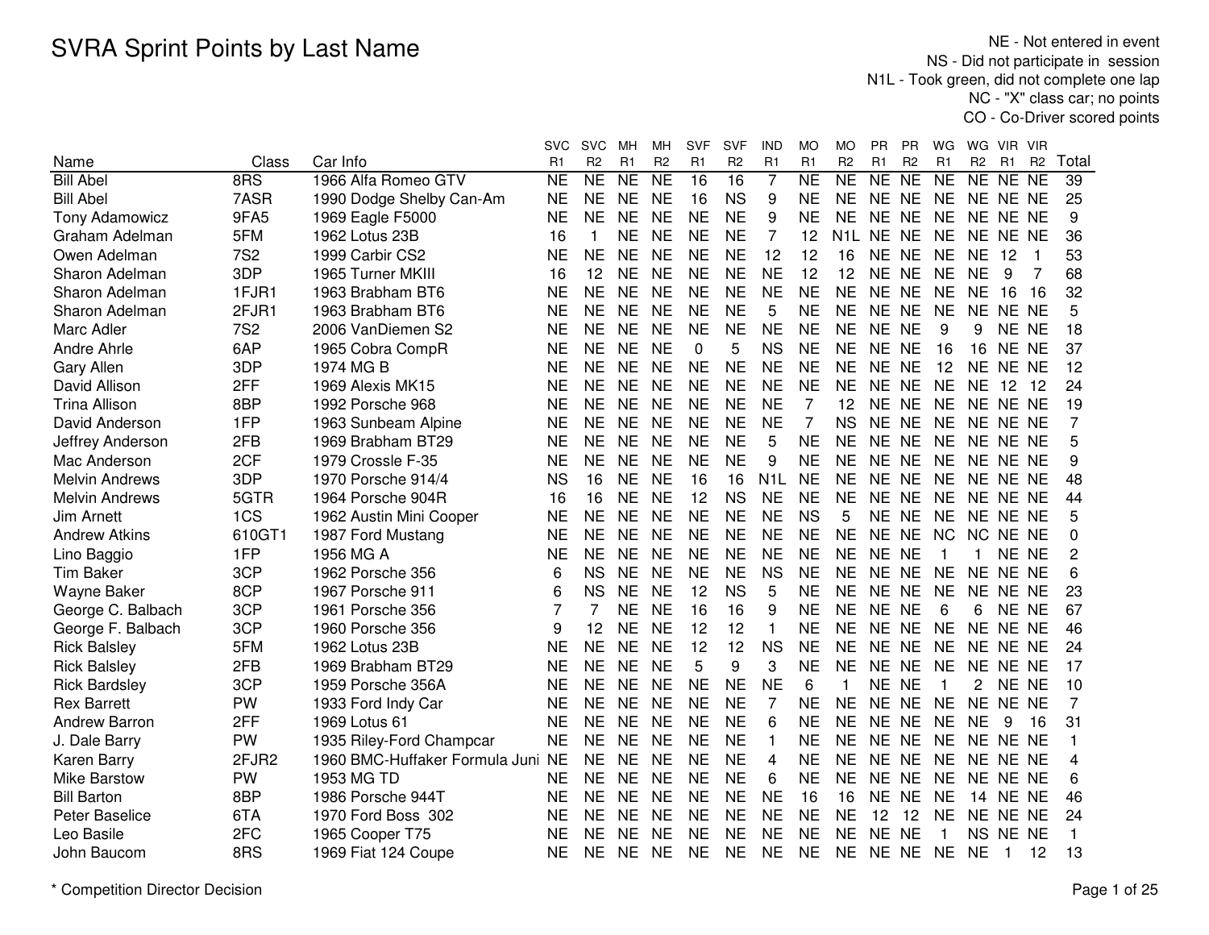# SVRA Sprint Points by Last Name

NE - Not entered in event
NS - Did not participate in session
N1L - Took green, did not complete one lap
NC - "X" class car; no points
CO - Co-Driver scored points

| Name | Class | Car Info | SVC R1 | SVC R2 | MH R1 | MH R2 | SVF R1 | SVF R2 | IND R1 | MO R1 | MO R2 | PR R1 | PR R2 | WG R1 | WG R2 | VIR R1 | VIR R2 | Total |
|---|---|---|---|---|---|---|---|---|---|---|---|---|---|---|---|---|---|---|
| Bill Abel | 8RS | 1966 Alfa Romeo GTV | NE | NE | NE | NE | 16 | 16 | 7 | NE | NE | NE | NE | NE | NE | NE | NE | 39 |
| Bill Abel | 7ASR | 1990 Dodge Shelby Can-Am | NE | NE | NE | NE | 16 | NS | 9 | NE | NE | NE | NE | NE | NE | NE | NE | 25 |
| Tony Adamowicz | 9FA5 | 1969 Eagle F5000 | NE | NE | NE | NE | NE | NE | 9 | NE | NE | NE | NE | NE | NE | NE | NE | 9 |
| Graham Adelman | 5FM | 1962 Lotus 23B | 16 | 1 | NE | NE | NE | NE | 7 | 12 | N1L | NE | NE | NE | NE | NE | NE | 36 |
| Owen Adelman | 7S2 | 1999 Carbir CS2 | NE | NE | NE | NE | NE | NE | 12 | 12 | 16 | NE | NE | NE | NE | 12 | 1 | 53 |
| Sharon Adelman | 3DP | 1965 Turner MKIII | 16 | 12 | NE | NE | NE | NE | NE | 12 | 12 | NE | NE | NE | NE | 9 | 7 | 68 |
| Sharon Adelman | 1FJR1 | 1963 Brabham BT6 | NE | NE | NE | NE | NE | NE | NE | NE | NE | NE | NE | NE | NE | 16 | 16 | 32 |
| Sharon Adelman | 2FJR1 | 1963 Brabham BT6 | NE | NE | NE | NE | NE | NE | 5 | NE | NE | NE | NE | NE | NE | NE | NE | 5 |
| Marc Adler | 7S2 | 2006 VanDiemen S2 | NE | NE | NE | NE | NE | NE | NE | NE | NE | NE | NE | 9 | 9 | NE | NE | 18 |
| Andre Ahrle | 6AP | 1965 Cobra CompR | NE | NE | NE | NE | 0 | 5 | NS | NE | NE | NE | NE | 16 | 16 | NE | NE | 37 |
| Gary Allen | 3DP | 1974 MG B | NE | NE | NE | NE | NE | NE | NE | NE | NE | NE | NE | 12 | NE | NE | NE | 12 |
| David Allison | 2FF | 1969 Alexis MK15 | NE | NE | NE | NE | NE | NE | NE | NE | NE | NE | NE | NE | NE | 12 | 12 | 24 |
| Trina Allison | 8BP | 1992 Porsche 968 | NE | NE | NE | NE | NE | NE | NE | 7 | 12 | NE | NE | NE | NE | NE | NE | 19 |
| David Anderson | 1FP | 1963 Sunbeam Alpine | NE | NE | NE | NE | NE | NE | NE | 7 | NS | NE | NE | NE | NE | NE | NE | 7 |
| Jeffrey Anderson | 2FB | 1969 Brabham BT29 | NE | NE | NE | NE | NE | NE | 5 | NE | NE | NE | NE | NE | NE | NE | NE | 5 |
| Mac Anderson | 2CF | 1979 Crossle F-35 | NE | NE | NE | NE | NE | NE | 9 | NE | NE | NE | NE | NE | NE | NE | NE | 9 |
| Melvin Andrews | 3DP | 1970 Porsche 914/4 | NS | 16 | NE | NE | 16 | 16 | N1L | NE | NE | NE | NE | NE | NE | NE | NE | 48 |
| Melvin Andrews | 5GTR | 1964 Porsche 904R | 16 | 16 | NE | NE | 12 | NS | NE | NE | NE | NE | NE | NE | NE | NE | NE | 44 |
| Jim Arnett | 1CS | 1962 Austin Mini Cooper | NE | NE | NE | NE | NE | NE | NE | NS | 5 | NE | NE | NE | NE | NE | NE | 5 |
| Andrew Atkins | 610GT1 | 1987 Ford Mustang | NE | NE | NE | NE | NE | NE | NE | NE | NE | NE | NE | NC | NC | NE | NE | 0 |
| Lino Baggio | 1FP | 1956 MG A | NE | NE | NE | NE | NE | NE | NE | NE | NE | NE | NE | 1 | 1 | NE | NE | 2 |
| Tim Baker | 3CP | 1962 Porsche 356 | 6 | NS | NE | NE | NE | NE | NS | NE | NE | NE | NE | NE | NE | NE | NE | 6 |
| Wayne Baker | 8CP | 1967 Porsche 911 | 6 | NS | NE | NE | 12 | NS | 5 | NE | NE | NE | NE | NE | NE | NE | NE | 23 |
| George C. Balbach | 3CP | 1961 Porsche 356 | 7 | 7 | NE | NE | 16 | 16 | 9 | NE | NE | NE | NE | 6 | 6 | NE | NE | 67 |
| George F. Balbach | 3CP | 1960 Porsche 356 | 9 | 12 | NE | NE | 12 | 12 | 1 | NE | NE | NE | NE | NE | NE | NE | NE | 46 |
| Rick Balsley | 5FM | 1962 Lotus 23B | NE | NE | NE | NE | 12 | 12 | NS | NE | NE | NE | NE | NE | NE | NE | NE | 24 |
| Rick Balsley | 2FB | 1969 Brabham BT29 | NE | NE | NE | NE | 5 | 9 | 3 | NE | NE | NE | NE | NE | NE | NE | NE | 17 |
| Rick Bardsley | 3CP | 1959 Porsche 356A | NE | NE | NE | NE | NE | NE | NE | 6 | 1 | NE | NE | 1 | 2 | NE | NE | 10 |
| Rex Barrett | PW | 1933 Ford Indy Car | NE | NE | NE | NE | NE | NE | 7 | NE | NE | NE | NE | NE | NE | NE | NE | 7 |
| Andrew Barron | 2FF | 1969 Lotus 61 | NE | NE | NE | NE | NE | NE | 6 | NE | NE | NE | NE | NE | NE | 9 | 16 | 31 |
| J. Dale Barry | PW | 1935 Riley-Ford Champcar | NE | NE | NE | NE | NE | NE | 1 | NE | NE | NE | NE | NE | NE | NE | NE | 1 |
| Karen Barry | 2FJR2 | 1960 BMC-Huffaker Formula Juni | NE | NE | NE | NE | NE | NE | 4 | NE | NE | NE | NE | NE | NE | NE | NE | 4 |
| Mike Barstow | PW | 1953 MG TD | NE | NE | NE | NE | NE | NE | 6 | NE | NE | NE | NE | NE | NE | NE | NE | 6 |
| Bill Barton | 8BP | 1986 Porsche 944T | NE | NE | NE | NE | NE | NE | NE | 16 | 16 | NE | NE | NE | 14 | NE | NE | 46 |
| Peter Baselice | 6TA | 1970 Ford Boss 302 | NE | NE | NE | NE | NE | NE | NE | NE | NE | 12 | 12 | NE | NE | NE | NE | 24 |
| Leo Basile | 2FC | 1965 Cooper T75 | NE | NE | NE | NE | NE | NE | NE | NE | NE | NE | NE | 1 | NS | NE | NE | 1 |
| John Baucom | 8RS | 1969 Fiat 124 Coupe | NE | NE | NE | NE | NE | NE | NE | NE | NE | NE | NE | NE | NE | 1 | 12 | 13 |

\* Competition Director Decision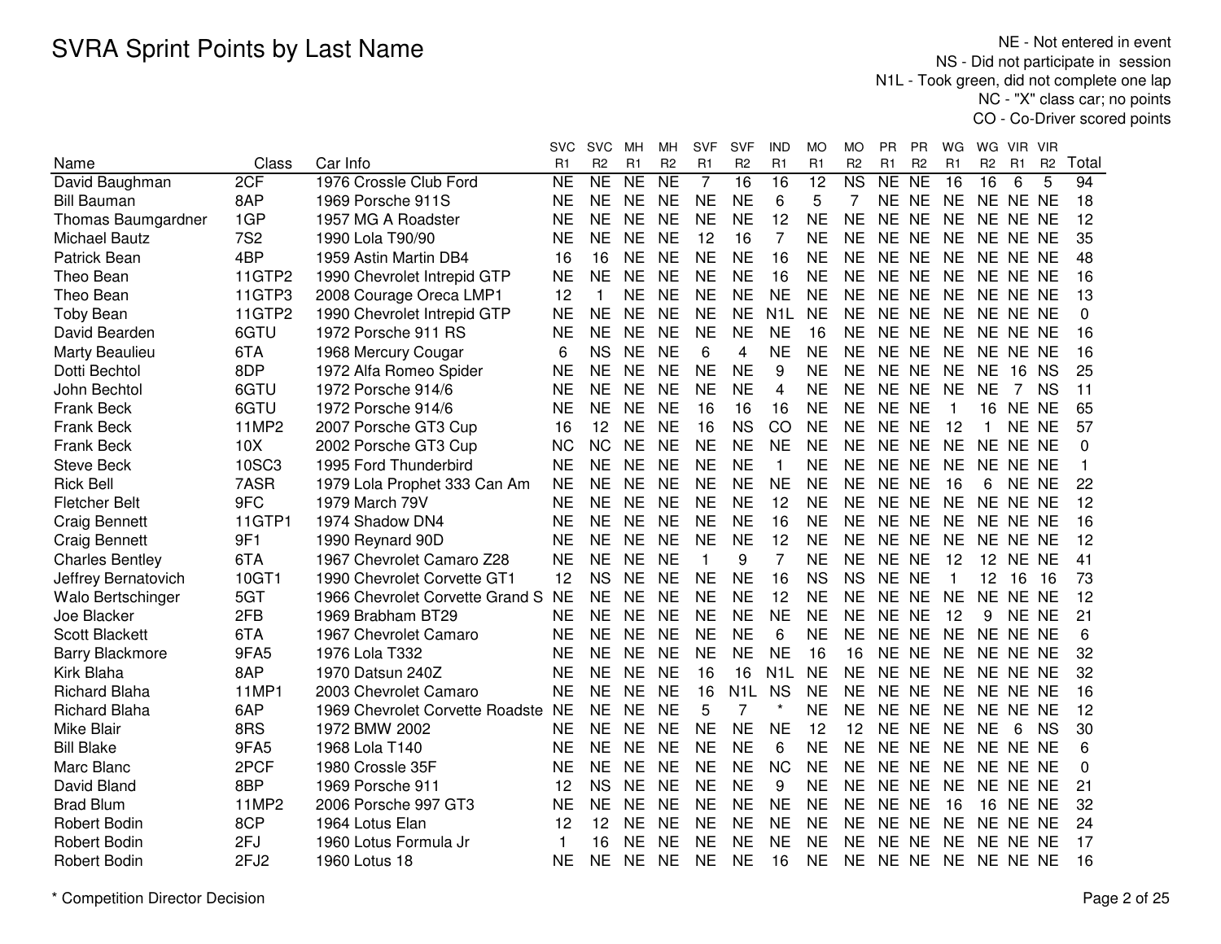# SVRA Sprint Points by Last Name

NE - Not entered in event
NS - Did not participate in session
N1L - Took green, did not complete one lap
NC - "X" class car; no points
CO - Co-Driver scored points

| Name | Class | Car Info | SVC R1 | SVC R2 | MH R1 | MH R2 | SVF R1 | SVF R2 | IND R1 | MO R1 | MO R2 | PR R1 | PR R2 | WG R1 | WG R2 | VIR R1 | VIR R2 | Total |
|---|---|---|---|---|---|---|---|---|---|---|---|---|---|---|---|---|---|---|
| David Baughman | 2CF | 1976 Crossle Club Ford | NE | NE | NE | NE | 7 | 16 | 16 | 12 | NS | NE | NE | 16 | 16 | 6 | 5 | 94 |
| Bill Bauman | 8AP | 1969 Porsche 911S | NE | NE | NE | NE | NE | NE | 6 | 5 | 7 | NE | NE | NE | NE | NE | NE | 18 |
| Thomas Baumgardner | 1GP | 1957 MG A Roadster | NE | NE | NE | NE | NE | NE | 12 | NE | NE | NE | NE | NE | NE | NE | NE | 12 |
| Michael Bautz | 7S2 | 1990 Lola T90/90 | NE | NE | NE | NE | 12 | 16 | 7 | NE | NE | NE | NE | NE | NE | NE | NE | 35 |
| Patrick Bean | 4BP | 1959 Astin Martin DB4 | 16 | 16 | NE | NE | NE | NE | 16 | NE | NE | NE | NE | NE | NE | NE | NE | 48 |
| Theo Bean | 11GTP2 | 1990 Chevrolet Intrepid GTP | NE | NE | NE | NE | NE | NE | 16 | NE | NE | NE | NE | NE | NE | NE | NE | 16 |
| Theo Bean | 11GTP3 | 2008 Courage Oreca LMP1 | 12 | 1 | NE | NE | NE | NE | NE | NE | NE | NE | NE | NE | NE | NE | NE | 13 |
| Toby Bean | 11GTP2 | 1990 Chevrolet Intrepid GTP | NE | NE | NE | NE | NE | NE | N1L | NE | NE | NE | NE | NE | NE | NE | NE | 0 |
| David Bearden | 6GTU | 1972 Porsche 911 RS | NE | NE | NE | NE | NE | NE | NE | 16 | NE | NE | NE | NE | NE | NE | NE | 16 |
| Marty Beaulieu | 6TA | 1968 Mercury Cougar | 6 | NS | NE | NE | 6 | 4 | NE | NE | NE | NE | NE | NE | NE | NE | NE | 16 |
| Dotti Bechtol | 8DP | 1972 Alfa Romeo Spider | NE | NE | NE | NE | NE | NE | 9 | NE | NE | NE | NE | NE | NE | 16 | NS | 25 |
| John Bechtol | 6GTU | 1972 Porsche 914/6 | NE | NE | NE | NE | NE | NE | 4 | NE | NE | NE | NE | NE | NE | 7 | NS | 11 |
| Frank Beck | 6GTU | 1972 Porsche 914/6 | NE | NE | NE | NE | 16 | 16 | 16 | NE | NE | NE | NE | 1 | 16 | NE | NE | 65 |
| Frank Beck | 11MP2 | 2007 Porsche GT3 Cup | 16 | 12 | NE | NE | 16 | NS | CO | NE | NE | NE | NE | 12 | 1 | NE | NE | 57 |
| Frank Beck | 10X | 2002 Porsche GT3 Cup | NC | NC | NE | NE | NE | NE | NE | NE | NE | NE | NE | NE | NE | NE | NE | 0 |
| Steve Beck | 10SC3 | 1995 Ford Thunderbird | NE | NE | NE | NE | NE | NE | 1 | NE | NE | NE | NE | NE | NE | NE | NE | 1 |
| Rick Bell | 7ASR | 1979 Lola Prophet 333 Can Am | NE | NE | NE | NE | NE | NE | NE | NE | NE | NE | NE | 16 | 6 | NE | NE | 22 |
| Fletcher Belt | 9FC | 1979 March 79V | NE | NE | NE | NE | NE | NE | 12 | NE | NE | NE | NE | NE | NE | NE | NE | 12 |
| Craig Bennett | 11GTP1 | 1974 Shadow DN4 | NE | NE | NE | NE | NE | NE | 16 | NE | NE | NE | NE | NE | NE | NE | NE | 16 |
| Craig Bennett | 9F1 | 1990 Reynard 90D | NE | NE | NE | NE | NE | NE | 12 | NE | NE | NE | NE | NE | NE | NE | NE | 12 |
| Charles Bentley | 6TA | 1967 Chevrolet Camaro Z28 | NE | NE | NE | NE | 1 | 9 | 7 | NE | NE | NE | NE | 12 | 12 | NE | NE | 41 |
| Jeffrey Bernatovich | 10GT1 | 1990 Chevrolet Corvette GT1 | 12 | NS | NE | NE | NE | NE | 16 | NS | NS | NE | NE | 1 | 12 | 16 | 16 | 73 |
| Walo Bertschinger | 5GT | 1966 Chevrolet Corvette Grand S | NE | NE | NE | NE | NE | NE | 12 | NE | NE | NE | NE | NE | NE | NE | NE | 12 |
| Joe Blacker | 2FB | 1969 Brabham BT29 | NE | NE | NE | NE | NE | NE | NE | NE | NE | NE | NE | 12 | 9 | NE | NE | 21 |
| Scott Blackett | 6TA | 1967 Chevrolet Camaro | NE | NE | NE | NE | NE | NE | 6 | NE | NE | NE | NE | NE | NE | NE | NE | 6 |
| Barry Blackmore | 9FA5 | 1976 Lola T332 | NE | NE | NE | NE | NE | NE | NE | 16 | 16 | NE | NE | NE | NE | NE | NE | 32 |
| Kirk Blaha | 8AP | 1970 Datsun 240Z | NE | NE | NE | NE | 16 | 16 | N1L | NE | NE | NE | NE | NE | NE | NE | NE | 32 |
| Richard Blaha | 11MP1 | 2003 Chevrolet Camaro | NE | NE | NE | NE | 16 | N1L | NS | NE | NE | NE | NE | NE | NE | NE | NE | 16 |
| Richard Blaha | 6AP | 1969 Chevrolet Corvette Roadste | NE | NE | NE | NE | 5 | 7 | * | NE | NE | NE | NE | NE | NE | NE | NE | 12 |
| Mike Blair | 8RS | 1972 BMW 2002 | NE | NE | NE | NE | NE | NE | NE | 12 | 12 | NE | NE | NE | NE | 6 | NS | 30 |
| Bill Blake | 9FA5 | 1968 Lola T140 | NE | NE | NE | NE | NE | NE | 6 | NE | NE | NE | NE | NE | NE | NE | NE | 6 |
| Marc Blanc | 2PCF | 1980 Crossle 35F | NE | NE | NE | NE | NE | NE | NC | NE | NE | NE | NE | NE | NE | NE | NE | 0 |
| David Bland | 8BP | 1969 Porsche 911 | 12 | NS | NE | NE | NE | NE | 9 | NE | NE | NE | NE | NE | NE | NE | NE | 21 |
| Brad Blum | 11MP2 | 2006 Porsche 997 GT3 | NE | NE | NE | NE | NE | NE | NE | NE | NE | NE | NE | 16 | 16 | NE | NE | 32 |
| Robert Bodin | 8CP | 1964 Lotus Elan | 12 | 12 | NE | NE | NE | NE | NE | NE | NE | NE | NE | NE | NE | NE | NE | 24 |
| Robert Bodin | 2FJ | 1960 Lotus Formula Jr | 1 | 16 | NE | NE | NE | NE | NE | NE | NE | NE | NE | NE | NE | NE | NE | 17 |
| Robert Bodin | 2FJ2 | 1960 Lotus 18 | NE | NE | NE | NE | NE | NE | 16 | NE | NE | NE | NE | NE | NE | NE | NE | 16 |

\* Competition Director Decision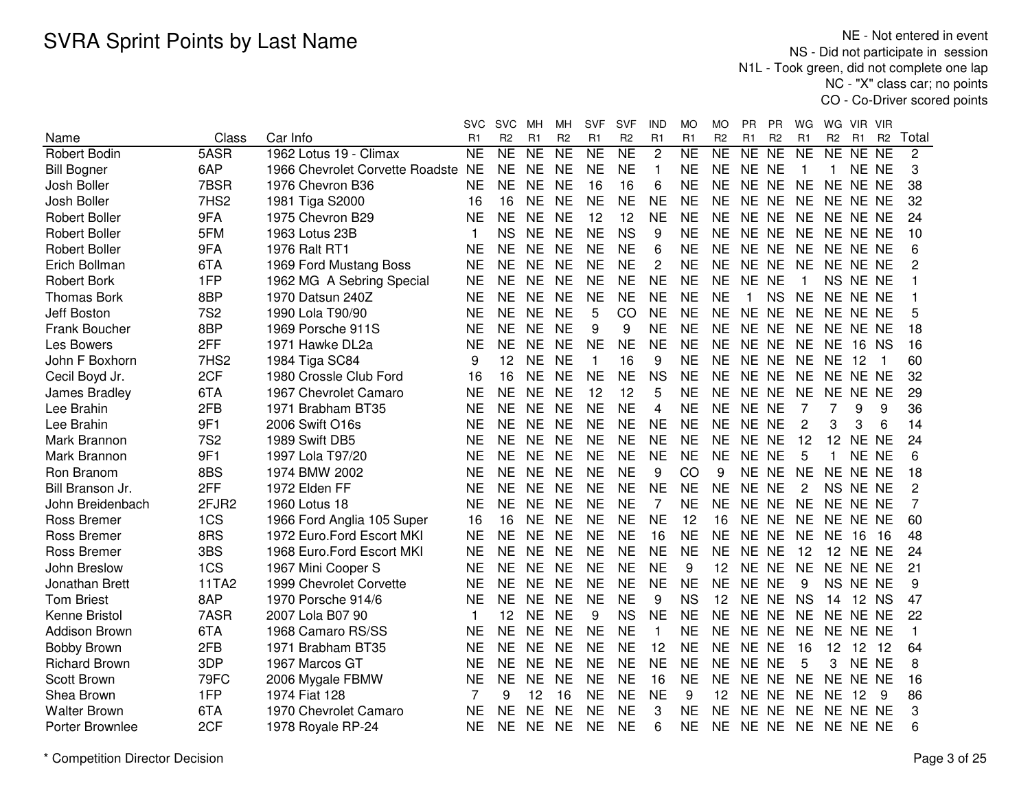# SVRA Sprint Points by Last Name

NE - Not entered in event
NS - Did not participate in session
N1L - Took green, did not complete one lap
NC - "X" class car; no points
CO - Co-Driver scored points

| Name | Class | Car Info | SVC R1 | SVC R2 | MH R1 | MH R2 | SVF R1 | SVF R2 | IND R1 | MO R1 | MO R2 | PR R1 | PR R2 | WG R1 | WG R2 | VIR R1 | VIR R2 | Total |
|---|---|---|---|---|---|---|---|---|---|---|---|---|---|---|---|---|---|---|
| Robert Bodin | 5ASR | 1962 Lotus 19 - Climax | NE | NE | NE | NE | NE | NE | 2 | NE | NE | NE | NE | NE | NE | NE | NE | 2 |
| Bill Bogner | 6AP | 1966 Chevrolet Corvette Roadste | NE | NE | NE | NE | NE | NE | 1 | NE | NE | NE | NE | 1 | 1 | NE | NE | 3 |
| Josh Boller | 7BSR | 1976 Chevron B36 | NE | NE | NE | NE | 16 | 16 | 6 | NE | NE | NE | NE | NE | NE | NE | NE | 38 |
| Josh Boller | 7HS2 | 1981 Tiga S2000 | 16 | 16 | NE | NE | NE | NE | NE | NE | NE | NE | NE | NE | NE | NE | NE | 32 |
| Robert Boller | 9FA | 1975 Chevron B29 | NE | NE | NE | NE | 12 | 12 | NE | NE | NE | NE | NE | NE | NE | NE | NE | 24 |
| Robert Boller | 5FM | 1963 Lotus 23B | 1 | NS | NE | NE | NE | NS | 9 | NE | NE | NE | NE | NE | NE | NE | NE | 10 |
| Robert Boller | 9FA | 1976 Ralt RT1 | NE | NE | NE | NE | NE | NE | 6 | NE | NE | NE | NE | NE | NE | NE | NE | 6 |
| Erich Bollman | 6TA | 1969 Ford Mustang Boss | NE | NE | NE | NE | NE | NE | 2 | NE | NE | NE | NE | NE | NE | NE | NE | 2 |
| Robert Bork | 1FP | 1962 MG A Sebring Special | NE | NE | NE | NE | NE | NE | NE | NE | NE | NE | NE | 1 | NS | NE | NE | 1 |
| Thomas Bork | 8BP | 1970 Datsun 240Z | NE | NE | NE | NE | NE | NE | NE | NE | NE | 1 | NS | NE | NE | NE | NE | 1 |
| Jeff Boston | 7S2 | 1990 Lola T90/90 | NE | NE | NE | NE | 5 | CO | NE | NE | NE | NE | NE | NE | NE | NE | NE | 5 |
| Frank Boucher | 8BP | 1969 Porsche 911S | NE | NE | NE | NE | 9 | 9 | NE | NE | NE | NE | NE | NE | NE | NE | NE | 18 |
| Les Bowers | 2FF | 1971 Hawke DL2a | NE | NE | NE | NE | NE | NE | NE | NE | NE | NE | NE | NE | NE | 16 | NS | 16 |
| John F Boxhorn | 7HS2 | 1984 Tiga SC84 | 9 | 12 | NE | NE | 1 | 16 | 9 | NE | NE | NE | NE | NE | NE | 12 | 1 | 60 |
| Cecil Boyd Jr. | 2CF | 1980 Crossle Club Ford | 16 | 16 | NE | NE | NE | NE | NS | NE | NE | NE | NE | NE | NE | NE | NE | 32 |
| James Bradley | 6TA | 1967 Chevrolet Camaro | NE | NE | NE | NE | 12 | 12 | 5 | NE | NE | NE | NE | NE | NE | NE | NE | 29 |
| Lee Brahin | 2FB | 1971 Brabham BT35 | NE | NE | NE | NE | NE | NE | 4 | NE | NE | NE | NE | 7 | 7 | 9 | 9 | 36 |
| Lee Brahin | 9F1 | 2006 Swift O16s | NE | NE | NE | NE | NE | NE | NE | NE | NE | NE | NE | 2 | 3 | 3 | 6 | 14 |
| Mark Brannon | 7S2 | 1989 Swift DB5 | NE | NE | NE | NE | NE | NE | NE | NE | NE | NE | NE | 12 | 12 | NE | NE | 24 |
| Mark Brannon | 9F1 | 1997 Lola T97/20 | NE | NE | NE | NE | NE | NE | NE | NE | NE | NE | NE | 5 | 1 | NE | NE | 6 |
| Ron Branom | 8BS | 1974 BMW 2002 | NE | NE | NE | NE | NE | NE | 9 | CO | 9 | NE | NE | NE | NE | NE | NE | 18 |
| Bill Branson Jr. | 2FF | 1972 Elden FF | NE | NE | NE | NE | NE | NE | NE | NE | NE | NE | NE | 2 | NS | NE | NE | 2 |
| John Breidenbach | 2FJR2 | 1960 Lotus 18 | NE | NE | NE | NE | NE | NE | 7 | NE | NE | NE | NE | NE | NE | NE | NE | 7 |
| Ross Bremer | 1CS | 1966 Ford Anglia 105 Super | 16 | 16 | NE | NE | NE | NE | NE | 12 | 16 | NE | NE | NE | NE | NE | NE | 60 |
| Ross Bremer | 8RS | 1972 Euro.Ford Escort MKI | NE | NE | NE | NE | NE | NE | 16 | NE | NE | NE | NE | NE | NE | 16 | 16 | 48 |
| Ross Bremer | 3BS | 1968 Euro.Ford Escort MKI | NE | NE | NE | NE | NE | NE | NE | NE | NE | NE | NE | 12 | 12 | NE | NE | 24 |
| John Breslow | 1CS | 1967 Mini Cooper S | NE | NE | NE | NE | NE | NE | NE | 9 | 12 | NE | NE | NE | NE | NE | NE | 21 |
| Jonathan Brett | 11TA2 | 1999 Chevrolet Corvette | NE | NE | NE | NE | NE | NE | NE | NE | NE | NE | NE | 9 | NS | NE | NE | 9 |
| Tom Briest | 8AP | 1970 Porsche 914/6 | NE | NE | NE | NE | NE | NE | 9 | NS | 12 | NE | NE | NS | 14 | 12 | NS | 47 |
| Kenne Bristol | 7ASR | 2007 Lola B07 90 | 1 | 12 | NE | NE | 9 | NS | NE | NE | NE | NE | NE | NE | NE | NE | NE | 22 |
| Addison Brown | 6TA | 1968 Camaro RS/SS | NE | NE | NE | NE | NE | NE | 1 | NE | NE | NE | NE | NE | NE | NE | NE | 1 |
| Bobby Brown | 2FB | 1971 Brabham BT35 | NE | NE | NE | NE | NE | NE | 12 | NE | NE | NE | NE | 16 | 12 | 12 | 12 | 64 |
| Richard Brown | 3DP | 1967 Marcos GT | NE | NE | NE | NE | NE | NE | NE | NE | NE | NE | NE | 5 | 3 | NE | NE | 8 |
| Scott Brown | 79FC | 2006 Mygale FBMW | NE | NE | NE | NE | NE | NE | 16 | NE | NE | NE | NE | NE | NE | NE | NE | 16 |
| Shea Brown | 1FP | 1974 Fiat 128 | 7 | 9 | 12 | 16 | NE | NE | NE | 9 | 12 | NE | NE | NE | NE | 12 | 9 | 86 |
| Walter Brown | 6TA | 1970 Chevrolet Camaro | NE | NE | NE | NE | NE | NE | 3 | NE | NE | NE | NE | NE | NE | NE | NE | 3 |
| Porter Brownlee | 2CF | 1978 Royale RP-24 | NE | NE | NE | NE | NE | NE | 6 | NE | NE | NE | NE | NE | NE | NE | NE | 6 |

\* Competition Director Decision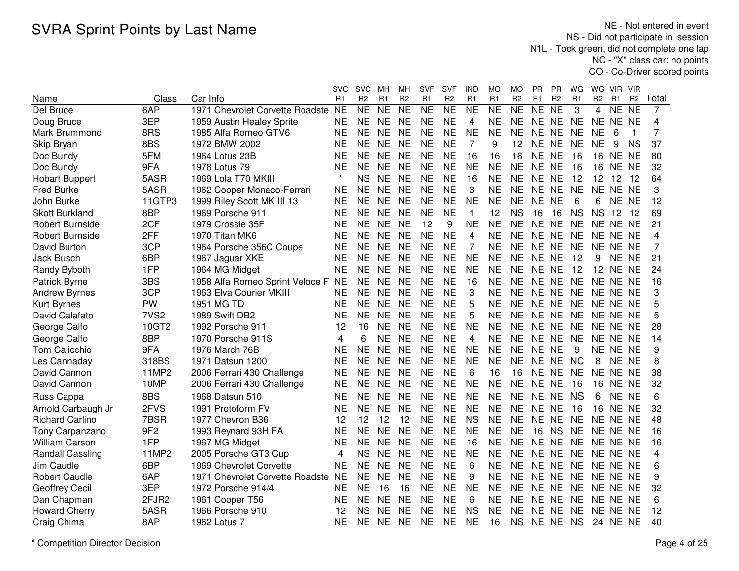# SVRA Sprint Points by Last Name

NE - Not entered in event
NS - Did not participate in session
N1L - Took green, did not complete one lap
NC - "X" class car; no points
CO - Co-Driver scored points

| Name | Class | Car Info | SVC R1 | SVC R2 | MH R1 | MH R2 | SVF R1 | SVF R2 | IND R1 | MO R1 | MO R2 | PR R1 | PR R2 | WG R1 | WG R2 | VIR R1 | VIR R2 | Total |
|---|---|---|---|---|---|---|---|---|---|---|---|---|---|---|---|---|---|---|
| Del Bruce | 6AP | 1971 Chevrolet Corvette Roadste | NE | NE | NE | NE | NE | NE | NE | NE | NE | NE | NE | 3 | 4 | NE | NE | 7 |
| Doug Bruce | 3EP | 1959 Austin Healey Sprite | NE | NE | NE | NE | NE | NE | 4 | NE | NE | NE | NE | NE | NE | NE | NE | 4 |
| Mark Brummond | 8RS | 1985 Alfa Romeo GTV6 | NE | NE | NE | NE | NE | NE | NE | NE | NE | NE | NE | NE | NE | 6 | 1 | 7 |
| Skip Bryan | 8BS | 1972 BMW 2002 | NE | NE | NE | NE | NE | NE | 7 | 9 | 12 | NE | NE | NE | NE | 9 | NS | 37 |
| Doc Bundy | 5FM | 1964 Lotus 23B | NE | NE | NE | NE | NE | NE | 16 | 16 | 16 | NE | NE | 16 | 16 | NE | NE | 80 |
| Doc Bundy | 9FA | 1978 Lotus 79 | NE | NE | NE | NE | NE | NE | NE | NE | NE | NE | NE | 16 | 16 | NE | NE | 32 |
| Hobart Buppert | 5ASR | 1969 Lola T70 MKIII | * | NS | NE | NE | NE | NE | 16 | NE | NE | NE | NE | 12 | 12 | 12 | 12 | 64 |
| Fred Burke | 5ASR | 1962 Cooper Monaco-Ferrari | NE | NE | NE | NE | NE | NE | 3 | NE | NE | NE | NE | NE | NE | NE | NE | 3 |
| John Burke | 11GTP3 | 1999 Riley Scott MK III 13 | NE | NE | NE | NE | NE | NE | NE | NE | NE | NE | NE | 6 | 6 | NE | NE | 12 |
| Skott Burkland | 8BP | 1969 Porsche 911 | NE | NE | NE | NE | NE | NE | 1 | 12 | NS | 16 | 16 | NS | NS | 12 | 12 | 69 |
| Robert Burnside | 2CF | 1979 Crossle 35F | NE | NE | NE | NE | 12 | 9 | NE | NE | NE | NE | NE | NE | NE | NE | NE | 21 |
| Robert Burnside | 2FF | 1970 Titan MK6 | NE | NE | NE | NE | NE | NE | 4 | NE | NE | NE | NE | NE | NE | NE | NE | 4 |
| David Burton | 3CP | 1964 Porsche 356C Coupe | NE | NE | NE | NE | NE | NE | 7 | NE | NE | NE | NE | NE | NE | NE | NE | 7 |
| Jack Busch | 6BP | 1967 Jaguar XKE | NE | NE | NE | NE | NE | NE | NE | NE | NE | NE | NE | 12 | 9 | NE | NE | 21 |
| Randy Byboth | 1FP | 1964 MG Midget | NE | NE | NE | NE | NE | NE | NE | NE | NE | NE | NE | 12 | 12 | NE | NE | 24 |
| Patrick Byrne | 3BS | 1958 Alfa Romeo Sprint Veloce F | NE | NE | NE | NE | NE | NE | 16 | NE | NE | NE | NE | NE | NE | NE | NE | 16 |
| Andrew Byrnes | 3CP | 1963 Elva Courier MKIII | NE | NE | NE | NE | NE | NE | 3 | NE | NE | NE | NE | NE | NE | NE | NE | 3 |
| Kurt Byrnes | PW | 1951 MG TD | NE | NE | NE | NE | NE | NE | 5 | NE | NE | NE | NE | NE | NE | NE | NE | 5 |
| David Calafato | 7VS2 | 1989 Swift DB2 | NE | NE | NE | NE | NE | NE | 5 | NE | NE | NE | NE | NE | NE | NE | NE | 5 |
| George Calfo | 10GT2 | 1992 Porsche 911 | 12 | 16 | NE | NE | NE | NE | NE | NE | NE | NE | NE | NE | NE | NE | NE | 28 |
| George Calfo | 8BP | 1970 Porsche 911S | 4 | 6 | NE | NE | NE | NE | 4 | NE | NE | NE | NE | NE | NE | NE | NE | 14 |
| Tom Calicchio | 9FA | 1976 March 76B | NE | NE | NE | NE | NE | NE | NE | NE | NE | NE | NE | 9 | NE | NE | NE | 9 |
| Les Cannaday | 318BS | 1971 Datsun 1200 | NE | NE | NE | NE | NE | NE | NE | NE | NE | NE | NE | NC | 8 | NE | NE | 8 |
| David Cannon | 11MP2 | 2006 Ferrari 430 Challenge | NE | NE | NE | NE | NE | NE | 6 | 16 | 16 | NE | NE | NE | NE | NE | NE | 38 |
| David Cannon | 10MP | 2006 Ferrari 430 Challenge | NE | NE | NE | NE | NE | NE | NE | NE | NE | NE | NE | 16 | 16 | NE | NE | 32 |
| Russ Cappa | 8BS | 1968 Datsun 510 | NE | NE | NE | NE | NE | NE | NE | NE | NE | NE | NE | NS | 6 | NE | NE | 6 |
| Arnold Carbaugh Jr | 2FVS | 1991 Protoform FV | NE | NE | NE | NE | NE | NE | NE | NE | NE | NE | NE | 16 | 16 | NE | NE | 32 |
| Richard Carlino | 7BSR | 1977 Chevron B36 | 12 | 12 | 12 | 12 | NE | NE | NS | NE | NE | NE | NE | NE | NE | NE | NE | 48 |
| Tony Carpanzano | 9F2 | 1993 Reynard 93H FA | NE | NE | NE | NE | NE | NE | NE | NE | NE | 16 | NS | NE | NE | NE | NE | 16 |
| William Carson | 1FP | 1967 MG Midget | NE | NE | NE | NE | NE | NE | 16 | NE | NE | NE | NE | NE | NE | NE | NE | 16 |
| Randall Cassling | 11MP2 | 2005 Porsche GT3 Cup | 4 | NS | NE | NE | NE | NE | NE | NE | NE | NE | NE | NE | NE | NE | NE | 4 |
| Jim Caudle | 6BP | 1969 Chevrolet Corvette | NE | NE | NE | NE | NE | NE | 6 | NE | NE | NE | NE | NE | NE | NE | NE | 6 |
| Robert Caudle | 6AP | 1971 Chevrolet Corvette Roadste | NE | NE | NE | NE | NE | NE | 9 | NE | NE | NE | NE | NE | NE | NE | NE | 9 |
| Geoffrey Cecil | 3EP | 1972 Porsche 914/4 | NE | NE | 16 | 16 | NE | NE | NE | NE | NE | NE | NE | NE | NE | NE | NE | 32 |
| Dan Chapman | 2FJR2 | 1961 Cooper T56 | NE | NE | NE | NE | NE | NE | 6 | NE | NE | NE | NE | NE | NE | NE | NE | 6 |
| Howard Cherry | 5ASR | 1966 Porsche 910 | 12 | NS | NE | NE | NE | NE | NS | NE | NE | NE | NE | NE | NE | NE | NE | 12 |
| Craig Chima | 8AP | 1962 Lotus 7 | NE | NE | NE | NE | NE | NE | NE | 16 | NS | NE | NE | NS | 24 | NE | NE | 40 |

\* Competition Director Decision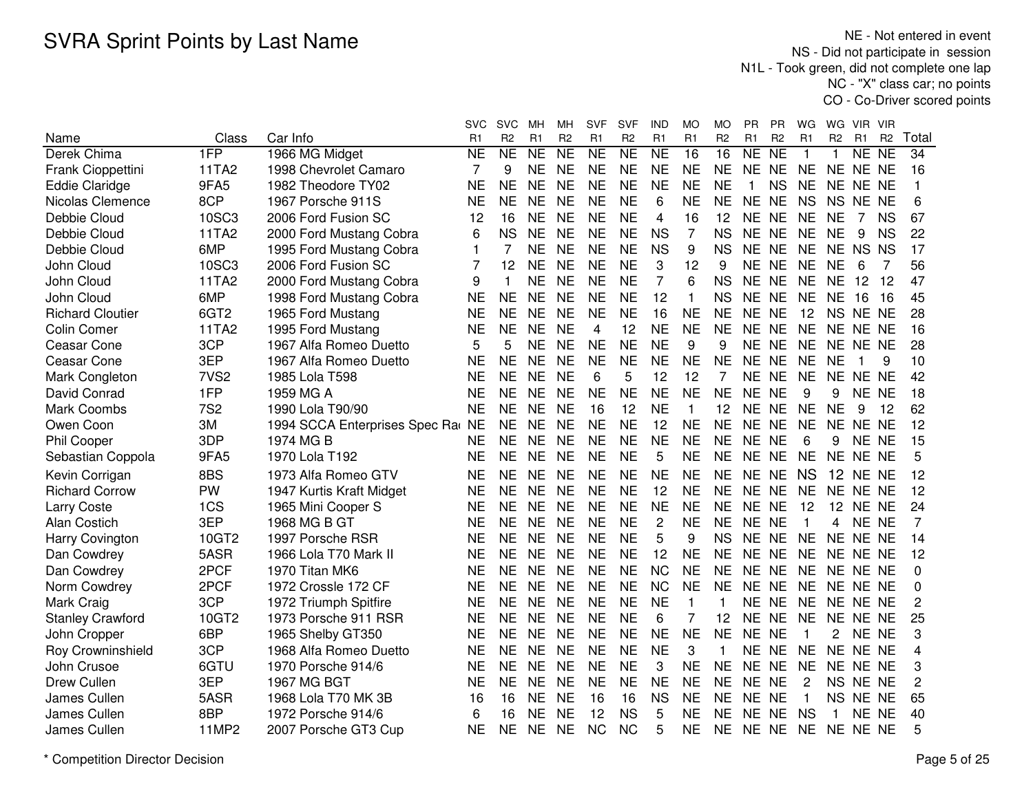# SVRA Sprint Points by Last Name

NE - Not entered in event
NS - Did not participate in session
N1L - Took green, did not complete one lap
NC - "X" class car; no points
CO - Co-Driver scored points

| Name | Class | Car Info | SVC R1 | SVC R2 | MH R1 | MH R2 | SVF R1 | SVF R2 | IND R1 | MO R1 | MO R2 | PR R1 | PR R2 | WG R1 | WG R2 | VIR R1 | VIR R2 | Total |
|---|---|---|---|---|---|---|---|---|---|---|---|---|---|---|---|---|---|---|
| Derek Chima | 1FP | 1966 MG Midget | NE | NE | NE | NE | NE | NE | NE | 16 | 16 | NE | NE | 1 | 1 | NE | NE | 34 |
| Frank Cioppettini | 11TA2 | 1998 Chevrolet Camaro | 7 | 9 | NE | NE | NE | NE | NE | NE | NE | NE | NE | NE | NE | NE | NE | 16 |
| Eddie Claridge | 9FA5 | 1982 Theodore TY02 | NE | NE | NE | NE | NE | NE | NE | NE | NE | 1 | NS | NE | NE | NE | NE | 1 |
| Nicolas Clemence | 8CP | 1967 Porsche 911S | NE | NE | NE | NE | NE | NE | 6 | NE | NE | NE | NE | NS | NS | NE | NE | 6 |
| Debbie Cloud | 10SC3 | 2006 Ford Fusion SC | 12 | 16 | NE | NE | NE | NE | 4 | 16 | 12 | NE | NE | NE | NE | 7 | NS | 67 |
| Debbie Cloud | 11TA2 | 2000 Ford Mustang Cobra | 6 | NS | NE | NE | NE | NE | NS | 7 | NS | NE | NE | NE | NE | 9 | NS | 22 |
| Debbie Cloud | 6MP | 1995 Ford Mustang Cobra | 1 | 7 | NE | NE | NE | NE | NS | 9 | NS | NE | NE | NE | NE | NS | NS | 17 |
| John Cloud | 10SC3 | 2006 Ford Fusion SC | 7 | 12 | NE | NE | NE | NE | 3 | 12 | 9 | NE | NE | NE | NE | 6 | 7 | 56 |
| John Cloud | 11TA2 | 2000 Ford Mustang Cobra | 9 | 1 | NE | NE | NE | NE | 7 | 6 | NS | NE | NE | NE | NE | 12 | 12 | 47 |
| John Cloud | 6MP | 1998 Ford Mustang Cobra | NE | NE | NE | NE | NE | NE | 12 | 1 | NS | NE | NE | NE | NE | 16 | 16 | 45 |
| Richard Cloutier | 6GT2 | 1965 Ford Mustang | NE | NE | NE | NE | NE | NE | 16 | NE | NE | NE | NE | 12 | NS | NE | NE | 28 |
| Colin Comer | 11TA2 | 1995 Ford Mustang | NE | NE | NE | NE | 4 | 12 | NE | NE | NE | NE | NE | NE | NE | NE | NE | 16 |
| Ceasar Cone | 3CP | 1967 Alfa Romeo Duetto | 5 | 5 | NE | NE | NE | NE | NE | 9 | 9 | NE | NE | NE | NE | NE | NE | 28 |
| Ceasar Cone | 3EP | 1967 Alfa Romeo Duetto | NE | NE | NE | NE | NE | NE | NE | NE | NE | NE | NE | NE | NE | 1 | 9 | 10 |
| Mark Congleton | 7VS2 | 1985 Lola T598 | NE | NE | NE | NE | 6 | 5 | 12 | 12 | 7 | NE | NE | NE | NE | NE | NE | 42 |
| David Conrad | 1FP | 1959 MG A | NE | NE | NE | NE | NE | NE | NE | NE | NE | NE | NE | 9 | 9 | NE | NE | 18 |
| Mark Coombs | 7S2 | 1990 Lola T90/90 | NE | NE | NE | NE | 16 | 12 | NE | 1 | 12 | NE | NE | NE | NE | 9 | 12 | 62 |
| Owen Coon | 3M | 1994 SCCA Enterprises Spec Ra | NE | NE | NE | NE | NE | NE | 12 | NE | NE | NE | NE | NE | NE | NE | NE | 12 |
| Phil Cooper | 3DP | 1974 MG B | NE | NE | NE | NE | NE | NE | NE | NE | NE | NE | NE | 6 | 9 | NE | NE | 15 |
| Sebastian Coppola | 9FA5 | 1970 Lola T192 | NE | NE | NE | NE | NE | NE | 5 | NE | NE | NE | NE | NE | NE | NE | NE | 5 |
| Kevin Corrigan | 8BS | 1973 Alfa Romeo GTV | NE | NE | NE | NE | NE | NE | NE | NE | NE | NE | NE | NS | 12 | NE | NE | 12 |
| Richard Corrow | PW | 1947 Kurtis Kraft Midget | NE | NE | NE | NE | NE | NE | 12 | NE | NE | NE | NE | NE | NE | NE | NE | 12 |
| Larry Coste | 1CS | 1965 Mini Cooper S | NE | NE | NE | NE | NE | NE | NE | NE | NE | NE | NE | 12 | 12 | NE | NE | 24 |
| Alan Costich | 3EP | 1968 MG B GT | NE | NE | NE | NE | NE | NE | 2 | NE | NE | NE | NE | 1 | 4 | NE | NE | 7 |
| Harry Covington | 10GT2 | 1997 Porsche RSR | NE | NE | NE | NE | NE | NE | 5 | 9 | NS | NE | NE | NE | NE | NE | NE | 14 |
| Dan Cowdrey | 5ASR | 1966 Lola T70 Mark II | NE | NE | NE | NE | NE | NE | 12 | NE | NE | NE | NE | NE | NE | NE | NE | 12 |
| Dan Cowdrey | 2PCF | 1970 Titan MK6 | NE | NE | NE | NE | NE | NE | NC | NE | NE | NE | NE | NE | NE | NE | NE | 0 |
| Norm Cowdrey | 2PCF | 1972 Crossle 172 CF | NE | NE | NE | NE | NE | NE | NC | NE | NE | NE | NE | NE | NE | NE | NE | 0 |
| Mark Craig | 3CP | 1972 Triumph Spitfire | NE | NE | NE | NE | NE | NE | NE | 1 | 1 | NE | NE | NE | NE | NE | NE | 2 |
| Stanley Crawford | 10GT2 | 1973 Porsche 911 RSR | NE | NE | NE | NE | NE | NE | 6 | 7 | 12 | NE | NE | NE | NE | NE | NE | 25 |
| John Cropper | 6BP | 1965 Shelby GT350 | NE | NE | NE | NE | NE | NE | NE | NE | NE | NE | NE | 1 | 2 | NE | NE | 3 |
| Roy Crowninshield | 3CP | 1968 Alfa Romeo Duetto | NE | NE | NE | NE | NE | NE | NE | 3 | 1 | NE | NE | NE | NE | NE | NE | 4 |
| John Crusoe | 6GTU | 1970 Porsche 914/6 | NE | NE | NE | NE | NE | NE | 3 | NE | NE | NE | NE | NE | NE | NE | NE | 3 |
| Drew Cullen | 3EP | 1967 MG BGT | NE | NE | NE | NE | NE | NE | NE | NE | NE | NE | NE | 2 | NS | NE | NE | 2 |
| James Cullen | 5ASR | 1968 Lola T70 MK 3B | 16 | 16 | NE | NE | 16 | 16 | NS | NE | NE | NE | NE | 1 | NS | NE | NE | 65 |
| James Cullen | 8BP | 1972 Porsche 914/6 | 6 | 16 | NE | NE | 12 | NS | 5 | NE | NE | NE | NE | NS | 1 | NE | NE | 40 |
| James Cullen | 11MP2 | 2007 Porsche GT3 Cup | NE | NE | NE | NE | NC | NC | 5 | NE | NE | NE | NE | NE | NE | NE | NE | 5 |

\* Competition Director Decision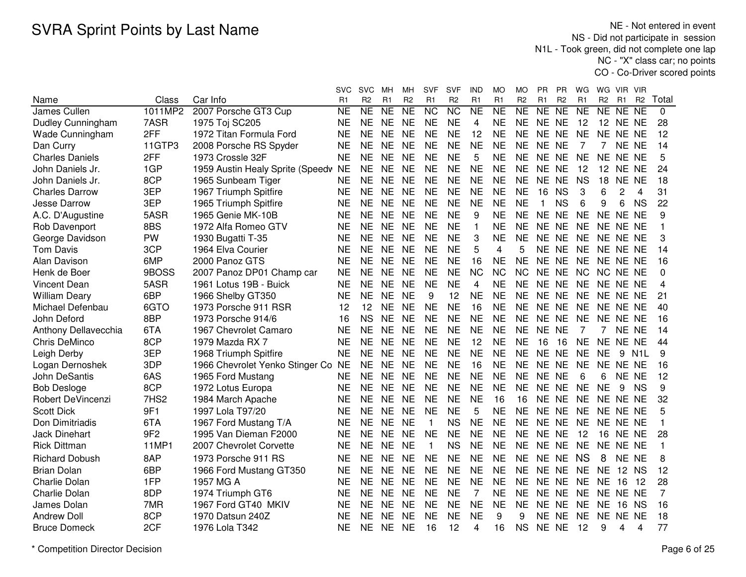# SVRA Sprint Points by Last Name

NE - Not entered in event
NS - Did not participate in session
N1L - Took green, did not complete one lap
NC - "X" class car; no points
CO - Co-Driver scored points

| Name | Class | Car Info | SVC R1 | SVC R2 | MH R1 | MH R2 | SVF R1 | SVF R2 | IND R1 | MO R1 | MO R2 | PR R1 | PR R2 | WG R1 | WG R2 | VIR R1 | VIR R2 | Total |
|---|---|---|---|---|---|---|---|---|---|---|---|---|---|---|---|---|---|---|
| James Cullen | 1011MP2 | 2007 Porsche GT3 Cup | NE | NE | NE | NE | NC | NC | NE | NE | NE | NE | NE | NE | NE | NE | NE | 0 |
| Dudley Cunningham | 7ASR | 1975 Toj SC205 | NE | NE | NE | NE | NE | NE | 4 | NE | NE | NE | NE | 12 | 12 | NE | NE | 28 |
| Wade Cunningham | 2FF | 1972 Titan Formula Ford | NE | NE | NE | NE | NE | NE | 12 | NE | NE | NE | NE | NE | NE | NE | NE | 12 |
| Dan Curry | 11GTP3 | 2008 Porsche RS Spyder | NE | NE | NE | NE | NE | NE | NE | NE | NE | NE | NE | 7 | 7 | NE | NE | 14 |
| Charles Daniels | 2FF | 1973 Crossle 32F | NE | NE | NE | NE | NE | NE | 5 | NE | NE | NE | NE | NE | NE | NE | NE | 5 |
| John Daniels Jr. | 1GP | 1959 Austin Healy Sprite (Speedw | NE | NE | NE | NE | NE | NE | NE | NE | NE | NE | NE | 12 | 12 | NE | NE | 24 |
| John Daniels Jr. | 8CP | 1965 Sunbeam Tiger | NE | NE | NE | NE | NE | NE | NE | NE | NE | NE | NE | NS | 18 | NE | NE | 18 |
| Charles Darrow | 3EP | 1967 Triumph Spitfire | NE | NE | NE | NE | NE | NE | NE | NE | NE | 16 | NS | 3 | 6 | 2 | 4 | 31 |
| Jesse Darrow | 3EP | 1965 Triumph Spitfire | NE | NE | NE | NE | NE | NE | NE | NE | NE | 1 | NS | 6 | 9 | 6 | NS | 22 |
| A.C. D'Augustine | 5ASR | 1965 Genie MK-10B | NE | NE | NE | NE | NE | NE | 9 | NE | NE | NE | NE | NE | NE | NE | NE | 9 |
| Rob Davenport | 8BS | 1972 Alfa Romeo GTV | NE | NE | NE | NE | NE | NE | 1 | NE | NE | NE | NE | NE | NE | NE | NE | 1 |
| George Davidson | PW | 1930 Bugatti T-35 | NE | NE | NE | NE | NE | NE | 3 | NE | NE | NE | NE | NE | NE | NE | NE | 3 |
| Tom Davis | 3CP | 1964 Elva Courier | NE | NE | NE | NE | NE | NE | 5 | 4 | 5 | NE | NE | NE | NE | NE | NE | 14 |
| Alan Davison | 6MP | 2000 Panoz GTS | NE | NE | NE | NE | NE | NE | 16 | NE | NE | NE | NE | NE | NE | NE | NE | 16 |
| Henk de Boer | 9BOSS | 2007 Panoz DP01 Champ car | NE | NE | NE | NE | NE | NE | NC | NC | NC | NE | NE | NC | NC | NE | NE | 0 |
| Vincent Dean | 5ASR | 1961 Lotus 19B - Buick | NE | NE | NE | NE | NE | NE | 4 | NE | NE | NE | NE | NE | NE | NE | NE | 4 |
| William Deary | 6BP | 1966 Shelby GT350 | NE | NE | NE | NE | 9 | 12 | NE | NE | NE | NE | NE | NE | NE | NE | NE | 21 |
| Michael Defenbau | 6GTO | 1973 Porsche 911 RSR | 12 | 12 | NE | NE | NE | NE | 16 | NE | NE | NE | NE | NE | NE | NE | NE | 40 |
| John Deford | 8BP | 1973 Porsche 914/6 | 16 | NS | NE | NE | NE | NE | NE | NE | NE | NE | NE | NE | NE | NE | NE | 16 |
| Anthony Dellavecchia | 6TA | 1967 Chevrolet Camaro | NE | NE | NE | NE | NE | NE | NE | NE | NE | NE | NE | 7 | 7 | NE | NE | 14 |
| Chris DeMinco | 8CP | 1979 Mazda RX 7 | NE | NE | NE | NE | NE | NE | 12 | NE | NE | 16 | 16 | NE | NE | NE | NE | 44 |
| Leigh Derby | 3EP | 1968 Triumph Spitfire | NE | NE | NE | NE | NE | NE | NE | NE | NE | NE | NE | NE | NE | 9 | N1L | 9 |
| Logan Dernoshek | 3DP | 1966 Chevrolet Yenko Stinger Co | NE | NE | NE | NE | NE | NE | 16 | NE | NE | NE | NE | NE | NE | NE | NE | 16 |
| John DeSantis | 6AS | 1965 Ford Mustang | NE | NE | NE | NE | NE | NE | NE | NE | NE | NE | NE | 6 | 6 | NE | NE | 12 |
| Bob Desloge | 8CP | 1972 Lotus Europa | NE | NE | NE | NE | NE | NE | NE | NE | NE | NE | NE | NE | NE | 9 | NS | 9 |
| Robert DeVincenzi | 7HS2 | 1984 March Apache | NE | NE | NE | NE | NE | NE | NE | 16 | 16 | NE | NE | NE | NE | NE | NE | 32 |
| Scott Dick | 9F1 | 1997 Lola T97/20 | NE | NE | NE | NE | NE | NE | 5 | NE | NE | NE | NE | NE | NE | NE | NE | 5 |
| Don Dimitriadis | 6TA | 1967 Ford Mustang T/A | NE | NE | NE | NE | 1 | NS | NE | NE | NE | NE | NE | NE | NE | NE | NE | 1 |
| Jack Dinehart | 9F2 | 1995 Van Dieman F2000 | NE | NE | NE | NE | NE | NE | NE | NE | NE | NE | NE | 12 | 16 | NE | NE | 28 |
| Rick Dittman | 11MP1 | 2007 Chevrolet Corvette | NE | NE | NE | NE | 1 | NS | NE | NE | NE | NE | NE | NE | NE | NE | NE | 1 |
| Richard Dobush | 8AP | 1973 Porsche 911 RS | NE | NE | NE | NE | NE | NE | NE | NE | NE | NE | NE | NS | 8 | NE | NE | 8 |
| Brian Dolan | 6BP | 1966 Ford Mustang GT350 | NE | NE | NE | NE | NE | NE | NE | NE | NE | NE | NE | NE | NE | 12 | NS | 12 |
| Charlie Dolan | 1FP | 1957 MG A | NE | NE | NE | NE | NE | NE | NE | NE | NE | NE | NE | NE | NE | 16 | 12 | 28 |
| Charlie Dolan | 8DP | 1974 Triumph GT6 | NE | NE | NE | NE | NE | NE | 7 | NE | NE | NE | NE | NE | NE | NE | NE | 7 |
| James Dolan | 7MR | 1967 Ford GT40 MKIV | NE | NE | NE | NE | NE | NE | NE | NE | NE | NE | NE | NE | NE | 16 | NS | 16 |
| Andrew Doll | 8CP | 1970 Datsun 240Z | NE | NE | NE | NE | NE | NE | NE | 9 | 9 | NE | NE | NE | NE | NE | NE | 18 |
| Bruce Domeck | 2CF | 1976 Lola T342 | NE | NE | NE | NE | 16 | 12 | 4 | 16 | NS | NE | NE | 12 | 9 | 4 | 4 | 77 |

\* Competition Director Decision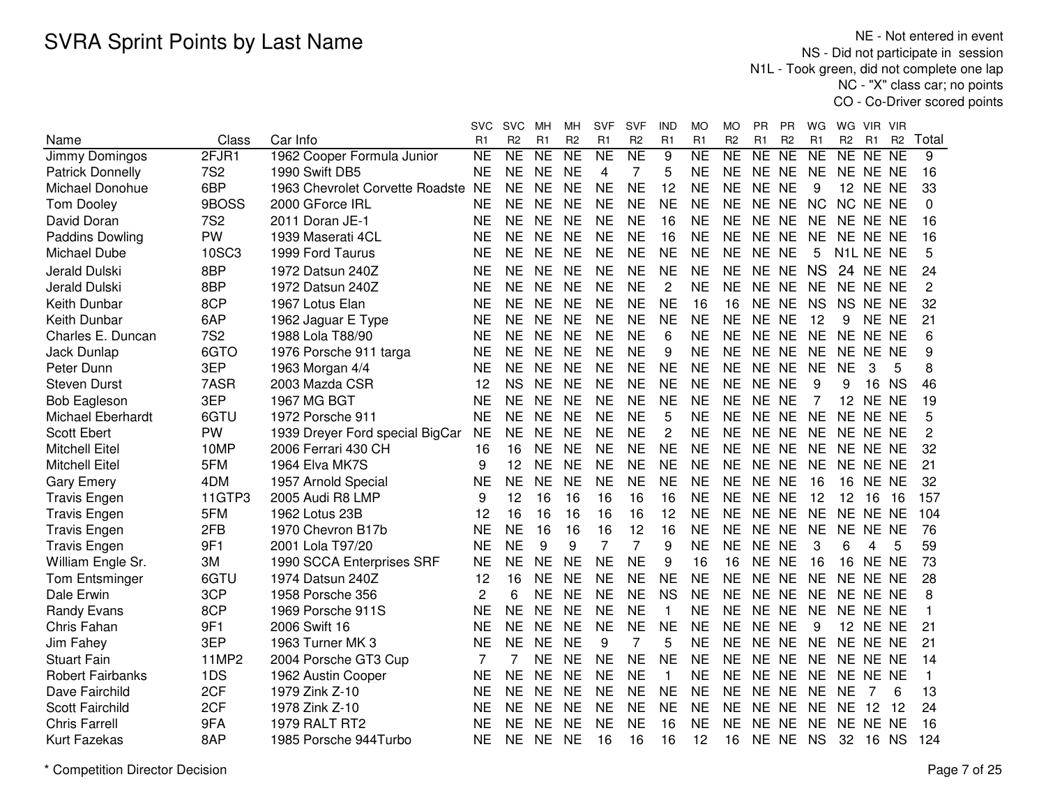# SVRA Sprint Points by Last Name

NE - Not entered in event
NS - Did not participate in session
N1L - Took green, did not complete one lap
NC - "X" class car; no points
CO - Co-Driver scored points

| Name | Class | Car Info | SVC R1 | SVC R2 | MH R1 | MH R2 | SVF R1 | SVF R2 | IND R1 | MO R1 | MO R2 | PR R1 | PR R2 | WG R1 | WG R2 | VIR R1 | VIR R2 | Total |
|---|---|---|---|---|---|---|---|---|---|---|---|---|---|---|---|---|---|---|
| Jimmy Domingos | 2FJR1 | 1962 Cooper Formula Junior | NE | NE | NE | NE | NE | NE | 9 | NE | NE | NE | NE | NE | NE | NE | NE | 9 |
| Patrick Donnelly | 7S2 | 1990 Swift DB5 | NE | NE | NE | NE | 4 | 7 | 5 | NE | NE | NE | NE | NE | NE | NE | NE | 16 |
| Michael Donohue | 6BP | 1963 Chevrolet Corvette Roadste | NE | NE | NE | NE | NE | NE | 12 | NE | NE | NE | NE | 9 | 12 | NE | NE | 33 |
| Tom Dooley | 9BOSS | 2000 GForce IRL | NE | NE | NE | NE | NE | NE | NE | NE | NE | NE | NE | NC | NC | NE | NE | 0 |
| David Doran | 7S2 | 2011 Doran JE-1 | NE | NE | NE | NE | NE | NE | 16 | NE | NE | NE | NE | NE | NE | NE | NE | 16 |
| Paddins Dowling | PW | 1939 Maserati 4CL | NE | NE | NE | NE | NE | NE | 16 | NE | NE | NE | NE | NE | NE | NE | NE | 16 |
| Michael Dube | 10SC3 | 1999 Ford Taurus | NE | NE | NE | NE | NE | NE | NE | NE | NE | NE | NE | 5 | N1L | NE | NE | 5 |
| Jerald Dulski | 8BP | 1972 Datsun 240Z | NE | NE | NE | NE | NE | NE | NE | NE | NE | NE | NE | NS | 24 | NE | NE | 24 |
| Jerald Dulski | 8BP | 1972 Datsun 240Z | NE | NE | NE | NE | NE | NE | 2 | NE | NE | NE | NE | NE | NE | NE | NE | 2 |
| Keith Dunbar | 8CP | 1967 Lotus Elan | NE | NE | NE | NE | NE | NE | NE | 16 | 16 | NE | NE | NS | NS | NE | NE | 32 |
| Keith Dunbar | 6AP | 1962 Jaguar E Type | NE | NE | NE | NE | NE | NE | NE | NE | NE | NE | NE | 12 | 9 | NE | NE | 21 |
| Charles E. Duncan | 7S2 | 1988 Lola T88/90 | NE | NE | NE | NE | NE | NE | 6 | NE | NE | NE | NE | NE | NE | NE | NE | 6 |
| Jack Dunlap | 6GTO | 1976 Porsche 911 targa | NE | NE | NE | NE | NE | NE | 9 | NE | NE | NE | NE | NE | NE | NE | NE | 9 |
| Peter Dunn | 3EP | 1963 Morgan 4/4 | NE | NE | NE | NE | NE | NE | NE | NE | NE | NE | NE | NE | NE | 3 | 5 | 8 |
| Steven Durst | 7ASR | 2003 Mazda CSR | 12 | NS | NE | NE | NE | NE | NE | NE | NE | NE | NE | 9 | 9 | 16 | NS | 46 |
| Bob Eagleson | 3EP | 1967 MG BGT | NE | NE | NE | NE | NE | NE | NE | NE | NE | NE | NE | 7 | 12 | NE | NE | 19 |
| Michael Eberhardt | 6GTU | 1972 Porsche 911 | NE | NE | NE | NE | NE | NE | 5 | NE | NE | NE | NE | NE | NE | NE | NE | 5 |
| Scott Ebert | PW | 1939 Dreyer Ford special BigCar | NE | NE | NE | NE | NE | NE | 2 | NE | NE | NE | NE | NE | NE | NE | NE | 2 |
| Mitchell Eitel | 10MP | 2006 Ferrari 430 CH | 16 | 16 | NE | NE | NE | NE | NE | NE | NE | NE | NE | NE | NE | NE | NE | 32 |
| Mitchell Eitel | 5FM | 1964 Elva MK7S | 9 | 12 | NE | NE | NE | NE | NE | NE | NE | NE | NE | NE | NE | NE | NE | 21 |
| Gary Emery | 4DM | 1957 Arnold Special | NE | NE | NE | NE | NE | NE | NE | NE | NE | NE | NE | 16 | 16 | NE | NE | 32 |
| Travis Engen | 11GTP3 | 2005 Audi R8 LMP | 9 | 12 | 16 | 16 | 16 | 16 | 16 | NE | NE | NE | NE | 12 | 12 | 16 | 16 | 157 |
| Travis Engen | 5FM | 1962 Lotus 23B | 12 | 16 | 16 | 16 | 16 | 16 | 12 | NE | NE | NE | NE | NE | NE | NE | NE | 104 |
| Travis Engen | 2FB | 1970 Chevron B17b | NE | NE | 16 | 16 | 16 | 12 | 16 | NE | NE | NE | NE | NE | NE | NE | NE | 76 |
| Travis Engen | 9F1 | 2001 Lola T97/20 | NE | NE | 9 | 9 | 7 | 7 | 9 | NE | NE | NE | NE | 3 | 6 | 4 | 5 | 59 |
| William Engle Sr. | 3M | 1990 SCCA Enterprises SRF | NE | NE | NE | NE | NE | NE | 9 | 16 | 16 | NE | NE | 16 | 16 | NE | NE | 73 |
| Tom Entsminger | 6GTU | 1974 Datsun 240Z | 12 | 16 | NE | NE | NE | NE | NE | NE | NE | NE | NE | NE | NE | NE | NE | 28 |
| Dale Erwin | 3CP | 1958 Porsche 356 | 2 | 6 | NE | NE | NE | NE | NS | NE | NE | NE | NE | NE | NE | NE | NE | 8 |
| Randy Evans | 8CP | 1969 Porsche 911S | NE | NE | NE | NE | NE | NE | 1 | NE | NE | NE | NE | NE | NE | NE | NE | 1 |
| Chris Fahan | 9F1 | 2006 Swift 16 | NE | NE | NE | NE | NE | NE | NE | NE | NE | NE | NE | 9 | 12 | NE | NE | 21 |
| Jim Fahey | 3EP | 1963 Turner MK 3 | NE | NE | NE | NE | 9 | 7 | 5 | NE | NE | NE | NE | NE | NE | NE | NE | 21 |
| Stuart Fain | 11MP2 | 2004 Porsche GT3 Cup | 7 | 7 | NE | NE | NE | NE | NE | NE | NE | NE | NE | NE | NE | NE | NE | 14 |
| Robert Fairbanks | 1DS | 1962 Austin Cooper | NE | NE | NE | NE | NE | NE | 1 | NE | NE | NE | NE | NE | NE | NE | NE | 1 |
| Dave Fairchild | 2CF | 1979 Zink Z-10 | NE | NE | NE | NE | NE | NE | NE | NE | NE | NE | NE | NE | NE | 7 | 6 | 13 |
| Scott Fairchild | 2CF | 1978 Zink Z-10 | NE | NE | NE | NE | NE | NE | NE | NE | NE | NE | NE | NE | NE | 12 | 12 | 24 |
| Chris Farrell | 9FA | 1979 RALT RT2 | NE | NE | NE | NE | NE | NE | 16 | NE | NE | NE | NE | NE | NE | NE | NE | 16 |
| Kurt Fazekas | 8AP | 1985 Porsche 944Turbo | NE | NE | NE | NE | 16 | 16 | 16 | 12 | 16 | NE | NE | NS | 32 | 16 | NS | 124 |

\* Competition Director Decision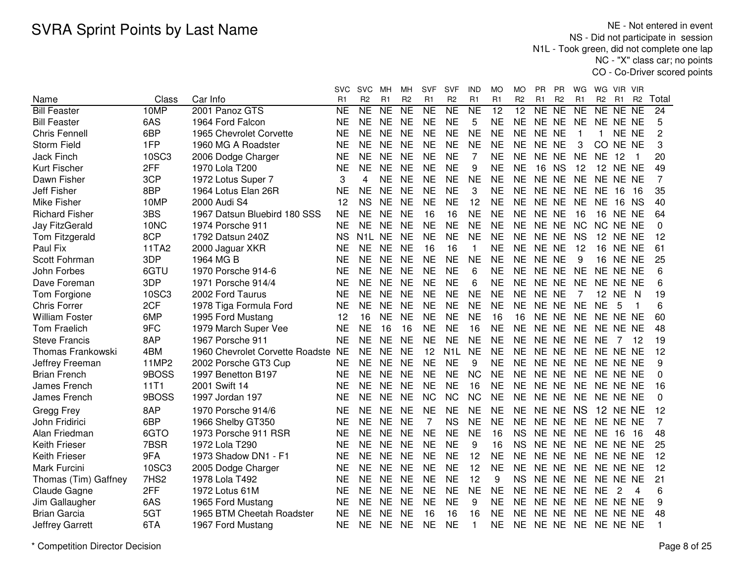# SVRA Sprint Points by Last Name

NE - Not entered in event
NS - Did not participate in session
N1L - Took green, did not complete one lap
NC - "X" class car; no points
CO - Co-Driver scored points

| Name | Class | Car Info | SVC R1 | SVC R2 | MH R1 | MH R2 | SVF R1 | SVF R2 | IND R1 | MO R1 | MO R2 | PR R1 | PR R2 | WG R1 | WG R2 | VIR R1 | VIR R2 | Total |
|---|---|---|---|---|---|---|---|---|---|---|---|---|---|---|---|---|---|---|
| Bill Feaster | 10MP | 2001 Panoz GTS | NE | NE | NE | NE | NE | NE | NE | 12 | 12 | NE | NE | NE | NE | NE | NE | 24 |
| Bill Feaster | 6AS | 1964 Ford Falcon | NE | NE | NE | NE | NE | NE | 5 | NE | NE | NE | NE | NE | NE | NE | NE | 5 |
| Chris Fennell | 6BP | 1965 Chevrolet Corvette | NE | NE | NE | NE | NE | NE | NE | NE | NE | NE | NE | 1 | 1 | NE | NE | 2 |
| Storm Field | 1FP | 1960 MG A Roadster | NE | NE | NE | NE | NE | NE | NE | NE | NE | NE | NE | 3 | CO | NE | NE | 3 |
| Jack Finch | 10SC3 | 2006 Dodge Charger | NE | NE | NE | NE | NE | NE | 7 | NE | NE | NE | NE | NE | NE | 12 | 1 | 20 |
| Kurt Fischer | 2FF | 1970 Lola T200 | NE | NE | NE | NE | NE | NE | 9 | NE | NE | 16 | NS | 12 | 12 | NE | NE | 49 |
| Dawn Fisher | 3CP | 1972 Lotus Super 7 | 3 | 4 | NE | NE | NE | NE | NE | NE | NE | NE | NE | NE | NE | NE | NE | 7 |
| Jeff Fisher | 8BP | 1964 Lotus Elan 26R | NE | NE | NE | NE | NE | NE | 3 | NE | NE | NE | NE | NE | NE | 16 | 16 | 35 |
| Mike Fisher | 10MP | 2000 Audi S4 | 12 | NS | NE | NE | NE | NE | 12 | NE | NE | NE | NE | NE | NE | 16 | NS | 40 |
| Richard Fisher | 3BS | 1967 Datsun Bluebird 180 SSS | NE | NE | NE | NE | 16 | 16 | NE | NE | NE | NE | NE | 16 | 16 | NE | NE | 64 |
| Jay FitzGerald | 10NC | 1974 Porsche 911 | NE | NE | NE | NE | NE | NE | NE | NE | NE | NE | NE | NC | NC | NE | NE | 0 |
| Tom Fitzgerald | 8CP | 1792 Datsun 240Z | NS | N1L | NE | NE | NE | NE | NE | NE | NE | NE | NE | NS | 12 | NE | NE | 12 |
| Paul Fix | 11TA2 | 2000 Jaguar XKR | NE | NE | NE | NE | 16 | 16 | 1 | NE | NE | NE | NE | 12 | 16 | NE | NE | 61 |
| Scott Fohrman | 3DP | 1964 MG B | NE | NE | NE | NE | NE | NE | NE | NE | NE | NE | NE | 9 | 16 | NE | NE | 25 |
| John Forbes | 6GTU | 1970 Porsche 914-6 | NE | NE | NE | NE | NE | NE | 6 | NE | NE | NE | NE | NE | NE | NE | NE | 6 |
| Dave Foreman | 3DP | 1971 Porsche 914/4 | NE | NE | NE | NE | NE | NE | 6 | NE | NE | NE | NE | NE | NE | NE | NE | 6 |
| Tom Forgione | 10SC3 | 2002 Ford Taurus | NE | NE | NE | NE | NE | NE | NE | NE | NE | NE | NE | 7 | 12 | NE | N | 19 |
| Chris Forrer | 2CF | 1978 Tiga Formula Ford | NE | NE | NE | NE | NE | NE | NE | NE | NE | NE | NE | NE | NE | 5 | 1 | 6 |
| William Foster | 6MP | 1995 Ford Mustang | 12 | 16 | NE | NE | NE | NE | NE | 16 | 16 | NE | NE | NE | NE | NE | NE | 60 |
| Tom Fraelich | 9FC | 1979 March Super Vee | NE | NE | 16 | 16 | NE | NE | 16 | NE | NE | NE | NE | NE | NE | NE | NE | 48 |
| Steve Francis | 8AP | 1967 Porsche 911 | NE | NE | NE | NE | NE | NE | NE | NE | NE | NE | NE | NE | NE | 7 | 12 | 19 |
| Thomas Frankowski | 4BM | 1960 Chevrolet Corvette Roadste | NE | NE | NE | NE | 12 | N1L | NE | NE | NE | NE | NE | NE | NE | NE | NE | 12 |
| Jeffrey Freeman | 11MP2 | 2002 Porsche GT3 Cup | NE | NE | NE | NE | NE | NE | 9 | NE | NE | NE | NE | NE | NE | NE | NE | 9 |
| Brian French | 9BOSS | 1997 Benetton B197 | NE | NE | NE | NE | NE | NE | NC | NE | NE | NE | NE | NE | NE | NE | NE | 0 |
| James French | 11T1 | 2001 Swift 14 | NE | NE | NE | NE | NE | NE | 16 | NE | NE | NE | NE | NE | NE | NE | NE | 16 |
| James French | 9BOSS | 1997 Jordan 197 | NE | NE | NE | NE | NC | NC | NC | NE | NE | NE | NE | NE | NE | NE | NE | 0 |
| Gregg Frey | 8AP | 1970 Porsche 914/6 | NE | NE | NE | NE | NE | NE | NE | NE | NE | NE | NE | NS | 12 | NE | NE | 12 |
| John Fridirici | 6BP | 1966 Shelby GT350 | NE | NE | NE | NE | 7 | NS | NE | NE | NE | NE | NE | NE | NE | NE | NE | 7 |
| Alan Friedman | 6GTO | 1973 Porsche 911 RSR | NE | NE | NE | NE | NE | NE | NE | 16 | NS | NE | NE | NE | NE | 16 | 16 | 48 |
| Keith Frieser | 7BSR | 1972 Lola T290 | NE | NE | NE | NE | NE | NE | 9 | 16 | NS | NE | NE | NE | NE | NE | NE | 25 |
| Keith Frieser | 9FA | 1973 Shadow DN1 - F1 | NE | NE | NE | NE | NE | NE | 12 | NE | NE | NE | NE | NE | NE | NE | NE | 12 |
| Mark Furcini | 10SC3 | 2005 Dodge Charger | NE | NE | NE | NE | NE | NE | 12 | NE | NE | NE | NE | NE | NE | NE | NE | 12 |
| Thomas (Tim) Gaffney | 7HS2 | 1978 Lola T492 | NE | NE | NE | NE | NE | NE | 12 | 9 | NS | NE | NE | NE | NE | NE | NE | 21 |
| Claude Gagne | 2FF | 1972 Lotus 61M | NE | NE | NE | NE | NE | NE | NE | NE | NE | NE | NE | NE | NE | 2 | 4 | 6 |
| Jim Gallaugher | 6AS | 1965 Ford Mustang | NE | NE | NE | NE | NE | NE | 9 | NE | NE | NE | NE | NE | NE | NE | NE | 9 |
| Brian Garcia | 5GT | 1965 BTM Cheetah Roadster | NE | NE | NE | NE | 16 | 16 | 16 | NE | NE | NE | NE | NE | NE | NE | NE | 48 |
| Jeffrey Garrett | 6TA | 1967 Ford Mustang | NE | NE | NE | NE | NE | NE | 1 | NE | NE | NE | NE | NE | NE | NE | NE | 1 |

* Competition Director Decision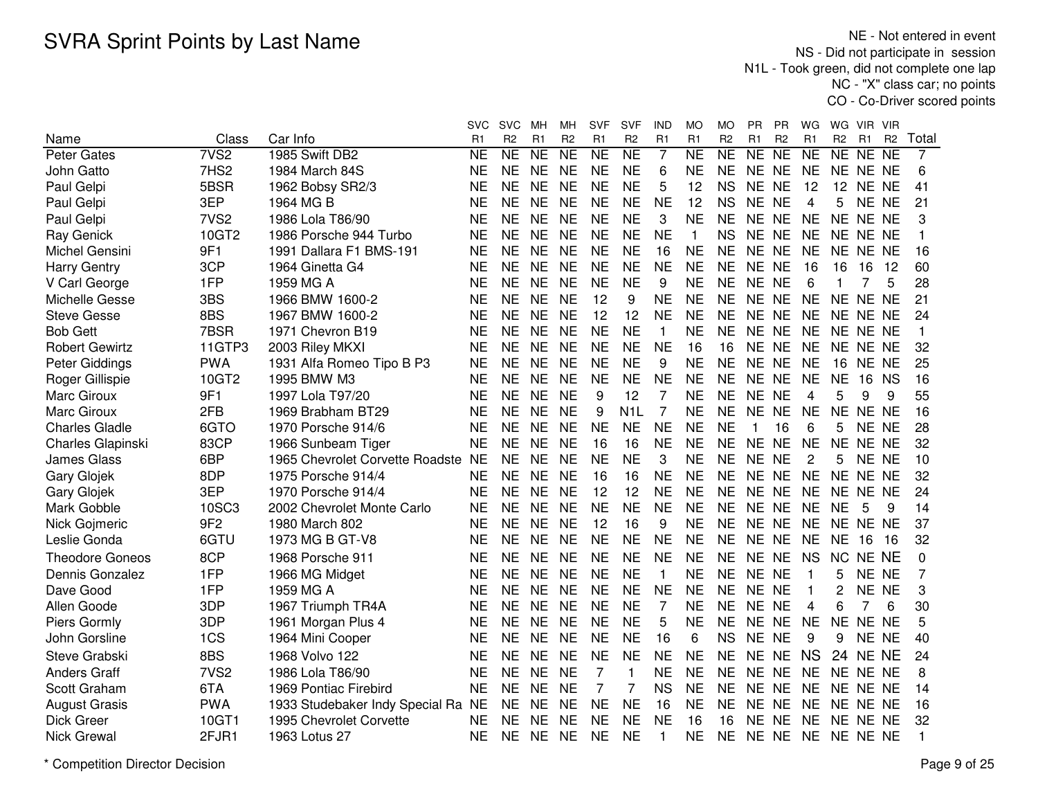# SVRA Sprint Points by Last Name

NE - Not entered in event
NS - Did not participate in session
N1L - Took green, did not complete one lap
NC - "X" class car; no points
CO - Co-Driver scored points

| Name | Class | Car Info | SVC R1 | SVC R2 | MH R1 | MH R2 | SVF R1 | SVF R2 | IND R1 | MO R1 | MO R2 | PR R1 | PR R2 | WG R1 | WG R2 | VIR R1 | VIR R2 | Total |
|---|---|---|---|---|---|---|---|---|---|---|---|---|---|---|---|---|---|---|
| Peter Gates | 7VS2 | 1985 Swift DB2 | NE | NE | NE | NE | NE | NE | 7 | NE | NE | NE | NE | NE | NE | NE | NE | 7 |
| John Gatto | 7HS2 | 1984 March 84S | NE | NE | NE | NE | NE | NE | 6 | NE | NE | NE | NE | NE | NE | NE | NE | 6 |
| Paul Gelpi | 5BSR | 1962 Bobsy SR2/3 | NE | NE | NE | NE | NE | NE | 5 | 12 | NS | NE | NE | 12 | 12 | NE | NE | 41 |
| Paul Gelpi | 3EP | 1964 MG B | NE | NE | NE | NE | NE | NE | NE | 12 | NS | NE | NE | 4 | 5 | NE | NE | 21 |
| Paul Gelpi | 7VS2 | 1986 Lola T86/90 | NE | NE | NE | NE | NE | NE | 3 | NE | NE | NE | NE | NE | NE | NE | NE | 3 |
| Ray Genick | 10GT2 | 1986 Porsche 944 Turbo | NE | NE | NE | NE | NE | NE | NE | 1 | NS | NE | NE | NE | NE | NE | NE | 1 |
| Michel Gensini | 9F1 | 1991 Dallara F1 BMS-191 | NE | NE | NE | NE | NE | NE | 16 | NE | NE | NE | NE | NE | NE | NE | NE | 16 |
| Harry Gentry | 3CP | 1964 Ginetta G4 | NE | NE | NE | NE | NE | NE | NE | NE | NE | NE | NE | 16 | 16 | 16 | 12 | 60 |
| V Carl George | 1FP | 1959 MG A | NE | NE | NE | NE | NE | NE | 9 | NE | NE | NE | NE | 6 | 1 | 7 | 5 | 28 |
| Michelle Gesse | 3BS | 1966 BMW 1600-2 | NE | NE | NE | NE | 12 | 9 | NE | NE | NE | NE | NE | NE | NE | NE | NE | 21 |
| Steve Gesse | 8BS | 1967 BMW 1600-2 | NE | NE | NE | NE | 12 | 12 | NE | NE | NE | NE | NE | NE | NE | NE | NE | 24 |
| Bob Gett | 7BSR | 1971 Chevron B19 | NE | NE | NE | NE | NE | NE | 1 | NE | NE | NE | NE | NE | NE | NE | NE | 1 |
| Robert Gewirtz | 11GTP3 | 2003 Riley MKXI | NE | NE | NE | NE | NE | NE | NE | 16 | 16 | NE | NE | NE | NE | NE | NE | 32 |
| Peter Giddings | PWA | 1931 Alfa Romeo Tipo B P3 | NE | NE | NE | NE | NE | NE | 9 | NE | NE | NE | NE | NE | 16 | NE | NE | 25 |
| Roger Gillispie | 10GT2 | 1995 BMW M3 | NE | NE | NE | NE | NE | NE | NE | NE | NE | NE | NE | NE | NE | 16 | NS | 16 |
| Marc Giroux | 9F1 | 1997 Lola T97/20 | NE | NE | NE | NE | 9 | 12 | 7 | NE | NE | NE | NE | 4 | 5 | 9 | 9 | 55 |
| Marc Giroux | 2FB | 1969 Brabham BT29 | NE | NE | NE | NE | 9 | N1L | 7 | NE | NE | NE | NE | NE | NE | NE | NE | 16 |
| Charles Gladle | 6GTO | 1970 Porsche 914/6 | NE | NE | NE | NE | NE | NE | NE | NE | NE | 1 | 16 | 6 | 5 | NE | NE | 28 |
| Charles Glapinski | 83CP | 1966 Sunbeam Tiger | NE | NE | NE | NE | 16 | 16 | NE | NE | NE | NE | NE | NE | NE | NE | NE | 32 |
| James Glass | 6BP | 1965 Chevrolet Corvette Roadste | NE | NE | NE | NE | NE | NE | 3 | NE | NE | NE | NE | 2 | 5 | NE | NE | 10 |
| Gary Glojek | 8DP | 1975 Porsche 914/4 | NE | NE | NE | NE | 16 | 16 | NE | NE | NE | NE | NE | NE | NE | NE | NE | 32 |
| Gary Glojek | 3EP | 1970 Porsche 914/4 | NE | NE | NE | NE | 12 | 12 | NE | NE | NE | NE | NE | NE | NE | NE | NE | 24 |
| Mark Gobble | 10SC3 | 2002 Chevrolet Monte Carlo | NE | NE | NE | NE | NE | NE | NE | NE | NE | NE | NE | NE | NE | 5 | 9 | 14 |
| Nick Gojmeric | 9F2 | 1980 March 802 | NE | NE | NE | NE | 12 | 16 | 9 | NE | NE | NE | NE | NE | NE | NE | NE | 37 |
| Leslie Gonda | 6GTU | 1973 MG B GT-V8 | NE | NE | NE | NE | NE | NE | NE | NE | NE | NE | NE | NE | NE | 16 | 16 | 32 |
| Theodore Goneos | 8CP | 1968 Porsche 911 | NE | NE | NE | NE | NE | NE | NE | NE | NE | NE | NE | NS | NC | NE | NE | 0 |
| Dennis Gonzalez | 1FP | 1966 MG Midget | NE | NE | NE | NE | NE | NE | 1 | NE | NE | NE | NE | 1 | 5 | NE | NE | 7 |
| Dave Good | 1FP | 1959 MG A | NE | NE | NE | NE | NE | NE | NE | NE | NE | NE | NE | 1 | 2 | NE | NE | 3 |
| Allen Goode | 3DP | 1967 Triumph TR4A | NE | NE | NE | NE | NE | NE | 7 | NE | NE | NE | NE | 4 | 6 | 7 | 6 | 30 |
| Piers Gormly | 3DP | 1961 Morgan Plus 4 | NE | NE | NE | NE | NE | NE | 5 | NE | NE | NE | NE | NE | NE | NE | NE | 5 |
| John Gorsline | 1CS | 1964 Mini Cooper | NE | NE | NE | NE | NE | NE | 16 | 6 | NS | NE | NE | 9 | 9 | NE | NE | 40 |
| Steve Grabski | 8BS | 1968 Volvo 122 | NE | NE | NE | NE | NE | NE | NE | NE | NE | NE | NE | NS | 24 | NE | NE | 24 |
| Anders Graff | 7VS2 | 1986 Lola T86/90 | NE | NE | NE | NE | 7 | 1 | NE | NE | NE | NE | NE | NE | NE | NE | NE | 8 |
| Scott Graham | 6TA | 1969 Pontiac Firebird | NE | NE | NE | NE | 7 | 7 | NS | NE | NE | NE | NE | NE | NE | NE | NE | 14 |
| August Grasis | PWA | 1933 Studebaker Indy Special Ra | NE | NE | NE | NE | NE | NE | 16 | NE | NE | NE | NE | NE | NE | NE | NE | 16 |
| Dick Greer | 10GT1 | 1995 Chevrolet Corvette | NE | NE | NE | NE | NE | NE | NE | 16 | 16 | NE | NE | NE | NE | NE | NE | 32 |
| Nick Grewal | 2FJR1 | 1963 Lotus 27 | NE | NE | NE | NE | NE | NE | 1 | NE | NE | NE | NE | NE | NE | NE | NE | 1 |

\* Competition Director Decision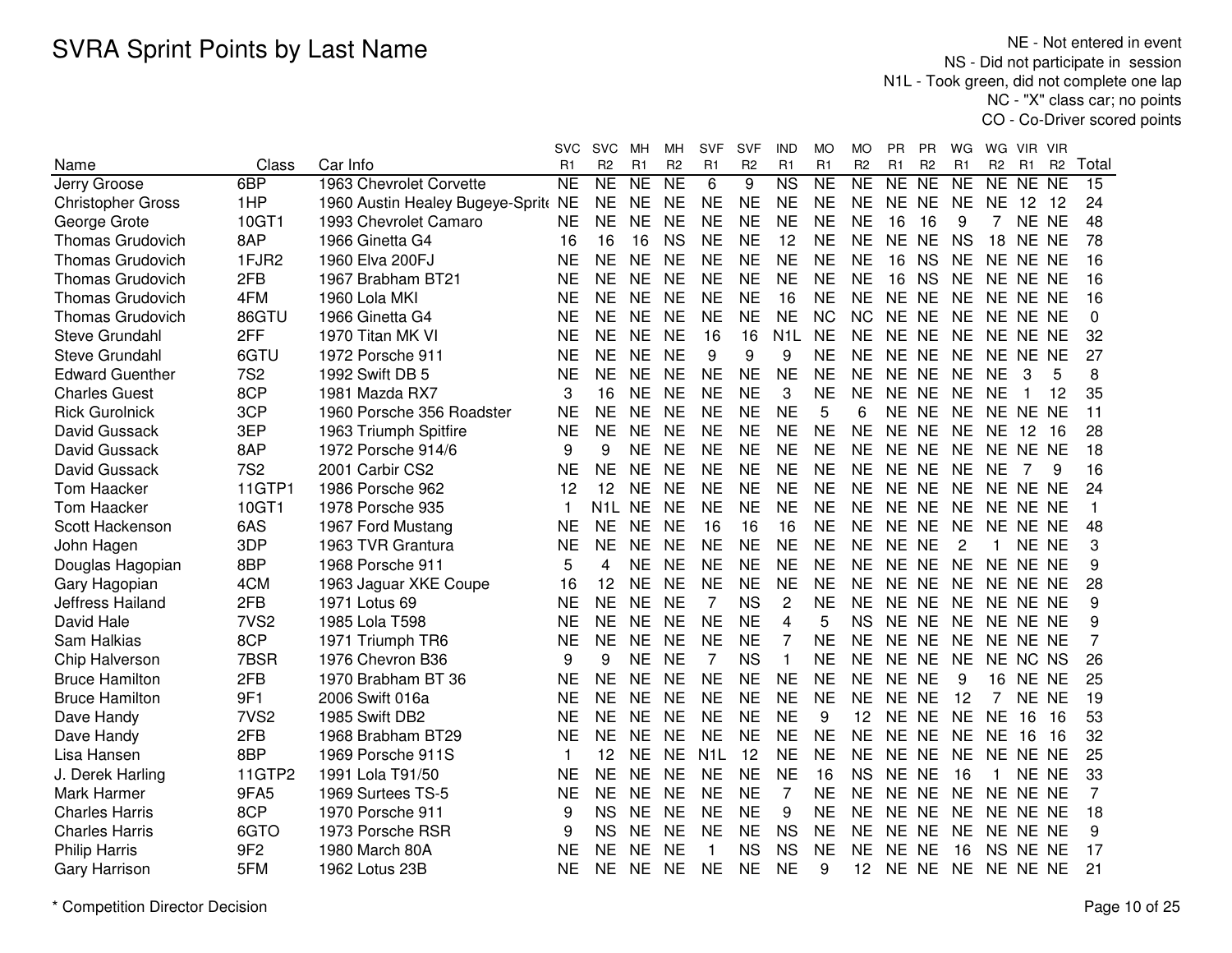# SVRA Sprint Points by Last Name

NE - Not entered in event
NS - Did not participate in session
N1L - Took green, did not complete one lap
NC - "X" class car; no points
CO - Co-Driver scored points

| Name | Class | Car Info | SVC R1 | SVC R2 | MH R1 | MH R2 | SVF R1 | SVF R2 | IND R1 | MO R1 | MO R2 | PR R1 | PR R2 | WG R1 | WG R2 | VIR R1 | VIR R2 | Total |
|---|---|---|---|---|---|---|---|---|---|---|---|---|---|---|---|---|---|---|
| Jerry Groose | 6BP | 1963 Chevrolet Corvette | NE | NE | NE | NE | 6 | 9 | NS | NE | NE | NE | NE | NE | NE | NE | NE | 15 |
| Christopher Gross | 1HP | 1960 Austin Healey Bugeye-Sprite | NE | NE | NE | NE | NE | NE | NE | NE | NE | NE | NE | NE | NE | 12 | 12 | 24 |
| George Grote | 10GT1 | 1993 Chevrolet Camaro | NE | NE | NE | NE | NE | NE | NE | NE | NE | 16 | 16 | 9 | 7 | NE | NE | 48 |
| Thomas Grudovich | 8AP | 1966 Ginetta G4 | 16 | 16 | 16 | NS | NE | NE | 12 | NE | NE | NE | NE | NS | 18 | NE | NE | 78 |
| Thomas Grudovich | 1FJR2 | 1960 Elva 200FJ | NE | NE | NE | NE | NE | NE | NE | NE | NE | 16 | NS | NE | NE | NE | NE | 16 |
| Thomas Grudovich | 2FB | 1967 Brabham BT21 | NE | NE | NE | NE | NE | NE | NE | NE | NE | 16 | NS | NE | NE | NE | NE | 16 |
| Thomas Grudovich | 4FM | 1960 Lola MKI | NE | NE | NE | NE | NE | NE | 16 | NE | NE | NE | NE | NE | NE | NE | NE | 16 |
| Thomas Grudovich | 86GTU | 1966 Ginetta G4 | NE | NE | NE | NE | NE | NE | NE | NC | NC | NE | NE | NE | NE | NE | NE | 0 |
| Steve Grundahl | 2FF | 1970 Titan MK VI | NE | NE | NE | NE | 16 | 16 | N1L | NE | NE | NE | NE | NE | NE | NE | NE | 32 |
| Steve Grundahl | 6GTU | 1972 Porsche 911 | NE | NE | NE | NE | 9 | 9 | 9 | NE | NE | NE | NE | NE | NE | NE | NE | 27 |
| Edward Guenther | 7S2 | 1992 Swift DB 5 | NE | NE | NE | NE | NE | NE | NE | NE | NE | NE | NE | NE | NE | 3 | 5 | 8 |
| Charles Guest | 8CP | 1981 Mazda RX7 | 3 | 16 | NE | NE | NE | NE | 3 | NE | NE | NE | NE | NE | NE | 1 | 12 | 35 |
| Rick Gurolnick | 3CP | 1960 Porsche 356 Roadster | NE | NE | NE | NE | NE | NE | NE | 5 | 6 | NE | NE | NE | NE | NE | NE | 11 |
| David Gussack | 3EP | 1963 Triumph Spitfire | NE | NE | NE | NE | NE | NE | NE | NE | NE | NE | NE | NE | NE | 12 | 16 | 28 |
| David Gussack | 8AP | 1972 Porsche 914/6 | 9 | 9 | NE | NE | NE | NE | NE | NE | NE | NE | NE | NE | NE | NE | NE | 18 |
| David Gussack | 7S2 | 2001 Carbir CS2 | NE | NE | NE | NE | NE | NE | NE | NE | NE | NE | NE | NE | NE | 7 | 9 | 16 |
| Tom Haacker | 11GTP1 | 1986 Porsche 962 | 12 | 12 | NE | NE | NE | NE | NE | NE | NE | NE | NE | NE | NE | NE | NE | 24 |
| Tom Haacker | 10GT1 | 1978 Porsche 935 | 1 | N1L | NE | NE | NE | NE | NE | NE | NE | NE | NE | NE | NE | NE | NE | 1 |
| Scott Hackenson | 6AS | 1967 Ford Mustang | NE | NE | NE | NE | 16 | 16 | 16 | NE | NE | NE | NE | NE | NE | NE | NE | 48 |
| John Hagen | 3DP | 1963 TVR Grantura | NE | NE | NE | NE | NE | NE | NE | NE | NE | NE | NE | 2 | 1 | NE | NE | 3 |
| Douglas Hagopian | 8BP | 1968 Porsche 911 | 5 | 4 | NE | NE | NE | NE | NE | NE | NE | NE | NE | NE | NE | NE | NE | 9 |
| Gary Hagopian | 4CM | 1963 Jaguar XKE Coupe | 16 | 12 | NE | NE | NE | NE | NE | NE | NE | NE | NE | NE | NE | NE | NE | 28 |
| Jeffress Hailand | 2FB | 1971 Lotus 69 | NE | NE | NE | NE | 7 | NS | 2 | NE | NE | NE | NE | NE | NE | NE | NE | 9 |
| David Hale | 7VS2 | 1985 Lola T598 | NE | NE | NE | NE | NE | NE | 4 | 5 | NS | NE | NE | NE | NE | NE | NE | 9 |
| Sam Halkias | 8CP | 1971 Triumph TR6 | NE | NE | NE | NE | NE | NE | 7 | NE | NE | NE | NE | NE | NE | NE | NE | 7 |
| Chip Halverson | 7BSR | 1976 Chevron B36 | 9 | 9 | NE | NE | 7 | NS | 1 | NE | NE | NE | NE | NE | NE | NC | NS | 26 |
| Bruce Hamilton | 2FB | 1970 Brabham BT 36 | NE | NE | NE | NE | NE | NE | NE | NE | NE | NE | NE | 9 | 16 | NE | NE | 25 |
| Bruce Hamilton | 9F1 | 2006 Swift 016a | NE | NE | NE | NE | NE | NE | NE | NE | NE | NE | NE | 12 | 7 | NE | NE | 19 |
| Dave Handy | 7VS2 | 1985 Swift DB2 | NE | NE | NE | NE | NE | NE | NE | 9 | 12 | NE | NE | NE | NE | 16 | 16 | 53 |
| Dave Handy | 2FB | 1968 Brabham BT29 | NE | NE | NE | NE | NE | NE | NE | NE | NE | NE | NE | NE | NE | 16 | 16 | 32 |
| Lisa Hansen | 8BP | 1969 Porsche 911S | 1 | 12 | NE | NE | N1L | 12 | NE | NE | NE | NE | NE | NE | NE | NE | NE | 25 |
| J. Derek Harling | 11GTP2 | 1991 Lola T91/50 | NE | NE | NE | NE | NE | NE | NE | 16 | NS | NE | NE | 16 | 1 | NE | NE | 33 |
| Mark Harmer | 9FA5 | 1969 Surtees TS-5 | NE | NE | NE | NE | NE | NE | 7 | NE | NE | NE | NE | NE | NE | NE | NE | 7 |
| Charles Harris | 8CP | 1970 Porsche 911 | 9 | NS | NE | NE | NE | NE | 9 | NE | NE | NE | NE | NE | NE | NE | NE | 18 |
| Charles Harris | 6GTO | 1973 Porsche RSR | 9 | NS | NE | NE | NE | NE | NS | NE | NE | NE | NE | NE | NE | NE | NE | 9 |
| Philip Harris | 9F2 | 1980 March 80A | NE | NE | NE | NE | 1 | NS | NS | NE | NE | NE | NE | 16 | NS | NE | NE | 17 |
| Gary Harrison | 5FM | 1962 Lotus 23B | NE | NE | NE | NE | NE | NE | NE | 9 | 12 | NE | NE | NE | NE | NE | NE | 21 |

\* Competition Director Decision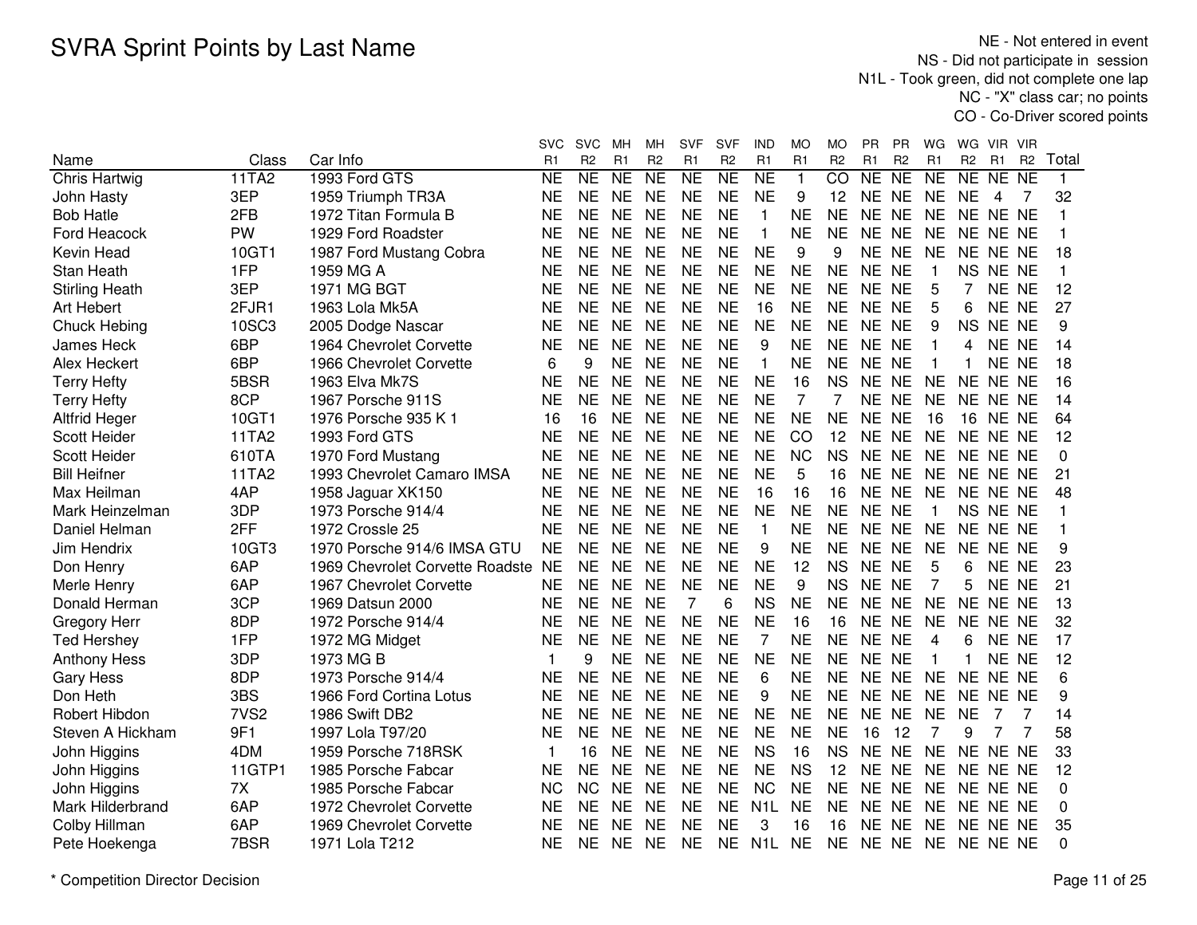# SVRA Sprint Points by Last Name

NE - Not entered in event
NS - Did not participate in session
N1L - Took green, did not complete one lap
NC - "X" class car; no points
CO - Co-Driver scored points

| Name | Class | Car Info | SVC R1 | SVC R2 | MH R1 | MH R2 | SVF R1 | SVF R2 | IND R1 | MO R1 | MO R2 | PR R1 | PR R2 | WG R1 | WG R2 | VIR R1 | VIR R2 | Total |
|---|---|---|---|---|---|---|---|---|---|---|---|---|---|---|---|---|---|---|
| Chris Hartwig | 11TA2 | 1993 Ford GTS | NE | NE | NE | NE | NE | NE | NE | 1 | CO | NE | NE | NE | NE | NE | NE | 1 |
| John Hasty | 3EP | 1959 Triumph TR3A | NE | NE | NE | NE | NE | NE | NE | 9 | 12 | NE | NE | NE | NE | 4 | 7 | 32 |
| Bob Hatle | 2FB | 1972 Titan Formula B | NE | NE | NE | NE | NE | NE | 1 | NE | NE | NE | NE | NE | NE | NE | NE | 1 |
| Ford Heacock | PW | 1929 Ford Roadster | NE | NE | NE | NE | NE | NE | 1 | NE | NE | NE | NE | NE | NE | NE | NE | 1 |
| Kevin Head | 10GT1 | 1987 Ford Mustang Cobra | NE | NE | NE | NE | NE | NE | NE | 9 | 9 | NE | NE | NE | NE | NE | NE | 18 |
| Stan Heath | 1FP | 1959 MG A | NE | NE | NE | NE | NE | NE | NE | NE | NE | NE | NE | 1 | NS | NE | NE | 1 |
| Stirling Heath | 3EP | 1971 MG BGT | NE | NE | NE | NE | NE | NE | NE | NE | NE | NE | NE | 5 | 7 | NE | NE | 12 |
| Art Hebert | 2FJR1 | 1963 Lola Mk5A | NE | NE | NE | NE | NE | NE | 16 | NE | NE | NE | NE | 5 | 6 | NE | NE | 27 |
| Chuck Hebing | 10SC3 | 2005 Dodge Nascar | NE | NE | NE | NE | NE | NE | NE | NE | NE | NE | NE | 9 | NS | NE | NE | 9 |
| James Heck | 6BP | 1964 Chevrolet Corvette | NE | NE | NE | NE | NE | NE | 9 | NE | NE | NE | NE | 1 | 4 | NE | NE | 14 |
| Alex Heckert | 6BP | 1966 Chevrolet Corvette | 6 | 9 | NE | NE | NE | NE | 1 | NE | NE | NE | NE | 1 | 1 | NE | NE | 18 |
| Terry Hefty | 5BSR | 1963 Elva Mk7S | NE | NE | NE | NE | NE | NE | NE | 16 | NS | NE | NE | NE | NE | NE | NE | 16 |
| Terry Hefty | 8CP | 1967 Porsche 911S | NE | NE | NE | NE | NE | NE | NE | 7 | 7 | NE | NE | NE | NE | NE | NE | 14 |
| Altfrid Heger | 10GT1 | 1976 Porsche 935 K 1 | 16 | 16 | NE | NE | NE | NE | NE | NE | NE | NE | NE | 16 | 16 | NE | NE | 64 |
| Scott Heider | 11TA2 | 1993 Ford GTS | NE | NE | NE | NE | NE | NE | NE | CO | 12 | NE | NE | NE | NE | NE | NE | 12 |
| Scott Heider | 610TA | 1970 Ford Mustang | NE | NE | NE | NE | NE | NE | NE | NC | NS | NE | NE | NE | NE | NE | NE | 0 |
| Bill Heifner | 11TA2 | 1993 Chevrolet Camaro IMSA | NE | NE | NE | NE | NE | NE | NE | 5 | 16 | NE | NE | NE | NE | NE | NE | 21 |
| Max Heilman | 4AP | 1958 Jaguar XK150 | NE | NE | NE | NE | NE | NE | 16 | 16 | 16 | NE | NE | NE | NE | NE | NE | 48 |
| Mark Heinzelman | 3DP | 1973 Porsche 914/4 | NE | NE | NE | NE | NE | NE | NE | NE | NE | NE | NE | 1 | NS | NE | NE | 1 |
| Daniel Helman | 2FF | 1972 Crossle 25 | NE | NE | NE | NE | NE | NE | 1 | NE | NE | NE | NE | NE | NE | NE | NE | 1 |
| Jim Hendrix | 10GT3 | 1970 Porsche 914/6 IMSA GTU | NE | NE | NE | NE | NE | NE | 9 | NE | NE | NE | NE | NE | NE | NE | NE | 9 |
| Don Henry | 6AP | 1969 Chevrolet Corvette Roadste | NE | NE | NE | NE | NE | NE | NE | 12 | NS | NE | NE | 5 | 6 | NE | NE | 23 |
| Merle Henry | 6AP | 1967 Chevrolet Corvette | NE | NE | NE | NE | NE | NE | NE | 9 | NS | NE | NE | 7 | 5 | NE | NE | 21 |
| Donald Herman | 3CP | 1969 Datsun 2000 | NE | NE | NE | NE | 7 | 6 | NS | NE | NE | NE | NE | NE | NE | NE | NE | 13 |
| Gregory Herr | 8DP | 1972 Porsche 914/4 | NE | NE | NE | NE | NE | NE | NE | 16 | 16 | NE | NE | NE | NE | NE | NE | 32 |
| Ted Hershey | 1FP | 1972 MG Midget | NE | NE | NE | NE | NE | NE | 7 | NE | NE | NE | NE | 4 | 6 | NE | NE | 17 |
| Anthony Hess | 3DP | 1973 MG B | 1 | 9 | NE | NE | NE | NE | NE | NE | NE | NE | NE | 1 | 1 | NE | NE | 12 |
| Gary Hess | 8DP | 1973 Porsche 914/4 | NE | NE | NE | NE | NE | NE | 6 | NE | NE | NE | NE | NE | NE | NE | NE | 6 |
| Don Heth | 3BS | 1966 Ford Cortina Lotus | NE | NE | NE | NE | NE | NE | 9 | NE | NE | NE | NE | NE | NE | NE | NE | 9 |
| Robert Hibdon | 7VS2 | 1986 Swift DB2 | NE | NE | NE | NE | NE | NE | NE | NE | NE | NE | NE | NE | NE | 7 | 7 | 14 |
| Steven A Hickham | 9F1 | 1997 Lola T97/20 | NE | NE | NE | NE | NE | NE | NE | NE | NE | 16 | 12 | 7 | 9 | 7 | 7 | 58 |
| John Higgins | 4DM | 1959 Porsche 718RSK | 1 | 16 | NE | NE | NE | NE | NS | 16 | NS | NE | NE | NE | NE | NE | NE | 33 |
| John Higgins | 11GTP1 | 1985 Porsche Fabcar | NE | NE | NE | NE | NE | NE | NE | NS | 12 | NE | NE | NE | NE | NE | NE | 12 |
| John Higgins | 7X | 1985 Porsche Fabcar | NC | NC | NE | NE | NE | NE | NC | NE | NE | NE | NE | NE | NE | NE | NE | 0 |
| Mark Hilderbrand | 6AP | 1972 Chevrolet Corvette | NE | NE | NE | NE | NE | NE | N1L | NE | NE | NE | NE | NE | NE | NE | NE | 0 |
| Colby Hillman | 6AP | 1969 Chevrolet Corvette | NE | NE | NE | NE | NE | NE | 3 | 16 | 16 | NE | NE | NE | NE | NE | NE | 35 |
| Pete Hoekenga | 7BSR | 1971 Lola T212 | NE | NE | NE | NE | NE | NE | N1L | NE | NE | NE | NE | NE | NE | NE | NE | 0 |

\* Competition Director Decision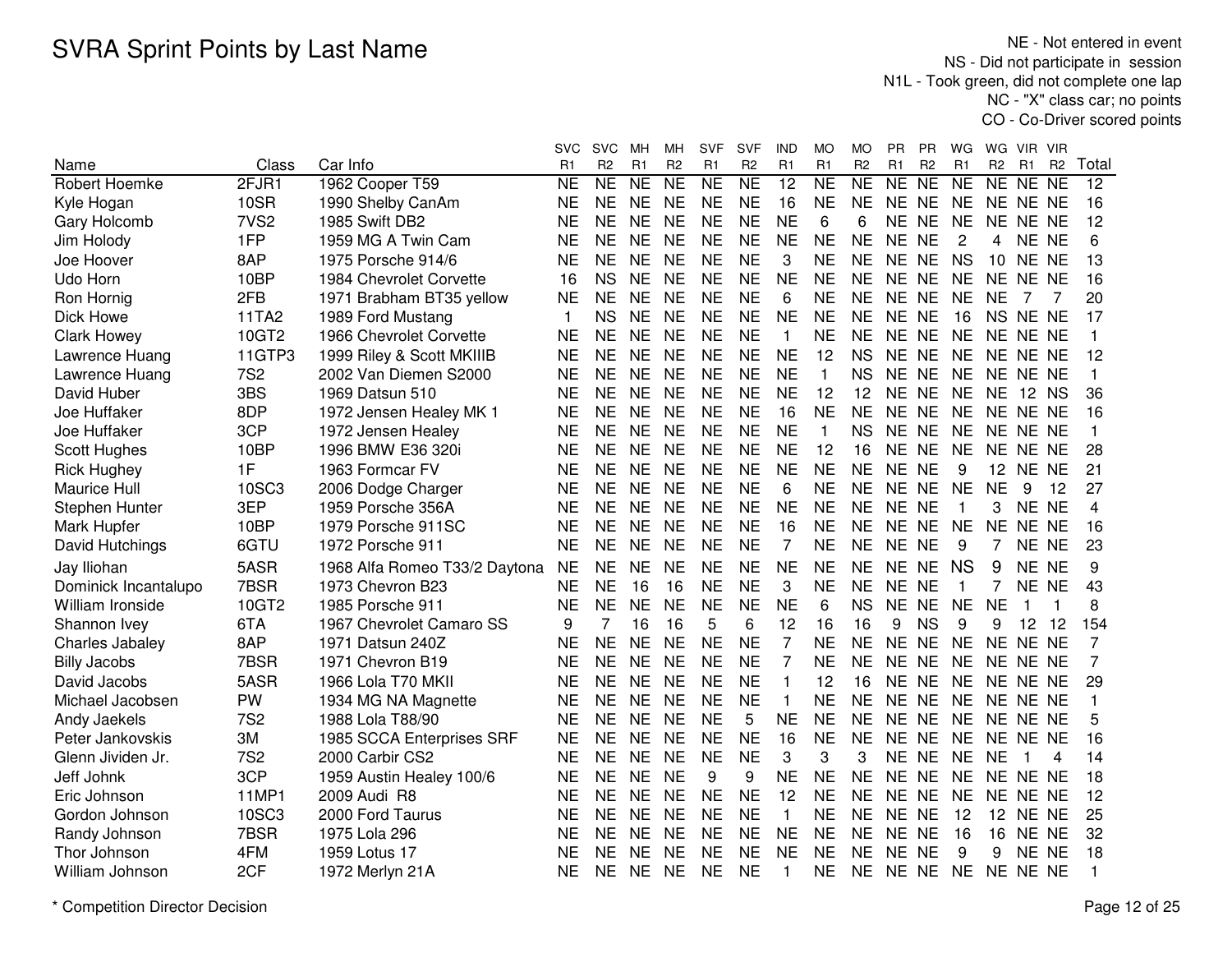# SVRA Sprint Points by Last Name

NE - Not entered in event
NS - Did not participate in session
N1L - Took green, did not complete one lap
NC - "X" class car; no points
CO - Co-Driver scored points

| Name | Class | Car Info | SVC R1 | SVC R2 | MH R1 | MH R2 | SVF R1 | SVF R2 | IND R1 | MO R1 | MO R2 | PR R1 | PR R2 | WG R1 | WG R2 | VIR R1 | VIR R2 | Total |
|---|---|---|---|---|---|---|---|---|---|---|---|---|---|---|---|---|---|---|
| Robert Hoemke | 2FJR1 | 1962 Cooper T59 | NE | NE | NE | NE | NE | NE | 12 | NE | NE | NE | NE | NE | NE | NE | NE | 12 |
| Kyle Hogan | 10SR | 1990 Shelby CanAm | NE | NE | NE | NE | NE | NE | 16 | NE | NE | NE | NE | NE | NE | NE | NE | 16 |
| Gary Holcomb | 7VS2 | 1985 Swift DB2 | NE | NE | NE | NE | NE | NE | NE | 6 | 6 | NE | NE | NE | NE | NE | NE | 12 |
| Jim Holody | 1FP | 1959 MG A Twin Cam | NE | NE | NE | NE | NE | NE | NE | NE | NE | NE | NE | 2 | 4 | NE | NE | 6 |
| Joe Hoover | 8AP | 1975 Porsche 914/6 | NE | NE | NE | NE | NE | NE | 3 | NE | NE | NE | NE | NS | 10 | NE | NE | 13 |
| Udo Horn | 10BP | 1984 Chevrolet Corvette | 16 | NS | NE | NE | NE | NE | NE | NE | NE | NE | NE | NE | NE | NE | NE | 16 |
| Ron Hornig | 2FB | 1971 Brabham BT35 yellow | NE | NE | NE | NE | NE | NE | 6 | NE | NE | NE | NE | NE | NE | 7 | 7 | 20 |
| Dick Howe | 11TA2 | 1989 Ford Mustang | 1 | NS | NE | NE | NE | NE | NE | NE | NE | NE | NE | 16 | NS | NE | NE | 17 |
| Clark Howey | 10GT2 | 1966 Chevrolet Corvette | NE | NE | NE | NE | NE | NE | 1 | NE | NE | NE | NE | NE | NE | NE | NE | 1 |
| Lawrence Huang | 11GTP3 | 1999 Riley & Scott MKIIIB | NE | NE | NE | NE | NE | NE | NE | 12 | NS | NE | NE | NE | NE | NE | NE | 12 |
| Lawrence Huang | 7S2 | 2002 Van Diemen S2000 | NE | NE | NE | NE | NE | NE | NE | 1 | NS | NE | NE | NE | NE | NE | NE | 1 |
| David Huber | 3BS | 1969 Datsun 510 | NE | NE | NE | NE | NE | NE | NE | 12 | 12 | NE | NE | NE | NE | 12 | NS | 36 |
| Joe Huffaker | 8DP | 1972 Jensen Healey MK 1 | NE | NE | NE | NE | NE | NE | 16 | NE | NE | NE | NE | NE | NE | NE | NE | 16 |
| Joe Huffaker | 3CP | 1972 Jensen Healey | NE | NE | NE | NE | NE | NE | NE | 1 | NS | NE | NE | NE | NE | NE | NE | 1 |
| Scott Hughes | 10BP | 1996 BMW E36 320i | NE | NE | NE | NE | NE | NE | NE | 12 | 16 | NE | NE | NE | NE | NE | NE | 28 |
| Rick Hughey | 1F | 1963 Formcar FV | NE | NE | NE | NE | NE | NE | NE | NE | NE | NE | NE | 9 | 12 | NE | NE | 21 |
| Maurice Hull | 10SC3 | 2006 Dodge Charger | NE | NE | NE | NE | NE | NE | 6 | NE | NE | NE | NE | NE | NE | 9 | 12 | 27 |
| Stephen Hunter | 3EP | 1959 Porsche 356A | NE | NE | NE | NE | NE | NE | NE | NE | NE | NE | NE | 1 | 3 | NE | NE | 4 |
| Mark Hupfer | 10BP | 1979 Porsche 911SC | NE | NE | NE | NE | NE | NE | 16 | NE | NE | NE | NE | NE | NE | NE | NE | 16 |
| David Hutchings | 6GTU | 1972 Porsche 911 | NE | NE | NE | NE | NE | NE | 7 | NE | NE | NE | NE | 9 | 7 | NE | NE | 23 |
| Jay Iliohan | 5ASR | 1968 Alfa Romeo T33/2 Daytona | NE | NE | NE | NE | NE | NE | NE | NE | NE | NE | NE | NS | 9 | NE | NE | 9 |
| Dominick Incantalupo | 7BSR | 1973 Chevron B23 | NE | NE | 16 | 16 | NE | NE | 3 | NE | NE | NE | NE | 1 | 7 | NE | NE | 43 |
| William Ironside | 10GT2 | 1985 Porsche 911 | NE | NE | NE | NE | NE | NE | NE | 6 | NS | NE | NE | NE | NE | 1 | 1 | 8 |
| Shannon Ivey | 6TA | 1967 Chevrolet Camaro SS | 9 | 7 | 16 | 16 | 5 | 6 | 12 | 16 | 16 | 9 | NS | 9 | 9 | 12 | 12 | 154 |
| Charles Jabaley | 8AP | 1971 Datsun 240Z | NE | NE | NE | NE | NE | NE | 7 | NE | NE | NE | NE | NE | NE | NE | NE | 7 |
| Billy Jacobs | 7BSR | 1971 Chevron B19 | NE | NE | NE | NE | NE | NE | 7 | NE | NE | NE | NE | NE | NE | NE | NE | 7 |
| David Jacobs | 5ASR | 1966 Lola T70 MKII | NE | NE | NE | NE | NE | NE | 1 | 12 | 16 | NE | NE | NE | NE | NE | NE | 29 |
| Michael Jacobsen | PW | 1934 MG NA Magnette | NE | NE | NE | NE | NE | NE | 1 | NE | NE | NE | NE | NE | NE | NE | NE | 1 |
| Andy Jaekels | 7S2 | 1988 Lola T88/90 | NE | NE | NE | NE | NE | 5 | NE | NE | NE | NE | NE | NE | NE | NE | NE | 5 |
| Peter Jankovskis | 3M | 1985 SCCA Enterprises SRF | NE | NE | NE | NE | NE | NE | 16 | NE | NE | NE | NE | NE | NE | NE | NE | 16 |
| Glenn Jividen Jr. | 7S2 | 2000 Carbir CS2 | NE | NE | NE | NE | NE | NE | 3 | 3 | 3 | NE | NE | NE | NE | 1 | 4 | 14 |
| Jeff Johnk | 3CP | 1959 Austin Healey 100/6 | NE | NE | NE | NE | 9 | 9 | NE | NE | NE | NE | NE | NE | NE | NE | NE | 18 |
| Eric Johnson | 11MP1 | 2009 Audi R8 | NE | NE | NE | NE | NE | NE | 12 | NE | NE | NE | NE | NE | NE | NE | NE | 12 |
| Gordon Johnson | 10SC3 | 2000 Ford Taurus | NE | NE | NE | NE | NE | NE | 1 | NE | NE | NE | NE | 12 | 12 | NE | NE | 25 |
| Randy Johnson | 7BSR | 1975 Lola 296 | NE | NE | NE | NE | NE | NE | NE | NE | NE | NE | NE | 16 | 16 | NE | NE | 32 |
| Thor Johnson | 4FM | 1959 Lotus 17 | NE | NE | NE | NE | NE | NE | NE | NE | NE | NE | NE | 9 | 9 | NE | NE | 18 |
| William Johnson | 2CF | 1972 Merlyn 21A | NE | NE | NE | NE | NE | NE | 1 | NE | NE | NE | NE | NE | NE | NE | NE | 1 |

\* Competition Director Decision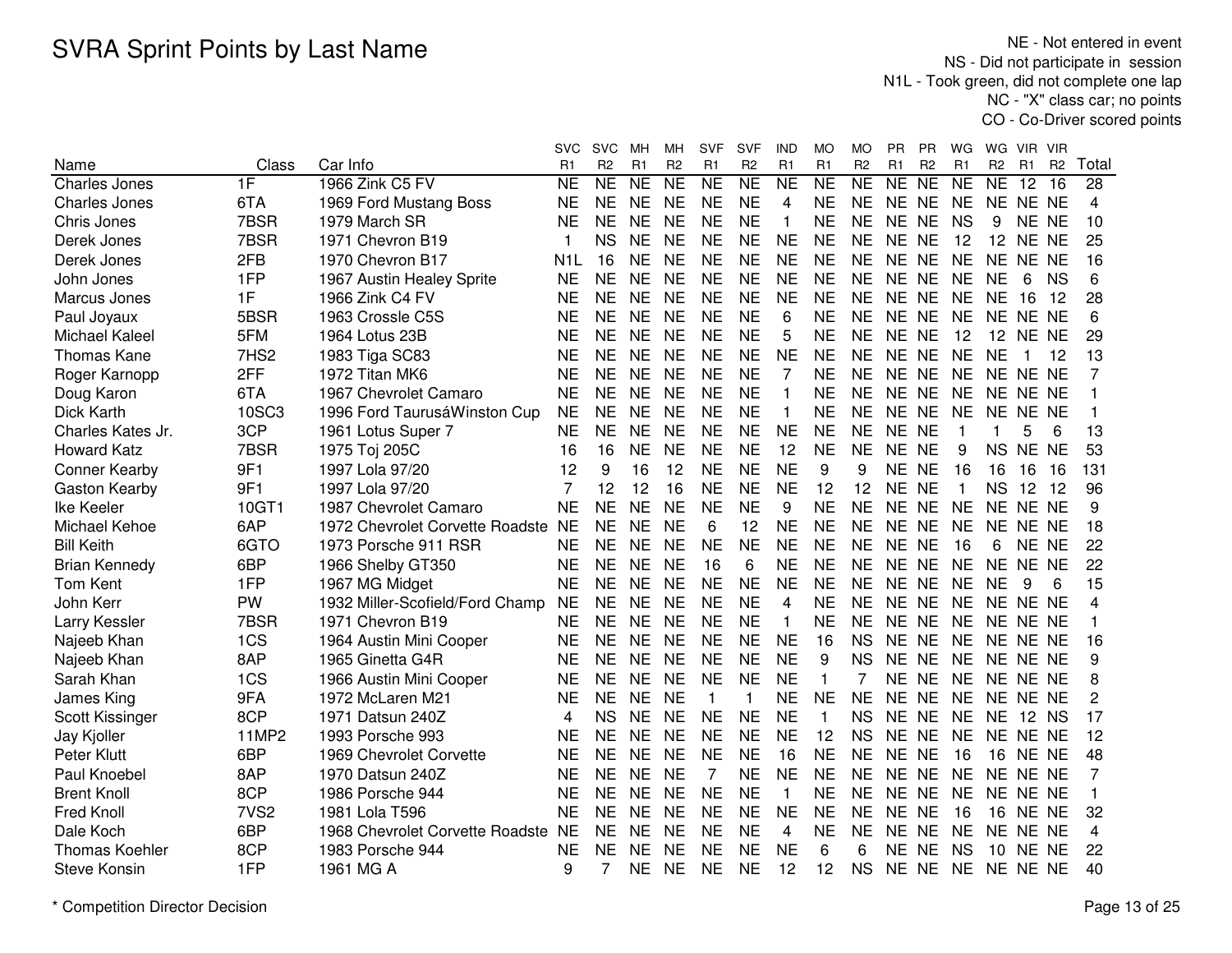# SVRA Sprint Points by Last Name

NE - Not entered in event
NS - Did not participate in session
N1L - Took green, did not complete one lap
NC - "X" class car; no points
CO - Co-Driver scored points

| Name | Class | Car Info | SVC R1 | SVC R2 | MH R1 | MH R2 | SVF R1 | SVF R2 | IND R1 | MO R1 | MO R2 | PR R1 | PR R2 | WG R1 | WG R2 | VIR R1 | VIR R2 | Total |
|---|---|---|---|---|---|---|---|---|---|---|---|---|---|---|---|---|---|---|
| Charles Jones | 1F | 1966 Zink C5 FV | NE | NE | NE | NE | NE | NE | NE | NE | NE | NE | NE | NE | NE | 12 | 16 | 28 |
| Charles Jones | 6TA | 1969 Ford Mustang Boss | NE | NE | NE | NE | NE | NE | 4 | NE | NE | NE | NE | NE | NE | NE | NE | 4 |
| Chris Jones | 7BSR | 1979 March SR | NE | NE | NE | NE | NE | NE | 1 | NE | NE | NE | NE | NS | 9 | NE | NE | 10 |
| Derek Jones | 7BSR | 1971 Chevron B19 | 1 | NS | NE | NE | NE | NE | NE | NE | NE | NE | NE | 12 | 12 | NE | NE | 25 |
| Derek Jones | 2FB | 1970 Chevron B17 | N1L | 16 | NE | NE | NE | NE | NE | NE | NE | NE | NE | NE | NE | NE | NE | 16 |
| John Jones | 1FP | 1967 Austin Healey Sprite | NE | NE | NE | NE | NE | NE | NE | NE | NE | NE | NE | NE | NE | 6 | NS | 6 |
| Marcus Jones | 1F | 1966 Zink C4 FV | NE | NE | NE | NE | NE | NE | NE | NE | NE | NE | NE | NE | NE | 16 | 12 | 28 |
| Paul Joyaux | 5BSR | 1963 Crossle C5S | NE | NE | NE | NE | NE | NE | 6 | NE | NE | NE | NE | NE | NE | NE | NE | 6 |
| Michael Kaleel | 5FM | 1964 Lotus 23B | NE | NE | NE | NE | NE | NE | 5 | NE | NE | NE | NE | 12 | 12 | NE | NE | 29 |
| Thomas Kane | 7HS2 | 1983 Tiga SC83 | NE | NE | NE | NE | NE | NE | NE | NE | NE | NE | NE | NE | NE | 1 | 12 | 13 |
| Roger Karnopp | 2FF | 1972 Titan MK6 | NE | NE | NE | NE | NE | NE | 7 | NE | NE | NE | NE | NE | NE | NE | NE | 7 |
| Doug Karon | 6TA | 1967 Chevrolet Camaro | NE | NE | NE | NE | NE | NE | 1 | NE | NE | NE | NE | NE | NE | NE | NE | 1 |
| Dick Karth | 10SC3 | 1996 Ford TaurusáWinston Cup | NE | NE | NE | NE | NE | NE | 1 | NE | NE | NE | NE | NE | NE | NE | NE | 1 |
| Charles Kates Jr. | 3CP | 1961 Lotus Super 7 | NE | NE | NE | NE | NE | NE | NE | NE | NE | NE | NE | 1 | 1 | 5 | 6 | 13 |
| Howard Katz | 7BSR | 1975 Toj 205C | 16 | 16 | NE | NE | NE | NE | 12 | NE | NE | NE | NE | 9 | NS | NE | NE | 53 |
| Conner Kearby | 9F1 | 1997 Lola 97/20 | 12 | 9 | 16 | 12 | NE | NE | NE | 9 | 9 | NE | NE | 16 | 16 | 16 | 16 | 131 |
| Gaston Kearby | 9F1 | 1997 Lola 97/20 | 7 | 12 | 12 | 16 | NE | NE | NE | 12 | 12 | NE | NE | 1 | NS | 12 | 12 | 96 |
| Ike Keeler | 10GT1 | 1987 Chevrolet Camaro | NE | NE | NE | NE | NE | NE | 9 | NE | NE | NE | NE | NE | NE | NE | NE | 9 |
| Michael Kehoe | 6AP | 1972 Chevrolet Corvette Roadste | NE | NE | NE | NE | 6 | 12 | NE | NE | NE | NE | NE | NE | NE | NE | NE | 18 |
| Bill Keith | 6GTO | 1973 Porsche 911 RSR | NE | NE | NE | NE | NE | NE | NE | NE | NE | NE | NE | 16 | 6 | NE | NE | 22 |
| Brian Kennedy | 6BP | 1966 Shelby GT350 | NE | NE | NE | NE | 16 | 6 | NE | NE | NE | NE | NE | NE | NE | NE | NE | 22 |
| Tom Kent | 1FP | 1967 MG Midget | NE | NE | NE | NE | NE | NE | NE | NE | NE | NE | NE | NE | NE | 9 | 6 | 15 |
| John Kerr | PW | 1932 Miller-Scofield/Ford Champ | NE | NE | NE | NE | NE | NE | 4 | NE | NE | NE | NE | NE | NE | NE | NE | 4 |
| Larry Kessler | 7BSR | 1971 Chevron B19 | NE | NE | NE | NE | NE | NE | 1 | NE | NE | NE | NE | NE | NE | NE | NE | 1 |
| Najeeb Khan | 1CS | 1964 Austin Mini Cooper | NE | NE | NE | NE | NE | NE | NE | 16 | NS | NE | NE | NE | NE | NE | NE | 16 |
| Najeeb Khan | 8AP | 1965 Ginetta G4R | NE | NE | NE | NE | NE | NE | NE | 9 | NS | NE | NE | NE | NE | NE | NE | 9 |
| Sarah Khan | 1CS | 1966 Austin Mini Cooper | NE | NE | NE | NE | NE | NE | NE | 1 | 7 | NE | NE | NE | NE | NE | NE | 8 |
| James King | 9FA | 1972 McLaren M21 | NE | NE | NE | NE | 1 | 1 | NE | NE | NE | NE | NE | NE | NE | NE | NE | 2 |
| Scott Kissinger | 8CP | 1971 Datsun 240Z | 4 | NS | NE | NE | NE | NE | NE | 1 | NS | NE | NE | NE | NE | 12 | NS | 17 |
| Jay Kjoller | 11MP2 | 1993 Porsche 993 | NE | NE | NE | NE | NE | NE | NE | 12 | NS | NE | NE | NE | NE | NE | NE | 12 |
| Peter Klutt | 6BP | 1969 Chevrolet Corvette | NE | NE | NE | NE | NE | NE | 16 | NE | NE | NE | NE | 16 | 16 | NE | NE | 48 |
| Paul Knoebel | 8AP | 1970 Datsun 240Z | NE | NE | NE | NE | 7 | NE | NE | NE | NE | NE | NE | NE | NE | NE | NE | 7 |
| Brent Knoll | 8CP | 1986 Porsche 944 | NE | NE | NE | NE | NE | NE | 1 | NE | NE | NE | NE | NE | NE | NE | NE | 1 |
| Fred Knoll | 7VS2 | 1981 Lola T596 | NE | NE | NE | NE | NE | NE | NE | NE | NE | NE | NE | 16 | 16 | NE | NE | 32 |
| Dale Koch | 6BP | 1968 Chevrolet Corvette Roadste | NE | NE | NE | NE | NE | NE | 4 | NE | NE | NE | NE | NE | NE | NE | NE | 4 |
| Thomas Koehler | 8CP | 1983 Porsche 944 | NE | NE | NE | NE | NE | NE | NE | 6 | 6 | NE | NE | NS | 10 | NE | NE | 22 |
| Steve Konsin | 1FP | 1961 MG A | 9 | 7 | NE | NE | NE | NE | 12 | 12 | NS | NE | NE | NE | NE | NE | NE | 40 |

\* Competition Director Decision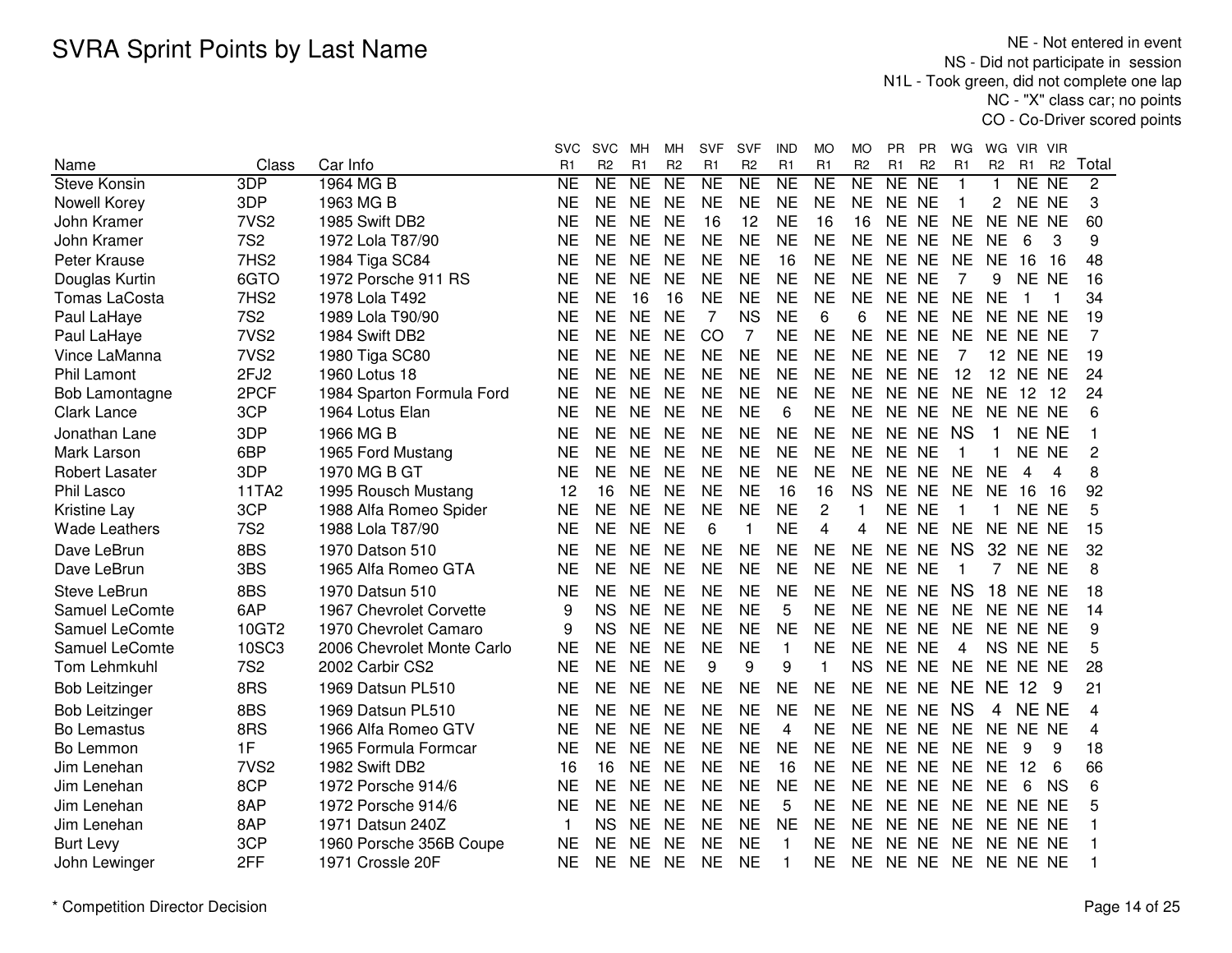# SVRA Sprint Points by Last Name

NE - Not entered in event
NS - Did not participate in session
N1L - Took green, did not complete one lap
NC - "X" class car; no points
CO - Co-Driver scored points

| Name | Class | Car Info | SVC R1 | SVC R2 | MH R1 | MH R2 | SVF R1 | SVF R2 | IND R1 | MO R1 | MO R2 | PR R1 | PR R2 | WG R1 | WG R2 | VIR R1 | VIR R2 | Total |
|---|---|---|---|---|---|---|---|---|---|---|---|---|---|---|---|---|---|---|
| Steve Konsin | 3DP | 1964 MG B | NE | NE | NE | NE | NE | NE | NE | NE | NE | NE | NE | 1 | 1 | NE | NE | 2 |
| Nowell Korey | 3DP | 1963 MG B | NE | NE | NE | NE | NE | NE | NE | NE | NE | NE | NE | 1 | 2 | NE | NE | 3 |
| John Kramer | 7VS2 | 1985 Swift DB2 | NE | NE | NE | NE | 16 | 12 | NE | 16 | 16 | NE | NE | NE | NE | NE | NE | 60 |
| John Kramer | 7S2 | 1972 Lola T87/90 | NE | NE | NE | NE | NE | NE | NE | NE | NE | NE | NE | NE | NE | 6 | 3 | 9 |
| Peter Krause | 7HS2 | 1984 Tiga SC84 | NE | NE | NE | NE | NE | NE | 16 | NE | NE | NE | NE | NE | NE | 16 | 16 | 48 |
| Douglas Kurtin | 6GTO | 1972 Porsche 911 RS | NE | NE | NE | NE | NE | NE | NE | NE | NE | NE | NE | 7 | 9 | NE | NE | 16 |
| Tomas LaCosta | 7HS2 | 1978 Lola T492 | NE | NE | 16 | 16 | NE | NE | NE | NE | NE | NE | NE | NE | NE | 1 | 1 | 34 |
| Paul LaHaye | 7S2 | 1989 Lola T90/90 | NE | NE | NE | NE | 7 | NS | NE | 6 | 6 | NE | NE | NE | NE | NE | NE | 19 |
| Paul LaHaye | 7VS2 | 1984 Swift DB2 | NE | NE | NE | NE | CO | 7 | NE | NE | NE | NE | NE | NE | NE | NE | NE | 7 |
| Vince LaManna | 7VS2 | 1980 Tiga SC80 | NE | NE | NE | NE | NE | NE | NE | NE | NE | NE | NE | 7 | 12 | NE | NE | 19 |
| Phil Lamont | 2FJ2 | 1960 Lotus 18 | NE | NE | NE | NE | NE | NE | NE | NE | NE | NE | NE | 12 | 12 | NE | NE | 24 |
| Bob Lamontagne | 2PCF | 1984 Sparton Formula Ford | NE | NE | NE | NE | NE | NE | NE | NE | NE | NE | NE | NE | NE | 12 | 12 | 24 |
| Clark Lance | 3CP | 1964 Lotus Elan | NE | NE | NE | NE | NE | NE | 6 | NE | NE | NE | NE | NE | NE | NE | NE | 6 |
| Jonathan Lane | 3DP | 1966 MG B | NE | NE | NE | NE | NE | NE | NE | NE | NE | NE | NE | NS | 1 | NE | NE | 1 |
| Mark Larson | 6BP | 1965 Ford Mustang | NE | NE | NE | NE | NE | NE | NE | NE | NE | NE | NE | 1 | 1 | NE | NE | 2 |
| Robert Lasater | 3DP | 1970 MG B GT | NE | NE | NE | NE | NE | NE | NE | NE | NE | NE | NE | NE | NE | 4 | 4 | 8 |
| Phil Lasco | 11TA2 | 1995 Rousch Mustang | 12 | 16 | NE | NE | NE | NE | 16 | 16 | NS | NE | NE | NE | NE | 16 | 16 | 92 |
| Kristine Lay | 3CP | 1988 Alfa Romeo Spider | NE | NE | NE | NE | NE | NE | NE | 2 | 1 | NE | NE | 1 | 1 | NE | NE | 5 |
| Wade Leathers | 7S2 | 1988 Lola T87/90 | NE | NE | NE | NE | 6 | 1 | NE | 4 | 4 | NE | NE | NE | NE | NE | NE | 15 |
| Dave LeBrun | 8BS | 1970 Datson 510 | NE | NE | NE | NE | NE | NE | NE | NE | NE | NE | NE | NS | 32 | NE | NE | 32 |
| Dave LeBrun | 3BS | 1965 Alfa Romeo GTA | NE | NE | NE | NE | NE | NE | NE | NE | NE | NE | NE | 1 | 7 | NE | NE | 8 |
| Steve LeBrun | 8BS | 1970 Datsun 510 | NE | NE | NE | NE | NE | NE | NE | NE | NE | NE | NE | NS | 18 | NE | NE | 18 |
| Samuel LeComte | 6AP | 1967 Chevrolet Corvette | 9 | NS | NE | NE | NE | NE | 5 | NE | NE | NE | NE | NE | NE | NE | NE | 14 |
| Samuel LeComte | 10GT2 | 1970 Chevrolet Camaro | 9 | NS | NE | NE | NE | NE | NE | NE | NE | NE | NE | NE | NE | NE | NE | 9 |
| Samuel LeComte | 10SC3 | 2006 Chevrolet Monte Carlo | NE | NE | NE | NE | NE | NE | 1 | NE | NE | NE | NE | 4 | NS | NE | NE | 5 |
| Tom Lehmkuhl | 7S2 | 2002 Carbir CS2 | NE | NE | NE | NE | 9 | 9 | 9 | 1 | NS | NE | NE | NE | NE | NE | NE | 28 |
| Bob Leitzinger | 8RS | 1969 Datsun PL510 | NE | NE | NE | NE | NE | NE | NE | NE | NE | NE | NE | NE | NE | 12 | 9 | 21 |
| Bob Leitzinger | 8BS | 1969 Datsun PL510 | NE | NE | NE | NE | NE | NE | NE | NE | NE | NE | NE | NS | 4 | NE | NE | 4 |
| Bo Lemastus | 8RS | 1966 Alfa Romeo GTV | NE | NE | NE | NE | NE | NE | 4 | NE | NE | NE | NE | NE | NE | NE | NE | 4 |
| Bo Lemmon | 1F | 1965 Formula Formcar | NE | NE | NE | NE | NE | NE | NE | NE | NE | NE | NE | NE | NE | 9 | 9 | 18 |
| Jim Lenehan | 7VS2 | 1982 Swift DB2 | 16 | 16 | NE | NE | NE | NE | 16 | NE | NE | NE | NE | NE | NE | 12 | 6 | 66 |
| Jim Lenehan | 8CP | 1972 Porsche 914/6 | NE | NE | NE | NE | NE | NE | NE | NE | NE | NE | NE | NE | NE | 6 | NS | 6 |
| Jim Lenehan | 8AP | 1972 Porsche 914/6 | NE | NE | NE | NE | NE | NE | 5 | NE | NE | NE | NE | NE | NE | NE | NE | 5 |
| Jim Lenehan | 8AP | 1971 Datsun 240Z | 1 | NS | NE | NE | NE | NE | NE | NE | NE | NE | NE | NE | NE | NE | NE | 1 |
| Burt Levy | 3CP | 1960 Porsche 356B Coupe | NE | NE | NE | NE | NE | NE | 1 | NE | NE | NE | NE | NE | NE | NE | NE | 1 |
| John Lewinger | 2FF | 1971 Crossle 20F | NE | NE | NE | NE | NE | NE | 1 | NE | NE | NE | NE | NE | NE | NE | NE | 1 |

\* Competition Director Decision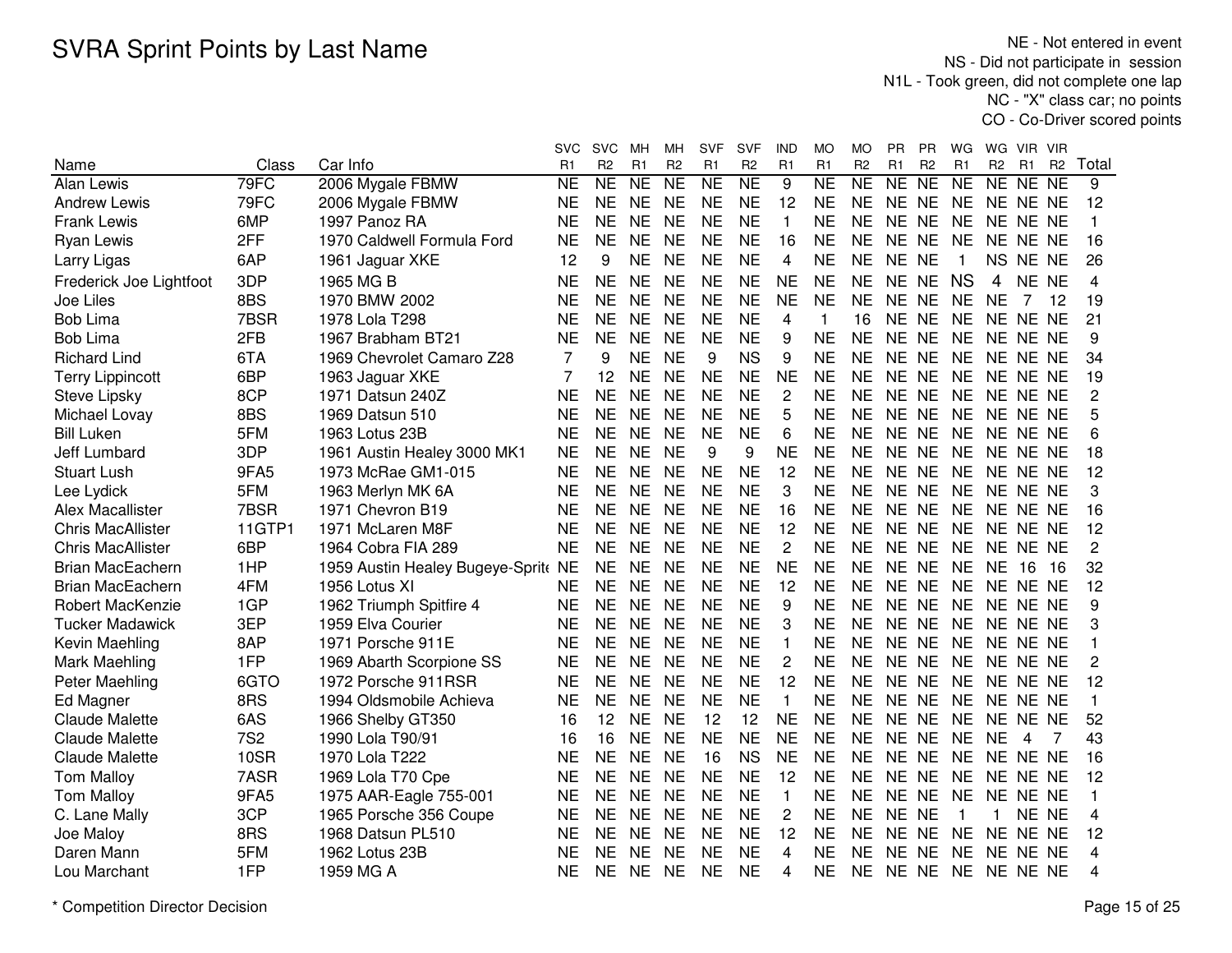# SVRA Sprint Points by Last Name

NE - Not entered in event
NS - Did not participate in session
N1L - Took green, did not complete one lap
NC - "X" class car; no points
CO - Co-Driver scored points

| Name | Class | Car Info | SVC R1 | SVC R2 | MH R1 | MH R2 | SVF R1 | SVF R2 | IND R1 | MO R1 | MO R2 | PR R1 | PR R2 | WG R1 | WG R2 | VIR R1 | VIR R2 | Total |
|---|---|---|---|---|---|---|---|---|---|---|---|---|---|---|---|---|---|---|
| Alan Lewis | 79FC | 2006 Mygale FBMW | NE | NE | NE | NE | NE | NE | 9 | NE | NE | NE | NE | NE | NE | NE | NE | 9 |
| Andrew Lewis | 79FC | 2006 Mygale FBMW | NE | NE | NE | NE | NE | NE | 12 | NE | NE | NE | NE | NE | NE | NE | NE | 12 |
| Frank Lewis | 6MP | 1997 Panoz RA | NE | NE | NE | NE | NE | NE | 1 | NE | NE | NE | NE | NE | NE | NE | NE | 1 |
| Ryan Lewis | 2FF | 1970 Caldwell Formula Ford | NE | NE | NE | NE | NE | NE | 16 | NE | NE | NE | NE | NE | NE | NE | NE | 16 |
| Larry Ligas | 6AP | 1961 Jaguar XKE | 12 | 9 | NE | NE | NE | NE | 4 | NE | NE | NE | NE | 1 | NS | NE | NE | 26 |
| Frederick Joe Lightfoot | 3DP | 1965 MG B | NE | NE | NE | NE | NE | NE | NE | NE | NE | NE | NE | NS | 4 | NE | NE | 4 |
| Joe Liles | 8BS | 1970 BMW 2002 | NE | NE | NE | NE | NE | NE | NE | NE | NE | NE | NE | NE | NE | 7 | 12 | 19 |
| Bob Lima | 7BSR | 1978 Lola T298 | NE | NE | NE | NE | NE | NE | 4 | 1 | 16 | NE | NE | NE | NE | NE | NE | 21 |
| Bob Lima | 2FB | 1967 Brabham BT21 | NE | NE | NE | NE | NE | NE | 9 | NE | NE | NE | NE | NE | NE | NE | NE | 9 |
| Richard Lind | 6TA | 1969 Chevrolet Camaro Z28 | 7 | 9 | NE | NE | 9 | NS | 9 | NE | NE | NE | NE | NE | NE | NE | NE | 34 |
| Terry Lippincott | 6BP | 1963 Jaguar XKE | 7 | 12 | NE | NE | NE | NE | NE | NE | NE | NE | NE | NE | NE | NE | NE | 19 |
| Steve Lipsky | 8CP | 1971 Datsun 240Z | NE | NE | NE | NE | NE | NE | 2 | NE | NE | NE | NE | NE | NE | NE | NE | 2 |
| Michael Lovay | 8BS | 1969 Datsun 510 | NE | NE | NE | NE | NE | NE | 5 | NE | NE | NE | NE | NE | NE | NE | NE | 5 |
| Bill Luken | 5FM | 1963 Lotus 23B | NE | NE | NE | NE | NE | NE | 6 | NE | NE | NE | NE | NE | NE | NE | NE | 6 |
| Jeff Lumbard | 3DP | 1961 Austin Healey 3000 MK1 | NE | NE | NE | NE | 9 | 9 | NE | NE | NE | NE | NE | NE | NE | NE | NE | 18 |
| Stuart Lush | 9FA5 | 1973 McRae GM1-015 | NE | NE | NE | NE | NE | NE | 12 | NE | NE | NE | NE | NE | NE | NE | NE | 12 |
| Lee Lydick | 5FM | 1963 Merlyn MK 6A | NE | NE | NE | NE | NE | NE | 3 | NE | NE | NE | NE | NE | NE | NE | NE | 3 |
| Alex Macallister | 7BSR | 1971 Chevron B19 | NE | NE | NE | NE | NE | NE | 16 | NE | NE | NE | NE | NE | NE | NE | NE | 16 |
| Chris MacAllister | 11GTP1 | 1971 McLaren M8F | NE | NE | NE | NE | NE | NE | 12 | NE | NE | NE | NE | NE | NE | NE | NE | 12 |
| Chris MacAllister | 6BP | 1964 Cobra FIA 289 | NE | NE | NE | NE | NE | NE | 2 | NE | NE | NE | NE | NE | NE | NE | NE | 2 |
| Brian MacEachern | 1HP | 1959 Austin Healey Bugeye-Sprite | NE | NE | NE | NE | NE | NE | NE | NE | NE | NE | NE | NE | NE | 16 | 16 | 32 |
| Brian MacEachern | 4FM | 1956 Lotus XI | NE | NE | NE | NE | NE | NE | 12 | NE | NE | NE | NE | NE | NE | NE | NE | 12 |
| Robert MacKenzie | 1GP | 1962 Triumph Spitfire 4 | NE | NE | NE | NE | NE | NE | 9 | NE | NE | NE | NE | NE | NE | NE | NE | 9 |
| Tucker Madawick | 3EP | 1959 Elva Courier | NE | NE | NE | NE | NE | NE | 3 | NE | NE | NE | NE | NE | NE | NE | NE | 3 |
| Kevin Maehling | 8AP | 1971 Porsche 911E | NE | NE | NE | NE | NE | NE | 1 | NE | NE | NE | NE | NE | NE | NE | NE | 1 |
| Mark Maehling | 1FP | 1969 Abarth Scorpione SS | NE | NE | NE | NE | NE | NE | 2 | NE | NE | NE | NE | NE | NE | NE | NE | 2 |
| Peter Maehling | 6GTO | 1972 Porsche 911RSR | NE | NE | NE | NE | NE | NE | 12 | NE | NE | NE | NE | NE | NE | NE | NE | 12 |
| Ed Magner | 8RS | 1994 Oldsmobile Achieva | NE | NE | NE | NE | NE | NE | 1 | NE | NE | NE | NE | NE | NE | NE | NE | 1 |
| Claude Malette | 6AS | 1966 Shelby GT350 | 16 | 12 | NE | NE | 12 | 12 | NE | NE | NE | NE | NE | NE | NE | NE | NE | 52 |
| Claude Malette | 7S2 | 1990 Lola T90/91 | 16 | 16 | NE | NE | NE | NE | NE | NE | NE | NE | NE | NE | NE | 4 | 7 | 43 |
| Claude Malette | 10SR | 1970 Lola T222 | NE | NE | NE | NE | 16 | NS | NE | NE | NE | NE | NE | NE | NE | NE | NE | 16 |
| Tom Malloy | 7ASR | 1969 Lola T70 Cpe | NE | NE | NE | NE | NE | NE | 12 | NE | NE | NE | NE | NE | NE | NE | NE | 12 |
| Tom Malloy | 9FA5 | 1975 AAR-Eagle 755-001 | NE | NE | NE | NE | NE | NE | 1 | NE | NE | NE | NE | NE | NE | NE | NE | 1 |
| C. Lane Mally | 3CP | 1965 Porsche 356 Coupe | NE | NE | NE | NE | NE | NE | 2 | NE | NE | NE | NE | 1 | 1 | NE | NE | 4 |
| Joe Maloy | 8RS | 1968 Datsun PL510 | NE | NE | NE | NE | NE | NE | 12 | NE | NE | NE | NE | NE | NE | NE | NE | 12 |
| Daren Mann | 5FM | 1962 Lotus 23B | NE | NE | NE | NE | NE | NE | 4 | NE | NE | NE | NE | NE | NE | NE | NE | 4 |
| Lou Marchant | 1FP | 1959 MG A | NE | NE | NE | NE | NE | NE | 4 | NE | NE | NE | NE | NE | NE | NE | NE | 4 |

\* Competition Director Decision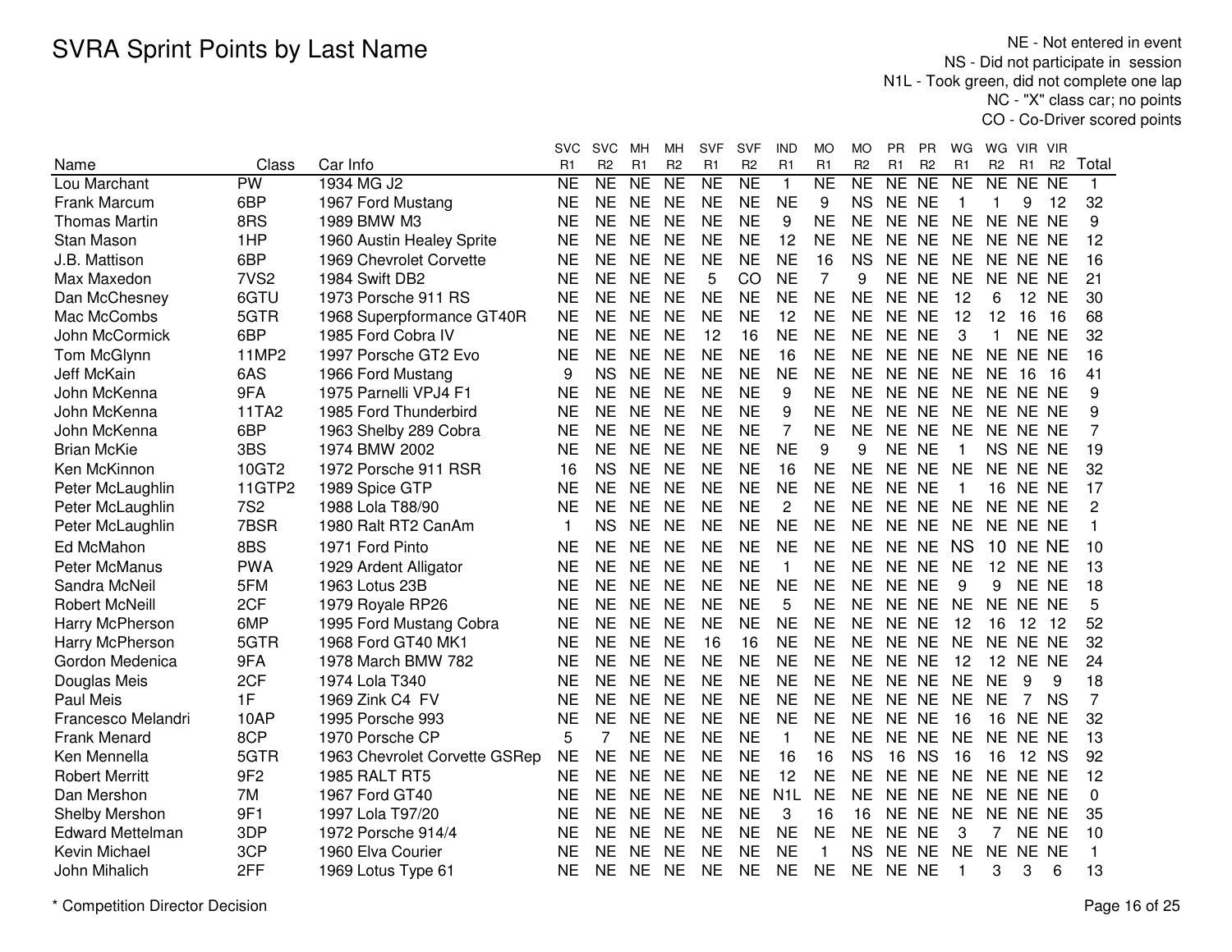# SVRA Sprint Points by Last Name

NE - Not entered in event
NS - Did not participate in session
N1L - Took green, did not complete one lap
NC - "X" class car; no points
CO - Co-Driver scored points

| Name | Class | Car Info | SVC R1 | SVC R2 | MH R1 | MH R2 | SVF R1 | SVF R2 | IND R1 | MO R1 | MO R2 | PR R1 | PR R2 | WG R1 | WG R2 | VIR R1 | VIR R2 | Total |
|---|---|---|---|---|---|---|---|---|---|---|---|---|---|---|---|---|---|---|
| Lou Marchant | PW | 1934 MG J2 | NE | NE | NE | NE | NE | NE | 1 | NE | NE | NE | NE | NE | NE | NE | NE | 1 |
| Frank Marcum | 6BP | 1967 Ford Mustang | NE | NE | NE | NE | NE | NE | NE | 9 | NS | NE | NE | 1 | 1 | 9 | 12 | 32 |
| Thomas Martin | 8RS | 1989 BMW M3 | NE | NE | NE | NE | NE | NE | 9 | NE | NE | NE | NE | NE | NE | NE | NE | 9 |
| Stan Mason | 1HP | 1960 Austin Healey Sprite | NE | NE | NE | NE | NE | NE | 12 | NE | NE | NE | NE | NE | NE | NE | NE | 12 |
| J.B. Mattison | 6BP | 1969 Chevrolet Corvette | NE | NE | NE | NE | NE | NE | NE | 16 | NS | NE | NE | NE | NE | NE | NE | 16 |
| Max Maxedon | 7VS2 | 1984 Swift DB2 | NE | NE | NE | NE | 5 | CO | NE | 7 | 9 | NE | NE | NE | NE | NE | NE | 21 |
| Dan McChesney | 6GTU | 1973 Porsche 911 RS | NE | NE | NE | NE | NE | NE | NE | NE | NE | NE | NE | 12 | 6 | 12 | NE | 30 |
| Mac McCombs | 5GTR | 1968 Superpformance GT40R | NE | NE | NE | NE | NE | NE | 12 | NE | NE | NE | NE | 12 | 12 | 16 | 16 | 68 |
| John McCormick | 6BP | 1985 Ford Cobra IV | NE | NE | NE | NE | 12 | 16 | NE | NE | NE | NE | NE | 3 | 1 | NE | NE | 32 |
| Tom McGlynn | 11MP2 | 1997 Porsche GT2 Evo | NE | NE | NE | NE | NE | NE | 16 | NE | NE | NE | NE | NE | NE | NE | NE | 16 |
| Jeff McKain | 6AS | 1966 Ford Mustang | 9 | NS | NE | NE | NE | NE | NE | NE | NE | NE | NE | NE | NE | 16 | 16 | 41 |
| John McKenna | 9FA | 1975 Parnelli VPJ4 F1 | NE | NE | NE | NE | NE | NE | 9 | NE | NE | NE | NE | NE | NE | NE | NE | 9 |
| John McKenna | 11TA2 | 1985 Ford Thunderbird | NE | NE | NE | NE | NE | NE | 9 | NE | NE | NE | NE | NE | NE | NE | NE | 9 |
| John McKenna | 6BP | 1963 Shelby 289 Cobra | NE | NE | NE | NE | NE | NE | 7 | NE | NE | NE | NE | NE | NE | NE | NE | 7 |
| Brian McKie | 3BS | 1974 BMW 2002 | NE | NE | NE | NE | NE | NE | NE | 9 | 9 | NE | NE | 1 | NS | NE | NE | 19 |
| Ken McKinnon | 10GT2 | 1972 Porsche 911 RSR | 16 | NS | NE | NE | NE | NE | 16 | NE | NE | NE | NE | NE | NE | NE | NE | 32 |
| Peter McLaughlin | 11GTP2 | 1989 Spice GTP | NE | NE | NE | NE | NE | NE | NE | NE | NE | NE | NE | 1 | 16 | NE | NE | 17 |
| Peter McLaughlin | 7S2 | 1988 Lola T88/90 | NE | NE | NE | NE | NE | NE | 2 | NE | NE | NE | NE | NE | NE | NE | NE | 2 |
| Peter McLaughlin | 7BSR | 1980 Ralt RT2 CanAm | 1 | NS | NE | NE | NE | NE | NE | NE | NE | NE | NE | NE | NE | NE | NE | 1 |
| Ed McMahon | 8BS | 1971 Ford Pinto | NE | NE | NE | NE | NE | NE | NE | NE | NE | NE | NE | NS | 10 | NE | NE | 10 |
| Peter McManus | PWA | 1929 Ardent Alligator | NE | NE | NE | NE | NE | NE | 1 | NE | NE | NE | NE | NE | 12 | NE | NE | 13 |
| Sandra McNeil | 5FM | 1963 Lotus 23B | NE | NE | NE | NE | NE | NE | NE | NE | NE | NE | NE | 9 | 9 | NE | NE | 18 |
| Robert McNeill | 2CF | 1979 Royale RP26 | NE | NE | NE | NE | NE | NE | 5 | NE | NE | NE | NE | NE | NE | NE | NE | 5 |
| Harry McPherson | 6MP | 1995 Ford Mustang Cobra | NE | NE | NE | NE | NE | NE | NE | NE | NE | NE | NE | 12 | 16 | 12 | 12 | 52 |
| Harry McPherson | 5GTR | 1968 Ford GT40 MK1 | NE | NE | NE | NE | 16 | 16 | NE | NE | NE | NE | NE | NE | NE | NE | NE | 32 |
| Gordon Medenica | 9FA | 1978 March BMW 782 | NE | NE | NE | NE | NE | NE | NE | NE | NE | NE | NE | 12 | 12 | NE | NE | 24 |
| Douglas Meis | 2CF | 1974 Lola T340 | NE | NE | NE | NE | NE | NE | NE | NE | NE | NE | NE | NE | NE | 9 | 9 | 18 |
| Paul Meis | 1F | 1969 Zink C4 FV | NE | NE | NE | NE | NE | NE | NE | NE | NE | NE | NE | NE | NE | 7 | NS | 7 |
| Francesco Melandri | 10AP | 1995 Porsche 993 | NE | NE | NE | NE | NE | NE | NE | NE | NE | NE | NE | 16 | 16 | NE | NE | 32 |
| Frank Menard | 8CP | 1970 Porsche CP | 5 | 7 | NE | NE | NE | NE | 1 | NE | NE | NE | NE | NE | NE | NE | NE | 13 |
| Ken Mennella | 5GTR | 1963 Chevrolet Corvette GSRep | NE | NE | NE | NE | NE | NE | 16 | 16 | NS | 16 | NS | 16 | 16 | 12 | NS | 92 |
| Robert Merritt | 9F2 | 1985 RALT RT5 | NE | NE | NE | NE | NE | NE | 12 | NE | NE | NE | NE | NE | NE | NE | NE | 12 |
| Dan Mershon | 7M | 1967 Ford GT40 | NE | NE | NE | NE | NE | NE | N1L | NE | NE | NE | NE | NE | NE | NE | NE | 0 |
| Shelby Mershon | 9F1 | 1997 Lola T97/20 | NE | NE | NE | NE | NE | NE | 3 | 16 | 16 | NE | NE | NE | NE | NE | NE | 35 |
| Edward Mettelman | 3DP | 1972 Porsche 914/4 | NE | NE | NE | NE | NE | NE | NE | NE | NE | NE | NE | 3 | 7 | NE | NE | 10 |
| Kevin Michael | 3CP | 1960 Elva Courier | NE | NE | NE | NE | NE | NE | NE | 1 | NS | NE | NE | NE | NE | NE | NE | 1 |
| John Mihalich | 2FF | 1969 Lotus Type 61 | NE | NE | NE | NE | NE | NE | NE | NE | NE | NE | NE | 1 | 3 | 3 | 6 | 13 |

* Competition Director Decision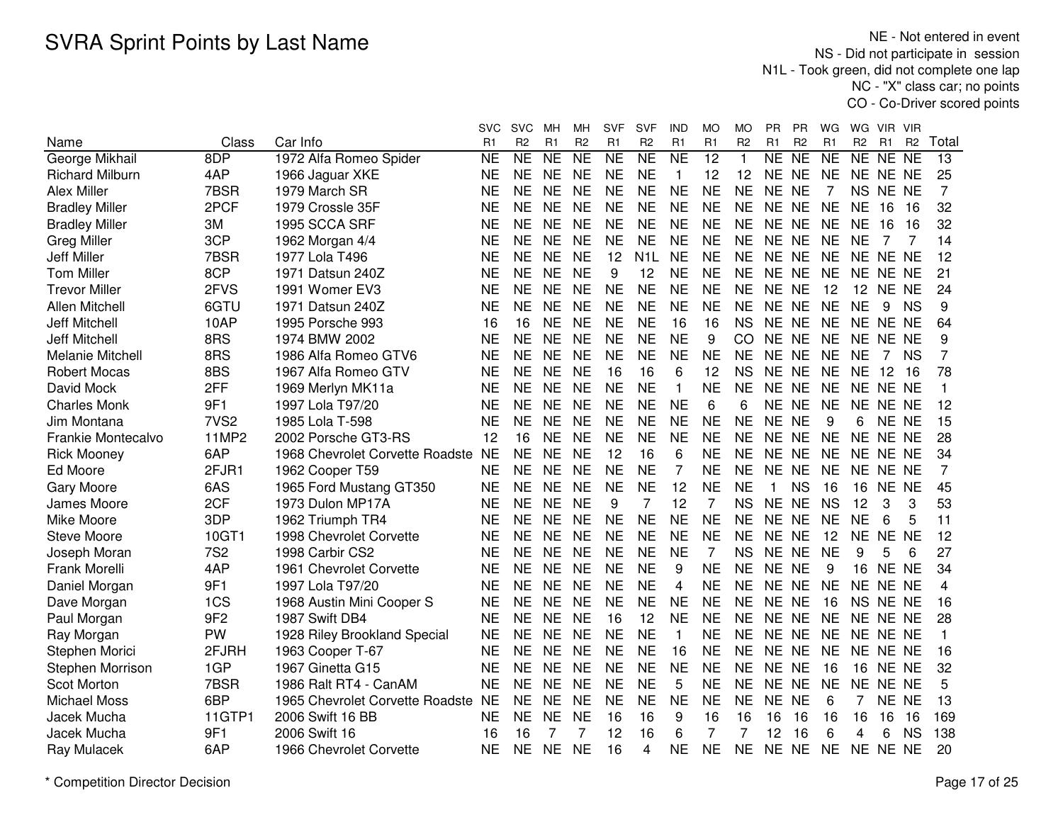# SVRA Sprint Points by Last Name

NE - Not entered in event
NS - Did not participate in session
N1L - Took green, did not complete one lap
NC - "X" class car; no points
CO - Co-Driver scored points

| Name | Class | Car Info | SVC R1 | SVC R2 | MH R1 | MH R2 | SVF R1 | SVF R2 | IND R1 | MO R1 | MO R2 | PR R1 | PR R2 | WG R1 | WG R2 | VIR R1 | VIR R2 | Total |
|---|---|---|---|---|---|---|---|---|---|---|---|---|---|---|---|---|---|---|
| George Mikhail | 8DP | 1972 Alfa Romeo Spider | NE | NE | NE | NE | NE | NE | NE | 12 | 1 | NE | NE | NE | NE | NE | NE | 13 |
| Richard Milburn | 4AP | 1966 Jaguar XKE | NE | NE | NE | NE | NE | NE | 1 | 12 | 12 | NE | NE | NE | NE | NE | NE | 25 |
| Alex Miller | 7BSR | 1979 March SR | NE | NE | NE | NE | NE | NE | NE | NE | NE | NE | NE | 7 | NS | NE | NE | 7 |
| Bradley Miller | 2PCF | 1979 Crossle 35F | NE | NE | NE | NE | NE | NE | NE | NE | NE | NE | NE | NE | NE | 16 | 16 | 32 |
| Bradley Miller | 3M | 1995 SCCA SRF | NE | NE | NE | NE | NE | NE | NE | NE | NE | NE | NE | NE | NE | 16 | 16 | 32 |
| Greg Miller | 3CP | 1962 Morgan 4/4 | NE | NE | NE | NE | NE | NE | NE | NE | NE | NE | NE | NE | NE | 7 | 7 | 14 |
| Jeff Miller | 7BSR | 1977 Lola T496 | NE | NE | NE | NE | 12 | N1L | NE | NE | NE | NE | NE | NE | NE | NE | NE | 12 |
| Tom Miller | 8CP | 1971 Datsun 240Z | NE | NE | NE | NE | 9 | 12 | NE | NE | NE | NE | NE | NE | NE | NE | NE | 21 |
| Trevor Miller | 2FVS | 1991 Womer EV3 | NE | NE | NE | NE | NE | NE | NE | NE | NE | NE | NE | 12 | 12 | NE | NE | 24 |
| Allen Mitchell | 6GTU | 1971 Datsun 240Z | NE | NE | NE | NE | NE | NE | NE | NE | NE | NE | NE | NE | NE | 9 | NS | 9 |
| Jeff Mitchell | 10AP | 1995 Porsche 993 | 16 | 16 | NE | NE | NE | NE | 16 | 16 | NS | NE | NE | NE | NE | NE | NE | 64 |
| Jeff Mitchell | 8RS | 1974 BMW 2002 | NE | NE | NE | NE | NE | NE | NE | 9 | CO | NE | NE | NE | NE | NE | NE | 9 |
| Melanie Mitchell | 8RS | 1986 Alfa Romeo GTV6 | NE | NE | NE | NE | NE | NE | NE | NE | NE | NE | NE | NE | NE | 7 | NS | 7 |
| Robert Mocas | 8BS | 1967 Alfa Romeo GTV | NE | NE | NE | NE | 16 | 16 | 6 | 12 | NS | NE | NE | NE | NE | 12 | 16 | 78 |
| David Mock | 2FF | 1969 Merlyn MK11a | NE | NE | NE | NE | NE | NE | 1 | NE | NE | NE | NE | NE | NE | NE | NE | 1 |
| Charles Monk | 9F1 | 1997 Lola T97/20 | NE | NE | NE | NE | NE | NE | NE | 6 | 6 | NE | NE | NE | NE | NE | NE | 12 |
| Jim Montana | 7VS2 | 1985 Lola T-598 | NE | NE | NE | NE | NE | NE | NE | NE | NE | NE | NE | 9 | 6 | NE | NE | 15 |
| Frankie Montecalvo | 11MP2 | 2002 Porsche GT3-RS | 12 | 16 | NE | NE | NE | NE | NE | NE | NE | NE | NE | NE | NE | NE | NE | 28 |
| Rick Mooney | 6AP | 1968 Chevrolet Corvette Roadste | NE | NE | NE | NE | 12 | 16 | 6 | NE | NE | NE | NE | NE | NE | NE | NE | 34 |
| Ed Moore | 2FJR1 | 1962 Cooper T59 | NE | NE | NE | NE | NE | NE | 7 | NE | NE | NE | NE | NE | NE | NE | NE | 7 |
| Gary Moore | 6AS | 1965 Ford Mustang GT350 | NE | NE | NE | NE | NE | NE | 12 | NE | NE | 1 | NS | 16 | 16 | NE | NE | 45 |
| James Moore | 2CF | 1973 Dulon MP17A | NE | NE | NE | NE | 9 | 7 | 12 | 7 | NS | NE | NE | NS | 12 | 3 | 3 | 53 |
| Mike Moore | 3DP | 1962 Triumph TR4 | NE | NE | NE | NE | NE | NE | NE | NE | NE | NE | NE | NE | NE | 6 | 5 | 11 |
| Steve Moore | 10GT1 | 1998 Chevrolet Corvette | NE | NE | NE | NE | NE | NE | NE | NE | NE | NE | NE | 12 | NE | NE | NE | 12 |
| Joseph Moran | 7S2 | 1998 Carbir CS2 | NE | NE | NE | NE | NE | NE | NE | 7 | NS | NE | NE | NE | 9 | 5 | 6 | 27 |
| Frank Morelli | 4AP | 1961 Chevrolet Corvette | NE | NE | NE | NE | NE | NE | 9 | NE | NE | NE | NE | 9 | 16 | NE | NE | 34 |
| Daniel Morgan | 9F1 | 1997 Lola T97/20 | NE | NE | NE | NE | NE | NE | 4 | NE | NE | NE | NE | NE | NE | NE | NE | 4 |
| Dave Morgan | 1CS | 1968 Austin Mini Cooper S | NE | NE | NE | NE | NE | NE | NE | NE | NE | NE | NE | 16 | NS | NE | NE | 16 |
| Paul Morgan | 9F2 | 1987 Swift DB4 | NE | NE | NE | NE | 16 | 12 | NE | NE | NE | NE | NE | NE | NE | NE | NE | 28 |
| Ray Morgan | PW | 1928 Riley Brookland Special | NE | NE | NE | NE | NE | NE | 1 | NE | NE | NE | NE | NE | NE | NE | NE | 1 |
| Stephen Morici | 2FJRH | 1963 Cooper T-67 | NE | NE | NE | NE | NE | NE | 16 | NE | NE | NE | NE | NE | NE | NE | NE | 16 |
| Stephen Morrison | 1GP | 1967 Ginetta G15 | NE | NE | NE | NE | NE | NE | NE | NE | NE | NE | NE | 16 | 16 | NE | NE | 32 |
| Scot Morton | 7BSR | 1986 Ralt RT4 - CanAM | NE | NE | NE | NE | NE | NE | 5 | NE | NE | NE | NE | NE | NE | NE | NE | 5 |
| Michael Moss | 6BP | 1965 Chevrolet Corvette Roadste | NE | NE | NE | NE | NE | NE | NE | NE | NE | NE | NE | 6 | 7 | NE | NE | 13 |
| Jacek Mucha | 11GTP1 | 2006 Swift 16 BB | NE | NE | NE | NE | 16 | 16 | 9 | 16 | 16 | 16 | 16 | 16 | 16 | 16 | 16 | 169 |
| Jacek Mucha | 9F1 | 2006 Swift 16 | 16 | 16 | 7 | 7 | 12 | 16 | 6 | 7 | 7 | 12 | 16 | 6 | 4 | 6 | NS | 138 |
| Ray Mulacek | 6AP | 1966 Chevrolet Corvette | NE | NE | NE | NE | 16 | 4 | NE | NE | NE | NE | NE | NE | NE | NE | NE | 20 |

\* Competition Director Decision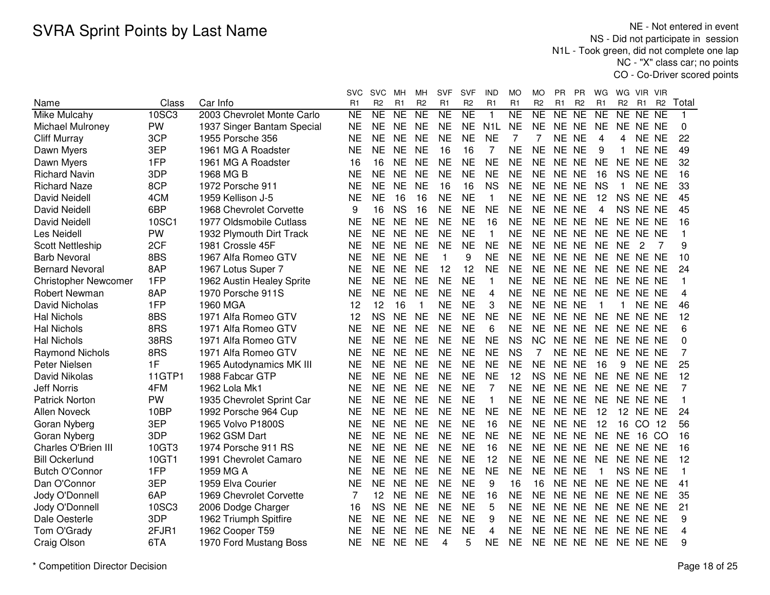# SVRA Sprint Points by Last Name

NE - Not entered in event
NS - Did not participate in session
N1L - Took green, did not complete one lap
NC - "X" class car; no points
CO - Co-Driver scored points

| Name | Class | Car Info | SVC R1 | SVC R2 | MH R1 | MH R2 | SVF R1 | SVF R2 | IND R1 | MO R1 | MO R2 | PR R1 | PR R2 | WG R1 | WG R2 | VIR R1 | VIR R2 | Total |
|---|---|---|---|---|---|---|---|---|---|---|---|---|---|---|---|---|---|---|
| Mike Mulcahy | 10SC3 | 2003 Chevrolet Monte Carlo | NE | NE | NE | NE | NE | NE | 1 | NE | NE | NE | NE | NE | NE | NE | NE | 1 |
| Michael Mulroney | PW | 1937 Singer Bantam Special | NE | NE | NE | NE | NE | NE | N1L | NE | NE | NE | NE | NE | NE | NE | NE | 0 |
| Cliff Murray | 3CP | 1955 Porsche 356 | NE | NE | NE | NE | NE | NE | NE | 7 | 7 | NE | NE | 4 | 4 | NE | NE | 22 |
| Dawn Myers | 3EP | 1961 MG A Roadster | NE | NE | NE | NE | 16 | 16 | 7 | NE | NE | NE | NE | 9 | 1 | NE | NE | 49 |
| Dawn Myers | 1FP | 1961 MG A Roadster | 16 | 16 | NE | NE | NE | NE | NE | NE | NE | NE | NE | NE | NE | NE | NE | 32 |
| Richard Navin | 3DP | 1968 MG B | NE | NE | NE | NE | NE | NE | NE | NE | NE | NE | NE | 16 | NS | NE | NE | 16 |
| Richard Naze | 8CP | 1972 Porsche 911 | NE | NE | NE | NE | 16 | 16 | NS | NE | NE | NE | NE | NS | 1 | NE | NE | 33 |
| David Neidell | 4CM | 1959 Kellison J-5 | NE | NE | 16 | 16 | NE | NE | 1 | NE | NE | NE | NE | 12 | NS | NE | NE | 45 |
| David Neidell | 6BP | 1968 Chevrolet Corvette | 9 | 16 | NS | 16 | NE | NE | NE | NE | NE | NE | NE | 4 | NS | NE | NE | 45 |
| David Neidell | 10SC1 | 1977 Oldsmobile Cutlass | NE | NE | NE | NE | NE | NE | 16 | NE | NE | NE | NE | NE | NE | NE | NE | 16 |
| Les Neidell | PW | 1932 Plymouth Dirt Track | NE | NE | NE | NE | NE | NE | 1 | NE | NE | NE | NE | NE | NE | NE | NE | 1 |
| Scott Nettleship | 2CF | 1981 Crossle 45F | NE | NE | NE | NE | NE | NE | NE | NE | NE | NE | NE | NE | NE | 2 | 7 | 9 |
| Barb Nevoral | 8BS | 1967 Alfa Romeo GTV | NE | NE | NE | NE | 1 | 9 | NE | NE | NE | NE | NE | NE | NE | NE | NE | 10 |
| Bernard Nevoral | 8AP | 1967 Lotus Super 7 | NE | NE | NE | NE | 12 | 12 | NE | NE | NE | NE | NE | NE | NE | NE | NE | 24 |
| Christopher Newcomer | 1FP | 1962 Austin Healey Sprite | NE | NE | NE | NE | NE | NE | 1 | NE | NE | NE | NE | NE | NE | NE | NE | 1 |
| Robert Newman | 8AP | 1970 Porsche 911S | NE | NE | NE | NE | NE | NE | 4 | NE | NE | NE | NE | NE | NE | NE | NE | 4 |
| David Nicholas | 1FP | 1960 MGA | 12 | 12 | 16 | 1 | NE | NE | 3 | NE | NE | NE | NE | 1 | 1 | NE | NE | 46 |
| Hal Nichols | 8BS | 1971 Alfa Romeo GTV | 12 | NS | NE | NE | NE | NE | NE | NE | NE | NE | NE | NE | NE | NE | NE | 12 |
| Hal Nichols | 8RS | 1971 Alfa Romeo GTV | NE | NE | NE | NE | NE | NE | 6 | NE | NE | NE | NE | NE | NE | NE | NE | 6 |
| Hal Nichols | 38RS | 1971 Alfa Romeo GTV | NE | NE | NE | NE | NE | NE | NE | NS | NC | NE | NE | NE | NE | NE | NE | 0 |
| Raymond Nichols | 8RS | 1971 Alfa Romeo GTV | NE | NE | NE | NE | NE | NE | NE | NS | 7 | NE | NE | NE | NE | NE | NE | 7 |
| Peter Nielsen | 1F | 1965 Autodynamics MK III | NE | NE | NE | NE | NE | NE | NE | NE | NE | NE | NE | 16 | 9 | NE | NE | 25 |
| David Nikolas | 11GTP1 | 1988 Fabcar GTP | NE | NE | NE | NE | NE | NE | NE | 12 | NS | NE | NE | NE | NE | NE | NE | 12 |
| Jeff Norris | 4FM | 1962 Lola Mk1 | NE | NE | NE | NE | NE | NE | 7 | NE | NE | NE | NE | NE | NE | NE | NE | 7 |
| Patrick Norton | PW | 1935 Chevrolet Sprint Car | NE | NE | NE | NE | NE | NE | 1 | NE | NE | NE | NE | NE | NE | NE | NE | 1 |
| Allen Noveck | 10BP | 1992 Porsche 964 Cup | NE | NE | NE | NE | NE | NE | NE | NE | NE | NE | NE | 12 | 12 | NE | NE | 24 |
| Goran Nyberg | 3EP | 1965 Volvo P1800S | NE | NE | NE | NE | NE | NE | 16 | NE | NE | NE | NE | 12 | 16 | CO | 12 | 56 |
| Goran Nyberg | 3DP | 1962 GSM Dart | NE | NE | NE | NE | NE | NE | NE | NE | NE | NE | NE | NE | NE | 16 | CO | 16 |
| Charles O'Brien III | 10GT3 | 1974 Porsche 911 RS | NE | NE | NE | NE | NE | NE | 16 | NE | NE | NE | NE | NE | NE | NE | NE | 16 |
| Bill Ockerlund | 10GT1 | 1991 Chevrolet Camaro | NE | NE | NE | NE | NE | NE | 12 | NE | NE | NE | NE | NE | NE | NE | NE | 12 |
| Butch O'Connor | 1FP | 1959 MG A | NE | NE | NE | NE | NE | NE | NE | NE | NE | NE | NE | 1 | NS | NE | NE | 1 |
| Dan O'Connor | 3EP | 1959 Elva Courier | NE | NE | NE | NE | NE | NE | 9 | 16 | 16 | NE | NE | NE | NE | NE | NE | 41 |
| Jody O'Donnell | 6AP | 1969 Chevrolet Corvette | 7 | 12 | NE | NE | NE | NE | 16 | NE | NE | NE | NE | NE | NE | NE | NE | 35 |
| Jody O'Donnell | 10SC3 | 2006 Dodge Charger | 16 | NS | NE | NE | NE | NE | 5 | NE | NE | NE | NE | NE | NE | NE | NE | 21 |
| Dale Oesterle | 3DP | 1962 Triumph Spitfire | NE | NE | NE | NE | NE | NE | 9 | NE | NE | NE | NE | NE | NE | NE | NE | 9 |
| Tom O'Grady | 2FJR1 | 1962 Cooper T59 | NE | NE | NE | NE | NE | NE | 4 | NE | NE | NE | NE | NE | NE | NE | NE | 4 |
| Craig Olson | 6TA | 1970 Ford Mustang Boss | NE | NE | NE | NE | 4 | 5 | NE | NE | NE | NE | NE | NE | NE | NE | NE | 9 |

\* Competition Director Decision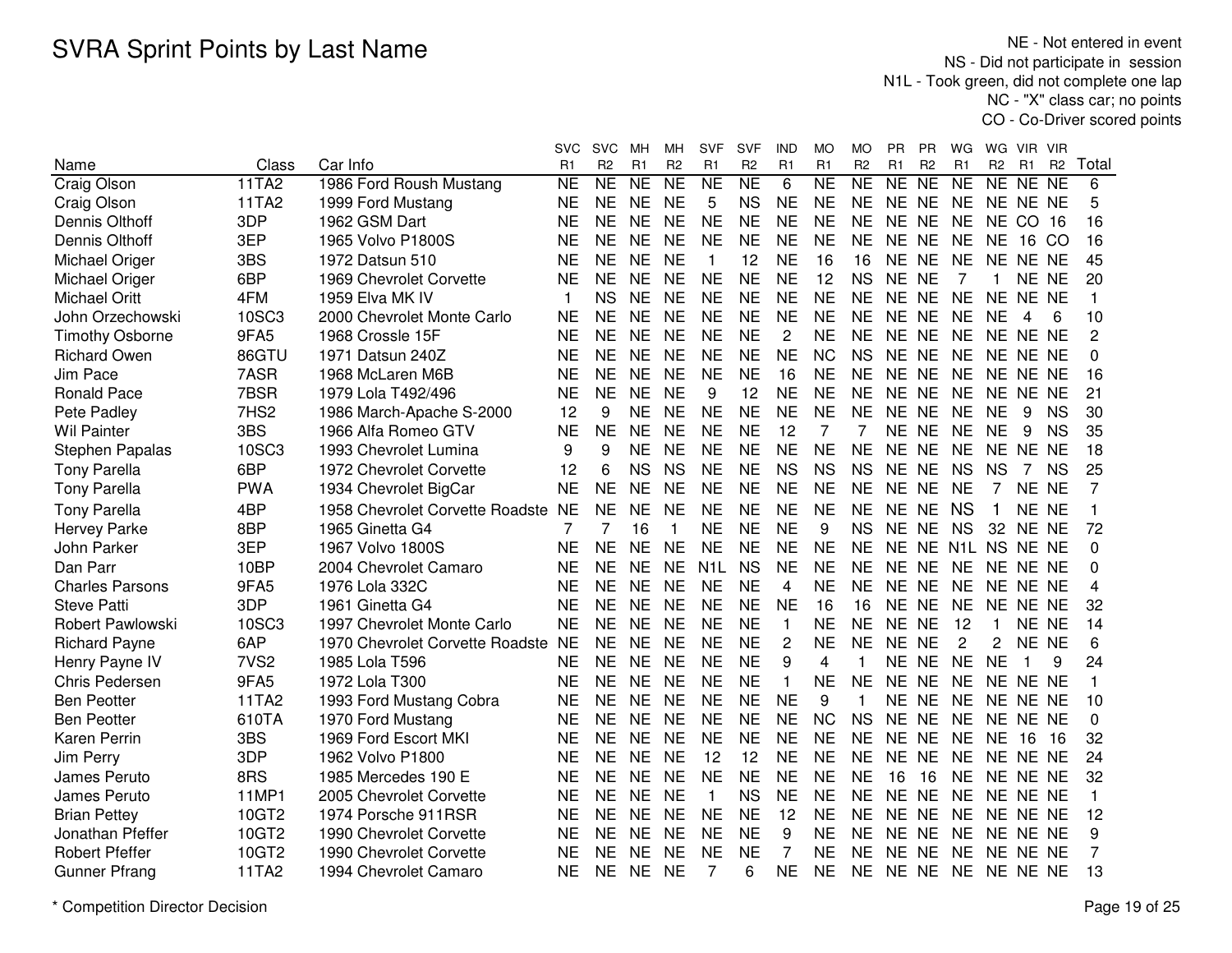# SVRA Sprint Points by Last Name

NE - Not entered in event
NS - Did not participate in session
N1L - Took green, did not complete one lap
NC - "X" class car; no points
CO - Co-Driver scored points

| Name | Class | Car Info | SVC R1 | SVC R2 | MH R1 | MH R2 | SVF R1 | SVF R2 | IND R1 | MO R1 | MO R2 | PR R1 | PR R2 | WG R1 | WG R2 | VIR R1 | VIR R2 | Total |
|---|---|---|---|---|---|---|---|---|---|---|---|---|---|---|---|---|---|---|
| Craig Olson | 11TA2 | 1986 Ford Roush Mustang | NE | NE | NE | NE | NE | NE | 6 | NE | NE | NE | NE | NE | NE | NE | NE | 6 |
| Craig Olson | 11TA2 | 1999 Ford Mustang | NE | NE | NE | NE | 5 | NS | NE | NE | NE | NE | NE | NE | NE | NE | NE | 5 |
| Dennis Olthoff | 3DP | 1962 GSM Dart | NE | NE | NE | NE | NE | NE | NE | NE | NE | NE | NE | NE | NE | CO | 16 | 16 |
| Dennis Olthoff | 3EP | 1965 Volvo P1800S | NE | NE | NE | NE | NE | NE | NE | NE | NE | NE | NE | NE | NE | 16 | CO | 16 |
| Michael Origer | 3BS | 1972 Datsun 510 | NE | NE | NE | NE | 1 | 12 | NE | 16 | 16 | NE | NE | NE | NE | NE | NE | 45 |
| Michael Origer | 6BP | 1969 Chevrolet Corvette | NE | NE | NE | NE | NE | NE | NE | 12 | NS | NE | NE | 7 | 1 | NE | NE | 20 |
| Michael Oritt | 4FM | 1959 Elva MK IV | 1 | NS | NE | NE | NE | NE | NE | NE | NE | NE | NE | NE | NE | NE | NE | 1 |
| John Orzechowski | 10SC3 | 2000 Chevrolet Monte Carlo | NE | NE | NE | NE | NE | NE | NE | NE | NE | NE | NE | NE | NE | 4 | 6 | 10 |
| Timothy Osborne | 9FA5 | 1968 Crossle 15F | NE | NE | NE | NE | NE | NE | 2 | NE | NE | NE | NE | NE | NE | NE | NE | 2 |
| Richard Owen | 86GTU | 1971 Datsun 240Z | NE | NE | NE | NE | NE | NE | NE | NC | NS | NE | NE | NE | NE | NE | NE | 0 |
| Jim Pace | 7ASR | 1968 McLaren M6B | NE | NE | NE | NE | NE | NE | 16 | NE | NE | NE | NE | NE | NE | NE | NE | 16 |
| Ronald Pace | 7BSR | 1979 Lola T492/496 | NE | NE | NE | NE | 9 | 12 | NE | NE | NE | NE | NE | NE | NE | NE | NE | 21 |
| Pete Padley | 7HS2 | 1986 March-Apache S-2000 | 12 | 9 | NE | NE | NE | NE | NE | NE | NE | NE | NE | NE | NE | 9 | NS | 30 |
| Wil Painter | 3BS | 1966 Alfa Romeo GTV | NE | NE | NE | NE | NE | NE | 12 | 7 | 7 | NE | NE | NE | NE | 9 | NS | 35 |
| Stephen Papalas | 10SC3 | 1993 Chevrolet Lumina | 9 | 9 | NE | NE | NE | NE | NE | NE | NE | NE | NE | NE | NE | NE | NE | 18 |
| Tony Parella | 6BP | 1972 Chevrolet Corvette | 12 | 6 | NS | NS | NE | NE | NS | NS | NS | NE | NE | NS | NS | 7 | NS | 25 |
| Tony Parella | PWA | 1934 Chevrolet BigCar | NE | NE | NE | NE | NE | NE | NE | NE | NE | NE | NE | NE | 7 | NE | NE | 7 |
| Tony Parella | 4BP | 1958 Chevrolet Corvette Roadste | NE | NE | NE | NE | NE | NE | NE | NE | NE | NE | NE | NS | 1 | NE | NE | 1 |
| Hervey Parke | 8BP | 1965 Ginetta G4 | 7 | 7 | 16 | 1 | NE | NE | NE | 9 | NS | NE | NE | NS | 32 | NE | NE | 72 |
| John Parker | 3EP | 1967 Volvo 1800S | NE | NE | NE | NE | NE | NE | NE | NE | NE | NE | NE | N1L | NS | NE | NE | 0 |
| Dan Parr | 10BP | 2004 Chevrolet Camaro | NE | NE | NE | NE | N1L | NS | NE | NE | NE | NE | NE | NE | NE | NE | NE | 0 |
| Charles Parsons | 9FA5 | 1976 Lola 332C | NE | NE | NE | NE | NE | NE | 4 | NE | NE | NE | NE | NE | NE | NE | NE | 4 |
| Steve Patti | 3DP | 1961 Ginetta G4 | NE | NE | NE | NE | NE | NE | NE | 16 | 16 | NE | NE | NE | NE | NE | NE | 32 |
| Robert Pawlowski | 10SC3 | 1997 Chevrolet Monte Carlo | NE | NE | NE | NE | NE | NE | 1 | NE | NE | NE | NE | 12 | 1 | NE | NE | 14 |
| Richard Payne | 6AP | 1970 Chevrolet Corvette Roadste | NE | NE | NE | NE | NE | NE | 2 | NE | NE | NE | NE | 2 | 2 | NE | NE | 6 |
| Henry Payne IV | 7VS2 | 1985 Lola T596 | NE | NE | NE | NE | NE | NE | 9 | 4 | 1 | NE | NE | NE | NE | 1 | 9 | 24 |
| Chris Pedersen | 9FA5 | 1972 Lola T300 | NE | NE | NE | NE | NE | NE | 1 | NE | NE | NE | NE | NE | NE | NE | NE | 1 |
| Ben Peotter | 11TA2 | 1993 Ford Mustang Cobra | NE | NE | NE | NE | NE | NE | NE | 9 | 1 | NE | NE | NE | NE | NE | NE | 10 |
| Ben Peotter | 610TA | 1970 Ford Mustang | NE | NE | NE | NE | NE | NE | NE | NC | NS | NE | NE | NE | NE | NE | NE | 0 |
| Karen Perrin | 3BS | 1969 Ford Escort MKI | NE | NE | NE | NE | NE | NE | NE | NE | NE | NE | NE | NE | NE | 16 | 16 | 32 |
| Jim Perry | 3DP | 1962 Volvo P1800 | NE | NE | NE | NE | 12 | 12 | NE | NE | NE | NE | NE | NE | NE | NE | NE | 24 |
| James Peruto | 8RS | 1985 Mercedes 190 E | NE | NE | NE | NE | NE | NE | NE | NE | NE | 16 | 16 | NE | NE | NE | NE | 32 |
| James Peruto | 11MP1 | 2005 Chevrolet Corvette | NE | NE | NE | NE | 1 | NS | NE | NE | NE | NE | NE | NE | NE | NE | NE | 1 |
| Brian Pettey | 10GT2 | 1974 Porsche 911RSR | NE | NE | NE | NE | NE | NE | 12 | NE | NE | NE | NE | NE | NE | NE | NE | 12 |
| Jonathan Pfeffer | 10GT2 | 1990 Chevrolet Corvette | NE | NE | NE | NE | NE | NE | 9 | NE | NE | NE | NE | NE | NE | NE | NE | 9 |
| Robert Pfeffer | 10GT2 | 1990 Chevrolet Corvette | NE | NE | NE | NE | NE | NE | 7 | NE | NE | NE | NE | NE | NE | NE | NE | 7 |
| Gunner Pfrang | 11TA2 | 1994 Chevrolet Camaro | NE | NE | NE | NE | 7 | 6 | NE | NE | NE | NE | NE | NE | NE | NE | NE | 13 |

* Competition Director Decision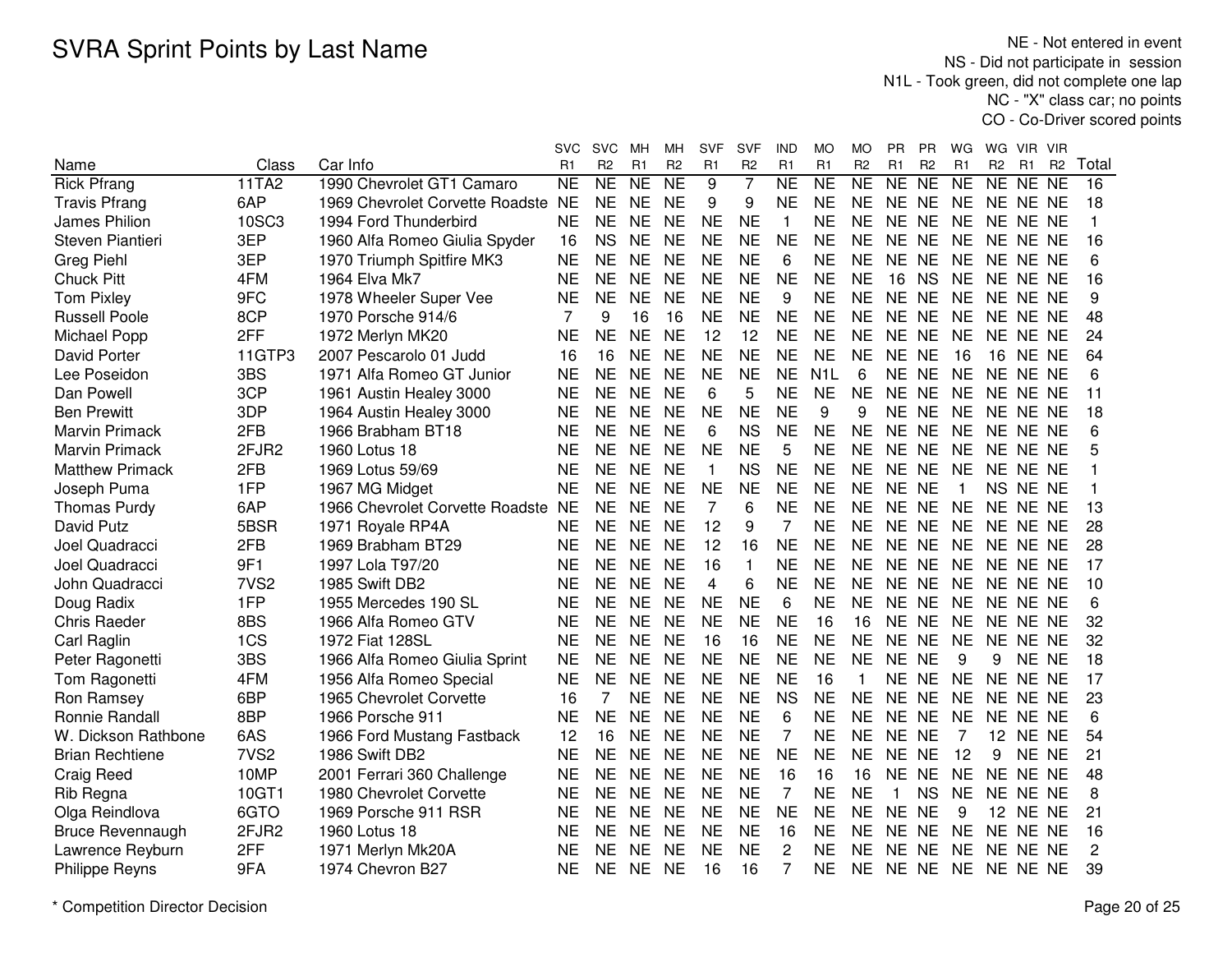# SVRA Sprint Points by Last Name

NE - Not entered in event
NS - Did not participate in session
N1L - Took green, did not complete one lap
NC - "X" class car; no points
CO - Co-Driver scored points

| Name | Class | Car Info | SVC R1 | SVC R2 | MH R1 | MH R2 | SVF R1 | SVF R2 | IND R1 | MO R1 | MO R2 | PR R1 | PR R2 | WG R1 | WG R2 | VIR R1 | VIR R2 | Total |
|---|---|---|---|---|---|---|---|---|---|---|---|---|---|---|---|---|---|---|
| Rick Pfrang | 11TA2 | 1990 Chevrolet GT1 Camaro | NE | NE | NE | NE | 9 | 7 | NE | NE | NE | NE | NE | NE | NE | NE | NE | 16 |
| Travis Pfrang | 6AP | 1969 Chevrolet Corvette Roadste | NE | NE | NE | NE | 9 | 9 | NE | NE | NE | NE | NE | NE | NE | NE | NE | 18 |
| James Philion | 10SC3 | 1994 Ford Thunderbird | NE | NE | NE | NE | NE | NE | 1 | NE | NE | NE | NE | NE | NE | NE | NE | 1 |
| Steven Piantieri | 3EP | 1960 Alfa Romeo Giulia Spyder | 16 | NS | NE | NE | NE | NE | NE | NE | NE | NE | NE | NE | NE | NE | NE | 16 |
| Greg Piehl | 3EP | 1970 Triumph Spitfire MK3 | NE | NE | NE | NE | NE | NE | 6 | NE | NE | NE | NE | NE | NE | NE | NE | 6 |
| Chuck Pitt | 4FM | 1964 Elva Mk7 | NE | NE | NE | NE | NE | NE | NE | NE | NE | 16 | NS | NE | NE | NE | NE | 16 |
| Tom Pixley | 9FC | 1978 Wheeler Super Vee | NE | NE | NE | NE | NE | NE | 9 | NE | NE | NE | NE | NE | NE | NE | NE | 9 |
| Russell Poole | 8CP | 1970 Porsche 914/6 | 7 | 9 | 16 | 16 | NE | NE | NE | NE | NE | NE | NE | NE | NE | NE | NE | 48 |
| Michael Popp | 2FF | 1972 Merlyn MK20 | NE | NE | NE | NE | 12 | 12 | NE | NE | NE | NE | NE | NE | NE | NE | NE | 24 |
| David Porter | 11GTP3 | 2007 Pescarolo 01 Judd | 16 | 16 | NE | NE | NE | NE | NE | NE | NE | NE | NE | 16 | 16 | NE | NE | 64 |
| Lee Poseidon | 3BS | 1971 Alfa Romeo GT Junior | NE | NE | NE | NE | NE | NE | NE | N1L | 6 | NE | NE | NE | NE | NE | NE | 6 |
| Dan Powell | 3CP | 1961 Austin Healey 3000 | NE | NE | NE | NE | 6 | 5 | NE | NE | NE | NE | NE | NE | NE | NE | NE | 11 |
| Ben Prewitt | 3DP | 1964 Austin Healey 3000 | NE | NE | NE | NE | NE | NE | NE | 9 | 9 | NE | NE | NE | NE | NE | NE | 18 |
| Marvin Primack | 2FB | 1966 Brabham BT18 | NE | NE | NE | NE | 6 | NS | NE | NE | NE | NE | NE | NE | NE | NE | NE | 6 |
| Marvin Primack | 2FJR2 | 1960 Lotus 18 | NE | NE | NE | NE | NE | NE | 5 | NE | NE | NE | NE | NE | NE | NE | NE | 5 |
| Matthew Primack | 2FB | 1969 Lotus 59/69 | NE | NE | NE | NE | 1 | NS | NE | NE | NE | NE | NE | NE | NE | NE | NE | 1 |
| Joseph Puma | 1FP | 1967 MG Midget | NE | NE | NE | NE | NE | NE | NE | NE | NE | NE | NE | 1 | NS | NE | NE | 1 |
| Thomas Purdy | 6AP | 1966 Chevrolet Corvette Roadste | NE | NE | NE | NE | 7 | 6 | NE | NE | NE | NE | NE | NE | NE | NE | NE | 13 |
| David Putz | 5BSR | 1971 Royale RP4A | NE | NE | NE | NE | 12 | 9 | 7 | NE | NE | NE | NE | NE | NE | NE | NE | 28 |
| Joel Quadracci | 2FB | 1969 Brabham BT29 | NE | NE | NE | NE | 12 | 16 | NE | NE | NE | NE | NE | NE | NE | NE | NE | 28 |
| Joel Quadracci | 9F1 | 1997 Lola T97/20 | NE | NE | NE | NE | 16 | 1 | NE | NE | NE | NE | NE | NE | NE | NE | NE | 17 |
| John Quadracci | 7VS2 | 1985 Swift DB2 | NE | NE | NE | NE | 4 | 6 | NE | NE | NE | NE | NE | NE | NE | NE | NE | 10 |
| Doug Radix | 1FP | 1955 Mercedes 190 SL | NE | NE | NE | NE | NE | NE | 6 | NE | NE | NE | NE | NE | NE | NE | NE | 6 |
| Chris Raeder | 8BS | 1966 Alfa Romeo GTV | NE | NE | NE | NE | NE | NE | NE | 16 | 16 | NE | NE | NE | NE | NE | NE | 32 |
| Carl Raglin | 1CS | 1972 Fiat 128SL | NE | NE | NE | NE | 16 | 16 | NE | NE | NE | NE | NE | NE | NE | NE | NE | 32 |
| Peter Ragonetti | 3BS | 1966 Alfa Romeo Giulia Sprint | NE | NE | NE | NE | NE | NE | NE | NE | NE | NE | NE | 9 | 9 | NE | NE | 18 |
| Tom Ragonetti | 4FM | 1956 Alfa Romeo Special | NE | NE | NE | NE | NE | NE | NE | 16 | 1 | NE | NE | NE | NE | NE | NE | 17 |
| Ron Ramsey | 6BP | 1965 Chevrolet Corvette | 16 | 7 | NE | NE | NE | NE | NS | NE | NE | NE | NE | NE | NE | NE | NE | 23 |
| Ronnie Randall | 8BP | 1966 Porsche 911 | NE | NE | NE | NE | NE | NE | 6 | NE | NE | NE | NE | NE | NE | NE | NE | 6 |
| W. Dickson Rathbone | 6AS | 1966 Ford Mustang Fastback | 12 | 16 | NE | NE | NE | NE | 7 | NE | NE | NE | NE | 7 | 12 | NE | NE | 54 |
| Brian Rechtiene | 7VS2 | 1986 Swift DB2 | NE | NE | NE | NE | NE | NE | NE | NE | NE | NE | NE | 12 | 9 | NE | NE | 21 |
| Craig Reed | 10MP | 2001 Ferrari 360 Challenge | NE | NE | NE | NE | NE | NE | 16 | 16 | 16 | NE | NE | NE | NE | NE | NE | 48 |
| Rib Regna | 10GT1 | 1980 Chevrolet Corvette | NE | NE | NE | NE | NE | NE | 7 | NE | NE | 1 | NS | NE | NE | NE | NE | 8 |
| Olga Reindlova | 6GTO | 1969 Porsche 911 RSR | NE | NE | NE | NE | NE | NE | NE | NE | NE | NE | NE | 9 | 12 | NE | NE | 21 |
| Bruce Revennaugh | 2FJR2 | 1960 Lotus 18 | NE | NE | NE | NE | NE | NE | 16 | NE | NE | NE | NE | NE | NE | NE | NE | 16 |
| Lawrence Reyburn | 2FF | 1971 Merlyn Mk20A | NE | NE | NE | NE | NE | NE | 2 | NE | NE | NE | NE | NE | NE | NE | NE | 2 |
| Philippe Reyns | 9FA | 1974 Chevron B27 | NE | NE | NE | NE | 16 | 16 | 7 | NE | NE | NE | NE | NE | NE | NE | NE | 39 |

\* Competition Director Decision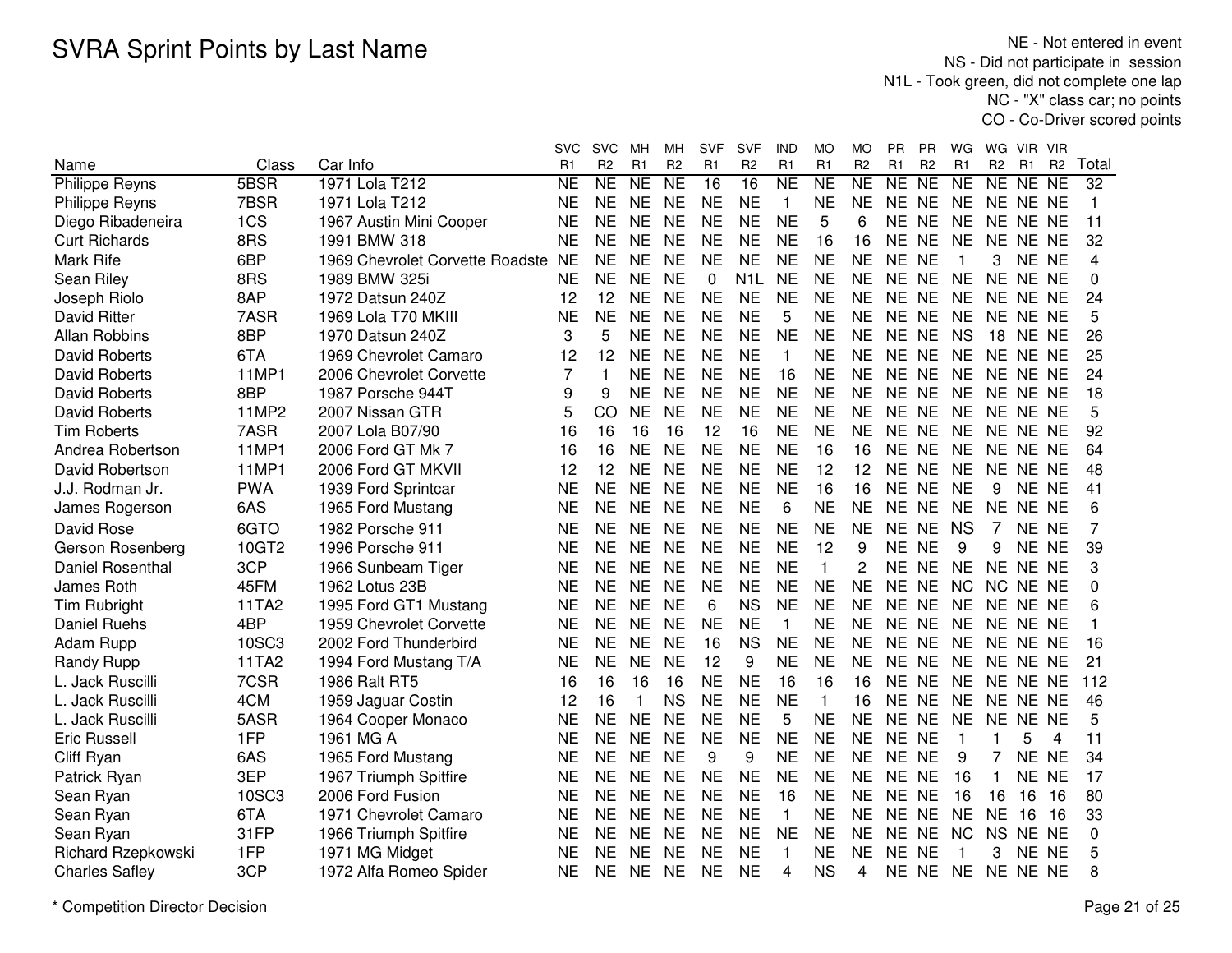# SVRA Sprint Points by Last Name

NE - Not entered in event
NS - Did not participate in session
N1L - Took green, did not complete one lap
NC - "X" class car; no points
CO - Co-Driver scored points

| Name | Class | Car Info | SVC R1 | SVC R2 | MH R1 | MH R2 | SVF R1 | SVF R2 | IND R1 | MO R1 | MO R2 | PR R1 | PR R2 | WG R1 | WG R2 | VIR R1 | VIR R2 | Total |
|---|---|---|---|---|---|---|---|---|---|---|---|---|---|---|---|---|---|---|
| Philippe Reyns | 5BSR | 1971 Lola T212 | NE | NE | NE | NE | 16 | 16 | NE | NE | NE | NE | NE | NE | NE | NE | NE | 32 |
| Philippe Reyns | 7BSR | 1971 Lola T212 | NE | NE | NE | NE | NE | NE | 1 | NE | NE | NE | NE | NE | NE | NE | NE | 1 |
| Diego Ribadeneira | 1CS | 1967 Austin Mini Cooper | NE | NE | NE | NE | NE | NE | NE | 5 | 6 | NE | NE | NE | NE | NE | NE | 11 |
| Curt Richards | 8RS | 1991 BMW 318 | NE | NE | NE | NE | NE | NE | NE | 16 | 16 | NE | NE | NE | NE | NE | NE | 32 |
| Mark Rife | 6BP | 1969 Chevrolet Corvette Roadste | NE | NE | NE | NE | NE | NE | NE | NE | NE | NE | NE | 1 | 3 | NE | NE | 4 |
| Sean Riley | 8RS | 1989 BMW 325i | NE | NE | NE | NE | 0 | N1L | NE | NE | NE | NE | NE | NE | NE | NE | NE | 0 |
| Joseph Riolo | 8AP | 1972 Datsun 240Z | 12 | 12 | NE | NE | NE | NE | NE | NE | NE | NE | NE | NE | NE | NE | NE | 24 |
| David Ritter | 7ASR | 1969 Lola T70 MKIII | NE | NE | NE | NE | NE | NE | 5 | NE | NE | NE | NE | NE | NE | NE | NE | 5 |
| Allan Robbins | 8BP | 1970 Datsun 240Z | 3 | 5 | NE | NE | NE | NE | NE | NE | NE | NE | NE | NS | 18 | NE | NE | 26 |
| David Roberts | 6TA | 1969 Chevrolet Camaro | 12 | 12 | NE | NE | NE | NE | 1 | NE | NE | NE | NE | NE | NE | NE | NE | 25 |
| David Roberts | 11MP1 | 2006 Chevrolet Corvette | 7 | 1 | NE | NE | NE | NE | 16 | NE | NE | NE | NE | NE | NE | NE | NE | 24 |
| David Roberts | 8BP | 1987 Porsche 944T | 9 | 9 | NE | NE | NE | NE | NE | NE | NE | NE | NE | NE | NE | NE | NE | 18 |
| David Roberts | 11MP2 | 2007 Nissan GTR | 5 | CO | NE | NE | NE | NE | NE | NE | NE | NE | NE | NE | NE | NE | NE | 5 |
| Tim Roberts | 7ASR | 2007 Lola B07/90 | 16 | 16 | 16 | 16 | 12 | 16 | NE | NE | NE | NE | NE | NE | NE | NE | NE | 92 |
| Andrea Robertson | 11MP1 | 2006 Ford GT Mk 7 | 16 | 16 | NE | NE | NE | NE | NE | 16 | 16 | NE | NE | NE | NE | NE | NE | 64 |
| David Robertson | 11MP1 | 2006 Ford GT MKVII | 12 | 12 | NE | NE | NE | NE | NE | 12 | 12 | NE | NE | NE | NE | NE | NE | 48 |
| J.J. Rodman Jr. | PWA | 1939 Ford Sprintcar | NE | NE | NE | NE | NE | NE | NE | 16 | 16 | NE | NE | NE | 9 | NE | NE | 41 |
| James Rogerson | 6AS | 1965 Ford Mustang | NE | NE | NE | NE | NE | NE | 6 | NE | NE | NE | NE | NE | NE | NE | NE | 6 |
| David Rose | 6GTO | 1982 Porsche 911 | NE | NE | NE | NE | NE | NE | NE | NE | NE | NE | NE | NS | 7 | NE | NE | 7 |
| Gerson Rosenberg | 10GT2 | 1996 Porsche 911 | NE | NE | NE | NE | NE | NE | NE | 12 | 9 | NE | NE | 9 | 9 | NE | NE | 39 |
| Daniel Rosenthal | 3CP | 1966 Sunbeam Tiger | NE | NE | NE | NE | NE | NE | NE | 1 | 2 | NE | NE | NE | NE | NE | NE | 3 |
| James Roth | 45FM | 1962 Lotus 23B | NE | NE | NE | NE | NE | NE | NE | NE | NE | NE | NE | NC | NC | NE | NE | 0 |
| Tim Rubright | 11TA2 | 1995 Ford GT1 Mustang | NE | NE | NE | NE | 6 | NS | NE | NE | NE | NE | NE | NE | NE | NE | NE | 6 |
| Daniel Ruehs | 4BP | 1959 Chevrolet Corvette | NE | NE | NE | NE | NE | NE | 1 | NE | NE | NE | NE | NE | NE | NE | NE | 1 |
| Adam Rupp | 10SC3 | 2002 Ford Thunderbird | NE | NE | NE | NE | 16 | NS | NE | NE | NE | NE | NE | NE | NE | NE | NE | 16 |
| Randy Rupp | 11TA2 | 1994 Ford Mustang T/A | NE | NE | NE | NE | 12 | 9 | NE | NE | NE | NE | NE | NE | NE | NE | NE | 21 |
| L. Jack Ruscilli | 7CSR | 1986 Ralt RT5 | 16 | 16 | 16 | 16 | NE | NE | 16 | 16 | 16 | NE | NE | NE | NE | NE | NE | 112 |
| L. Jack Ruscilli | 4CM | 1959 Jaguar Costin | 12 | 16 | 1 | NS | NE | NE | NE | 1 | 16 | NE | NE | NE | NE | NE | NE | 46 |
| L. Jack Ruscilli | 5ASR | 1964 Cooper Monaco | NE | NE | NE | NE | NE | NE | 5 | NE | NE | NE | NE | NE | NE | NE | NE | 5 |
| Eric Russell | 1FP | 1961 MG A | NE | NE | NE | NE | NE | NE | NE | NE | NE | NE | NE | 1 | 1 | 5 | 4 | 11 |
| Cliff Ryan | 6AS | 1965 Ford Mustang | NE | NE | NE | NE | 9 | 9 | NE | NE | NE | NE | NE | 9 | 7 | NE | NE | 34 |
| Patrick Ryan | 3EP | 1967 Triumph Spitfire | NE | NE | NE | NE | NE | NE | NE | NE | NE | NE | NE | 16 | 1 | NE | NE | 17 |
| Sean Ryan | 10SC3 | 2006 Ford Fusion | NE | NE | NE | NE | NE | NE | 16 | NE | NE | NE | NE | 16 | 16 | 16 | 16 | 80 |
| Sean Ryan | 6TA | 1971 Chevrolet Camaro | NE | NE | NE | NE | NE | NE | 1 | NE | NE | NE | NE | NE | NE | 16 | 16 | 33 |
| Sean Ryan | 31FP | 1966 Triumph Spitfire | NE | NE | NE | NE | NE | NE | NE | NE | NE | NE | NE | NC | NS | NE | NE | 0 |
| Richard Rzepkowski | 1FP | 1971 MG Midget | NE | NE | NE | NE | NE | NE | 1 | NE | NE | NE | NE | 1 | 3 | NE | NE | 5 |
| Charles Safley | 3CP | 1972 Alfa Romeo Spider | NE | NE | NE | NE | NE | NE | 4 | NS | 4 | NE | NE | NE | NE | NE | NE | 8 |

\* Competition Director Decision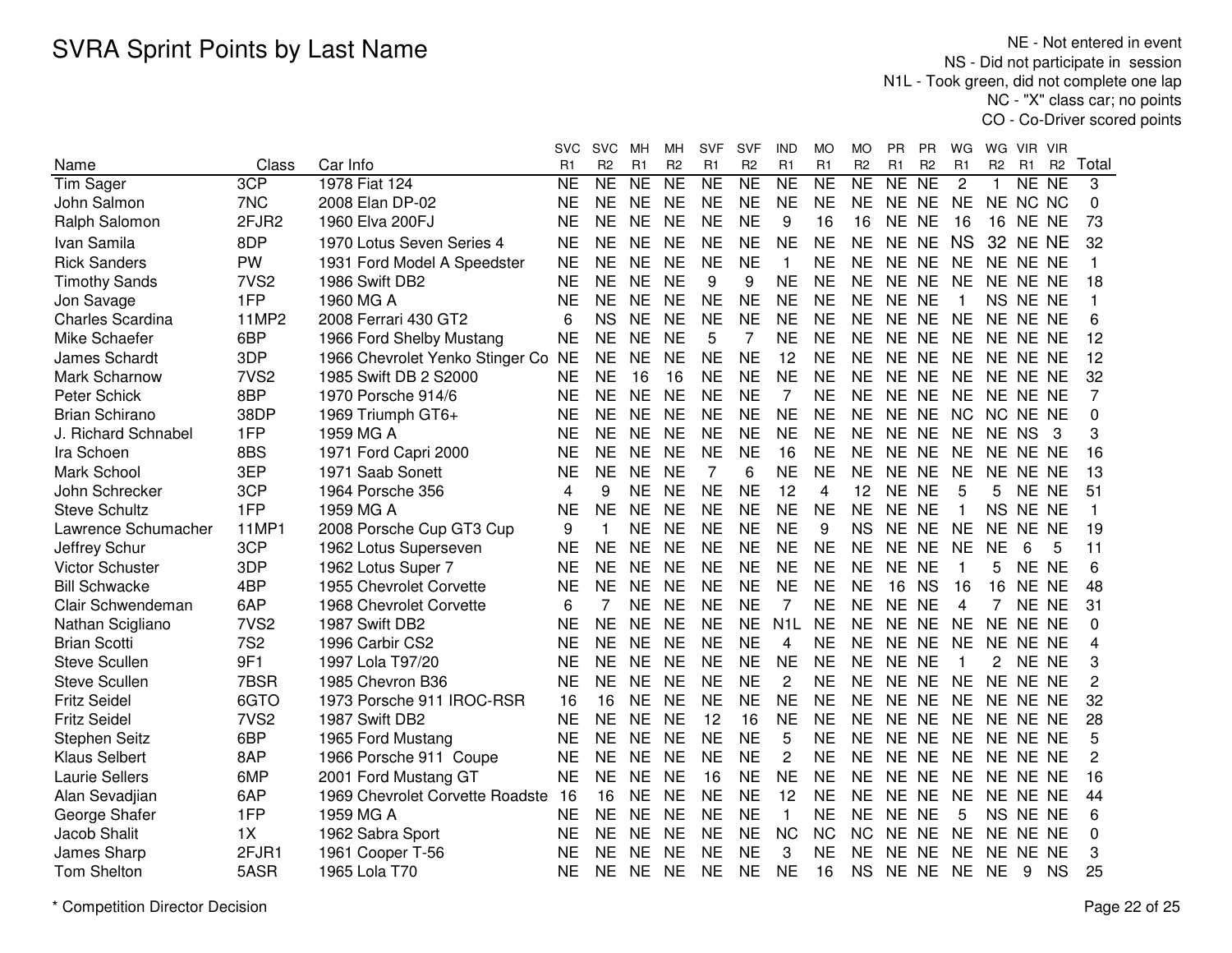# SVRA Sprint Points by Last Name

NE - Not entered in event
NS - Did not participate in session
N1L - Took green, did not complete one lap
NC - "X" class car; no points
CO - Co-Driver scored points

| Name | Class | Car Info | SVC R1 | SVC R2 | MH R1 | MH R2 | SVF R1 | SVF R2 | IND R1 | MO R1 | MO R2 | PR R1 | PR R2 | WG R1 | WG R2 | VIR R1 | VIR R2 | Total |
|---|---|---|---|---|---|---|---|---|---|---|---|---|---|---|---|---|---|---|
| Tim Sager | 3CP | 1978 Fiat 124 | NE | NE | NE | NE | NE | NE | NE | NE | NE | NE | NE | 2 | 1 | NE | NE | 3 |
| John Salmon | 7NC | 2008 Elan DP-02 | NE | NE | NE | NE | NE | NE | NE | NE | NE | NE | NE | NE | NE | NC | NC | 0 |
| Ralph Salomon | 2FJR2 | 1960 Elva 200FJ | NE | NE | NE | NE | NE | NE | 9 | 16 | 16 | NE | NE | 16 | 16 | NE | NE | 73 |
| Ivan Samila | 8DP | 1970 Lotus Seven Series 4 | NE | NE | NE | NE | NE | NE | NE | NE | NE | NE | NE | NS | 32 | NE | NE | 32 |
| Rick Sanders | PW | 1931 Ford Model A Speedster | NE | NE | NE | NE | NE | NE | 1 | NE | NE | NE | NE | NE | NE | NE | NE | 1 |
| Timothy Sands | 7VS2 | 1986 Swift DB2 | NE | NE | NE | NE | 9 | 9 | NE | NE | NE | NE | NE | NE | NE | NE | NE | 18 |
| Jon Savage | 1FP | 1960 MG A | NE | NE | NE | NE | NE | NE | NE | NE | NE | NE | NE | 1 | NS | NE | NE | 1 |
| Charles Scardina | 11MP2 | 2008 Ferrari 430 GT2 | 6 | NS | NE | NE | NE | NE | NE | NE | NE | NE | NE | NE | NE | NE | NE | 6 |
| Mike Schaefer | 6BP | 1966 Ford Shelby Mustang | NE | NE | NE | NE | 5 | 7 | NE | NE | NE | NE | NE | NE | NE | NE | NE | 12 |
| James Schardt | 3DP | 1966 Chevrolet Yenko Stinger Co | NE | NE | NE | NE | NE | NE | 12 | NE | NE | NE | NE | NE | NE | NE | NE | 12 |
| Mark Scharnow | 7VS2 | 1985 Swift DB 2 S2000 | NE | NE | 16 | 16 | NE | NE | NE | NE | NE | NE | NE | NE | NE | NE | NE | 32 |
| Peter Schick | 8BP | 1970 Porsche 914/6 | NE | NE | NE | NE | NE | NE | 7 | NE | NE | NE | NE | NE | NE | NE | NE | 7 |
| Brian Schirano | 38DP | 1969 Triumph GT6+ | NE | NE | NE | NE | NE | NE | NE | NE | NE | NE | NE | NC | NC | NE | NE | 0 |
| J. Richard Schnabel | 1FP | 1959 MG A | NE | NE | NE | NE | NE | NE | NE | NE | NE | NE | NE | NE | NE | NS | 3 | 3 |
| Ira Schoen | 8BS | 1971 Ford Capri 2000 | NE | NE | NE | NE | NE | NE | 16 | NE | NE | NE | NE | NE | NE | NE | NE | 16 |
| Mark School | 3EP | 1971 Saab Sonett | NE | NE | NE | NE | 7 | 6 | NE | NE | NE | NE | NE | NE | NE | NE | NE | 13 |
| John Schrecker | 3CP | 1964 Porsche 356 | 4 | 9 | NE | NE | NE | NE | 12 | 4 | 12 | NE | NE | 5 | 5 | NE | NE | 51 |
| Steve Schultz | 1FP | 1959 MG A | NE | NE | NE | NE | NE | NE | NE | NE | NE | NE | NE | 1 | NS | NE | NE | 1 |
| Lawrence Schumacher | 11MP1 | 2008 Porsche Cup GT3 Cup | 9 | 1 | NE | NE | NE | NE | NE | 9 | NS | NE | NE | NE | NE | NE | NE | 19 |
| Jeffrey Schur | 3CP | 1962 Lotus Superseven | NE | NE | NE | NE | NE | NE | NE | NE | NE | NE | NE | NE | NE | 6 | 5 | 11 |
| Victor Schuster | 3DP | 1962 Lotus Super 7 | NE | NE | NE | NE | NE | NE | NE | NE | NE | NE | NE | 1 | 5 | NE | NE | 6 |
| Bill Schwacke | 4BP | 1955 Chevrolet Corvette | NE | NE | NE | NE | NE | NE | NE | NE | NE | 16 | NS | 16 | 16 | NE | NE | 48 |
| Clair Schwendeman | 6AP | 1968 Chevrolet Corvette | 6 | 7 | NE | NE | NE | NE | 7 | NE | NE | NE | NE | 4 | 7 | NE | NE | 31 |
| Nathan Scigliano | 7VS2 | 1987 Swift DB2 | NE | NE | NE | NE | NE | NE | N1L | NE | NE | NE | NE | NE | NE | NE | NE | 0 |
| Brian Scotti | 7S2 | 1996 Carbir CS2 | NE | NE | NE | NE | NE | NE | 4 | NE | NE | NE | NE | NE | NE | NE | NE | 4 |
| Steve Scullen | 9F1 | 1997 Lola T97/20 | NE | NE | NE | NE | NE | NE | NE | NE | NE | NE | NE | 1 | 2 | NE | NE | 3 |
| Steve Scullen | 7BSR | 1985 Chevron B36 | NE | NE | NE | NE | NE | NE | 2 | NE | NE | NE | NE | NE | NE | NE | NE | 2 |
| Fritz Seidel | 6GTO | 1973 Porsche 911 IROC-RSR | 16 | 16 | NE | NE | NE | NE | NE | NE | NE | NE | NE | NE | NE | NE | NE | 32 |
| Fritz Seidel | 7VS2 | 1987 Swift DB2 | NE | NE | NE | NE | 12 | 16 | NE | NE | NE | NE | NE | NE | NE | NE | NE | 28 |
| Stephen Seitz | 6BP | 1965 Ford Mustang | NE | NE | NE | NE | NE | NE | 5 | NE | NE | NE | NE | NE | NE | NE | NE | 5 |
| Klaus Selbert | 8AP | 1966 Porsche 911 Coupe | NE | NE | NE | NE | NE | NE | 2 | NE | NE | NE | NE | NE | NE | NE | NE | 2 |
| Laurie Sellers | 6MP | 2001 Ford Mustang GT | NE | NE | NE | NE | 16 | NE | NE | NE | NE | NE | NE | NE | NE | NE | NE | 16 |
| Alan Sevadjian | 6AP | 1969 Chevrolet Corvette Roadste | 16 | 16 | NE | NE | NE | NE | 12 | NE | NE | NE | NE | NE | NE | NE | NE | 44 |
| George Shafer | 1FP | 1959 MG A | NE | NE | NE | NE | NE | NE | 1 | NE | NE | NE | NE | 5 | NS | NE | NE | 6 |
| Jacob Shalit | 1X | 1962 Sabra Sport | NE | NE | NE | NE | NE | NE | NC | NC | NC | NE | NE | NE | NE | NE | NE | 0 |
| James Sharp | 2FJR1 | 1961 Cooper T-56 | NE | NE | NE | NE | NE | NE | 3 | NE | NE | NE | NE | NE | NE | NE | NE | 3 |
| Tom Shelton | 5ASR | 1965 Lola T70 | NE | NE | NE | NE | NE | NE | NE | 16 | NS | NE | NE | NE | NE | 9 | NS | 25 |

\* Competition Director Decision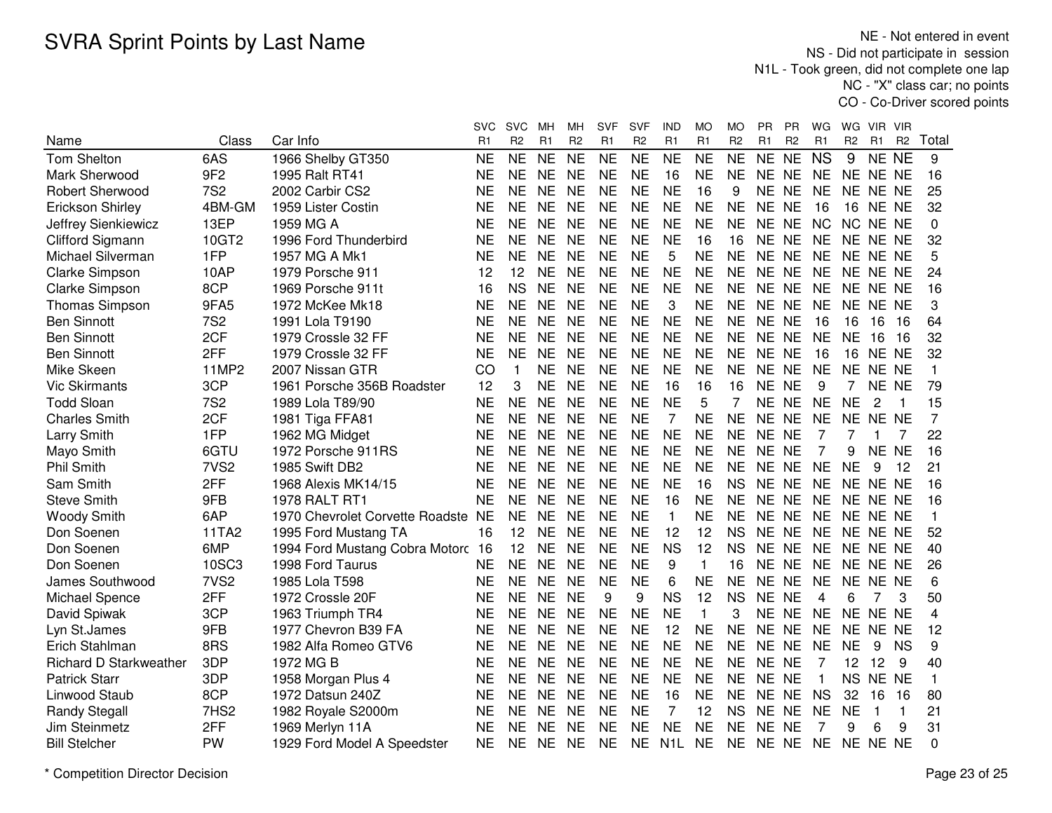# SVRA Sprint Points by Last Name

NE - Not entered in event
NS - Did not participate in session
N1L - Took green, did not complete one lap
NC - "X" class car; no points
CO - Co-Driver scored points

| Name | Class | Car Info | SVC R1 | SVC R2 | MH R1 | MH R2 | SVF R1 | SVF R2 | IND R1 | MO R1 | MO R2 | PR R1 | PR R2 | WG R1 | WG R2 | VIR R1 | VIR R2 | Total |
|---|---|---|---|---|---|---|---|---|---|---|---|---|---|---|---|---|---|---|
| Tom Shelton | 6AS | 1966 Shelby GT350 | NE | NE | NE | NE | NE | NE | NE | NE | NE | NE | NE | NS | 9 | NE | NE | 9 |
| Mark Sherwood | 9F2 | 1995 Ralt RT41 | NE | NE | NE | NE | NE | NE | 16 | NE | NE | NE | NE | NE | NE | NE | NE | 16 |
| Robert Sherwood | 7S2 | 2002 Carbir CS2 | NE | NE | NE | NE | NE | NE | NE | 16 | 9 | NE | NE | NE | NE | NE | NE | 25 |
| Erickson Shirley | 4BM-GM | 1959 Lister Costin | NE | NE | NE | NE | NE | NE | NE | NE | NE | NE | NE | 16 | 16 | NE | NE | 32 |
| Jeffrey Sienkiewicz | 13EP | 1959 MG A | NE | NE | NE | NE | NE | NE | NE | NE | NE | NE | NE | NC | NC | NE | NE | 0 |
| Clifford Sigmann | 10GT2 | 1996 Ford Thunderbird | NE | NE | NE | NE | NE | NE | NE | 16 | 16 | NE | NE | NE | NE | NE | NE | 32 |
| Michael Silverman | 1FP | 1957 MG A Mk1 | NE | NE | NE | NE | NE | NE | 5 | NE | NE | NE | NE | NE | NE | NE | NE | 5 |
| Clarke Simpson | 10AP | 1979 Porsche 911 | 12 | 12 | NE | NE | NE | NE | NE | NE | NE | NE | NE | NE | NE | NE | NE | 24 |
| Clarke Simpson | 8CP | 1969 Porsche 911t | 16 | NS | NE | NE | NE | NE | NE | NE | NE | NE | NE | NE | NE | NE | NE | 16 |
| Thomas Simpson | 9FA5 | 1972 McKee Mk18 | NE | NE | NE | NE | NE | NE | 3 | NE | NE | NE | NE | NE | NE | NE | NE | 3 |
| Ben Sinnott | 7S2 | 1991 Lola T9190 | NE | NE | NE | NE | NE | NE | NE | NE | NE | NE | NE | 16 | 16 | 16 | 16 | 64 |
| Ben Sinnott | 2CF | 1979 Crossle 32 FF | NE | NE | NE | NE | NE | NE | NE | NE | NE | NE | NE | NE | NE | 16 | 16 | 32 |
| Ben Sinnott | 2FF | 1979 Crossle 32 FF | NE | NE | NE | NE | NE | NE | NE | NE | NE | NE | NE | 16 | 16 | NE | NE | 32 |
| Mike Skeen | 11MP2 | 2007 Nissan GTR | CO | 1 | NE | NE | NE | NE | NE | NE | NE | NE | NE | NE | NE | NE | NE | 1 |
| Vic Skirmants | 3CP | 1961 Porsche 356B Roadster | 12 | 3 | NE | NE | NE | NE | 16 | 16 | 16 | NE | NE | 9 | 7 | NE | NE | 79 |
| Todd Sloan | 7S2 | 1989 Lola T89/90 | NE | NE | NE | NE | NE | NE | NE | 5 | 7 | NE | NE | NE | NE | 2 | 1 | 15 |
| Charles Smith | 2CF | 1981 Tiga FFA81 | NE | NE | NE | NE | NE | NE | 7 | NE | NE | NE | NE | NE | NE | NE | NE | 7 |
| Larry Smith | 1FP | 1962 MG Midget | NE | NE | NE | NE | NE | NE | NE | NE | NE | NE | NE | 7 | 7 | 1 | 7 | 22 |
| Mayo Smith | 6GTU | 1972 Porsche 911RS | NE | NE | NE | NE | NE | NE | NE | NE | NE | NE | NE | 7 | 9 | NE | NE | 16 |
| Phil Smith | 7VS2 | 1985 Swift DB2 | NE | NE | NE | NE | NE | NE | NE | NE | NE | NE | NE | NE | NE | 9 | 12 | 21 |
| Sam Smith | 2FF | 1968 Alexis MK14/15 | NE | NE | NE | NE | NE | NE | NE | 16 | NS | NE | NE | NE | NE | NE | NE | 16 |
| Steve Smith | 9FB | 1978 RALT RT1 | NE | NE | NE | NE | NE | NE | 16 | NE | NE | NE | NE | NE | NE | NE | NE | 16 |
| Woody Smith | 6AP | 1970 Chevrolet Corvette Roadste | NE | NE | NE | NE | NE | NE | 1 | NE | NE | NE | NE | NE | NE | NE | NE | 1 |
| Don Soenen | 11TA2 | 1995 Ford Mustang TA | 16 | 12 | NE | NE | NE | NE | 12 | 12 | NS | NE | NE | NE | NE | NE | NE | 52 |
| Don Soenen | 6MP | 1994 Ford Mustang Cobra Motorc | 16 | 12 | NE | NE | NE | NE | NS | 12 | NS | NE | NE | NE | NE | NE | NE | 40 |
| Don Soenen | 10SC3 | 1998 Ford Taurus | NE | NE | NE | NE | NE | NE | 9 | 1 | 16 | NE | NE | NE | NE | NE | NE | 26 |
| James Southwood | 7VS2 | 1985 Lola T598 | NE | NE | NE | NE | NE | NE | 6 | NE | NE | NE | NE | NE | NE | NE | NE | 6 |
| Michael Spence | 2FF | 1972 Crossle 20F | NE | NE | NE | NE | 9 | 9 | NS | 12 | NS | NE | NE | 4 | 6 | 7 | 3 | 50 |
| David Spiwak | 3CP | 1963 Triumph TR4 | NE | NE | NE | NE | NE | NE | NE | 1 | 3 | NE | NE | NE | NE | NE | NE | 4 |
| Lyn St.James | 9FB | 1977 Chevron B39 FA | NE | NE | NE | NE | NE | NE | 12 | NE | NE | NE | NE | NE | NE | NE | NE | 12 |
| Erich Stahlman | 8RS | 1982 Alfa Romeo GTV6 | NE | NE | NE | NE | NE | NE | NE | NE | NE | NE | NE | NE | NE | 9 | NS | 9 |
| Richard D Starkweather | 3DP | 1972 MG B | NE | NE | NE | NE | NE | NE | NE | NE | NE | NE | NE | 7 | 12 | 12 | 9 | 40 |
| Patrick Starr | 3DP | 1958 Morgan Plus 4 | NE | NE | NE | NE | NE | NE | NE | NE | NE | NE | NE | 1 | NS | NE | NE | 1 |
| Linwood Staub | 8CP | 1972 Datsun 240Z | NE | NE | NE | NE | NE | NE | 16 | NE | NE | NE | NE | NS | 32 | 16 | 16 | 80 |
| Randy Stegall | 7HS2 | 1982 Royale S2000m | NE | NE | NE | NE | NE | NE | 7 | 12 | NS | NE | NE | NE | NE | 1 | 1 | 21 |
| Jim Steinmetz | 2FF | 1969 Merlyn 11A | NE | NE | NE | NE | NE | NE | NE | NE | NE | NE | NE | 7 | 9 | 6 | 9 | 31 |
| Bill Stelcher | PW | 1929 Ford Model A Speedster | NE | NE | NE | NE | NE | NE | N1L | NE | NE | NE | NE | NE | NE | NE | NE | 0 |

* Competition Director Decision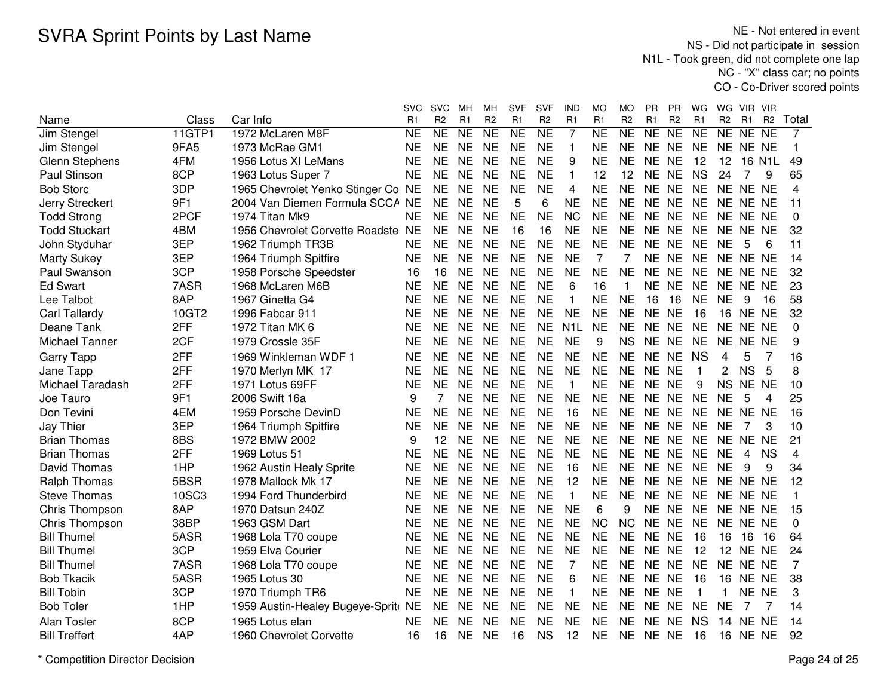# SVRA Sprint Points by Last Name

NE - Not entered in event
NS - Did not participate in session
N1L - Took green, did not complete one lap
NC - "X" class car; no points
CO - Co-Driver scored points

| Name | Class | Car Info | SVC R1 | SVC R2 | MH R1 | MH R2 | SVF R1 | SVF R2 | IND R1 | MO R1 | MO R2 | PR R1 | PR R2 | WG R1 | WG R2 | VIR R1 | VIR R2 | Total |
|---|---|---|---|---|---|---|---|---|---|---|---|---|---|---|---|---|---|---|
| Jim Stengel | 11GTP1 | 1972 McLaren M8F | NE | NE | NE | NE | NE | NE | 7 | NE | NE | NE | NE | NE | NE | NE | NE | 7 |
| Jim Stengel | 9FA5 | 1973 McRae GM1 | NE | NE | NE | NE | NE | NE | 1 | NE | NE | NE | NE | NE | NE | NE | NE | 1 |
| Glenn Stephens | 4FM | 1956 Lotus XI LeMans | NE | NE | NE | NE | NE | NE | 9 | NE | NE | NE | NE | 12 | 12 | 16 | N1L | 49 |
| Paul Stinson | 8CP | 1963 Lotus Super 7 | NE | NE | NE | NE | NE | NE | 1 | 12 | 12 | NE | NE | NS | 24 | 7 | 9 | 65 |
| Bob Storc | 3DP | 1965 Chevrolet Yenko Stinger Co | NE | NE | NE | NE | NE | NE | 4 | NE | NE | NE | NE | NE | NE | NE | NE | 4 |
| Jerry Streckert | 9F1 | 2004 Van Diemen Formula SCCA | NE | NE | NE | NE | 5 | 6 | NE | NE | NE | NE | NE | NE | NE | NE | NE | 11 |
| Todd Strong | 2PCF | 1974 Titan Mk9 | NE | NE | NE | NE | NE | NE | NC | NE | NE | NE | NE | NE | NE | NE | NE | 0 |
| Todd Stuckart | 4BM | 1956 Chevrolet Corvette Roadste | NE | NE | NE | NE | 16 | 16 | NE | NE | NE | NE | NE | NE | NE | NE | NE | 32 |
| John Styduhar | 3EP | 1962 Triumph TR3B | NE | NE | NE | NE | NE | NE | NE | NE | NE | NE | NE | NE | NE | 5 | 6 | 11 |
| Marty Sukey | 3EP | 1964 Triumph Spitfire | NE | NE | NE | NE | NE | NE | NE | 7 | 7 | NE | NE | NE | NE | NE | NE | 14 |
| Paul Swanson | 3CP | 1958 Porsche Speedster | 16 | 16 | NE | NE | NE | NE | NE | NE | NE | NE | NE | NE | NE | NE | NE | 32 |
| Ed Swart | 7ASR | 1968 McLaren M6B | NE | NE | NE | NE | NE | NE | 6 | 16 | 1 | NE | NE | NE | NE | NE | NE | 23 |
| Lee Talbot | 8AP | 1967 Ginetta G4 | NE | NE | NE | NE | NE | NE | 1 | NE | NE | 16 | 16 | NE | NE | 9 | 16 | 58 |
| Carl Tallardy | 10GT2 | 1996 Fabcar 911 | NE | NE | NE | NE | NE | NE | NE | NE | NE | NE | NE | 16 | 16 | NE | NE | 32 |
| Deane Tank | 2FF | 1972 Titan MK 6 | NE | NE | NE | NE | NE | NE | N1L | NE | NE | NE | NE | NE | NE | NE | NE | 0 |
| Michael Tanner | 2CF | 1979 Crossle 35F | NE | NE | NE | NE | NE | NE | NE | 9 | NS | NE | NE | NE | NE | NE | NE | 9 |
| Garry Tapp | 2FF | 1969 Winkleman WDF 1 | NE | NE | NE | NE | NE | NE | NE | NE | NE | NE | NE | NS | 4 | 5 | 7 | 16 |
| Jane Tapp | 2FF | 1970 Merlyn MK 17 | NE | NE | NE | NE | NE | NE | NE | NE | NE | NE | NE | 1 | 2 | NS | 5 | 8 |
| Michael Taradash | 2FF | 1971 Lotus 69FF | NE | NE | NE | NE | NE | NE | 1 | NE | NE | NE | NE | 9 | NS | NE | NE | 10 |
| Joe Tauro | 9F1 | 2006 Swift 16a | 9 | 7 | NE | NE | NE | NE | NE | NE | NE | NE | NE | NE | NE | 5 | 4 | 25 |
| Don Tevini | 4EM | 1959 Porsche DevinD | NE | NE | NE | NE | NE | NE | 16 | NE | NE | NE | NE | NE | NE | NE | NE | 16 |
| Jay Thier | 3EP | 1964 Triumph Spitfire | NE | NE | NE | NE | NE | NE | NE | NE | NE | NE | NE | NE | NE | 7 | 3 | 10 |
| Brian Thomas | 8BS | 1972 BMW 2002 | 9 | 12 | NE | NE | NE | NE | NE | NE | NE | NE | NE | NE | NE | NE | NE | 21 |
| Brian Thomas | 2FF | 1969 Lotus 51 | NE | NE | NE | NE | NE | NE | NE | NE | NE | NE | NE | NE | NE | 4 | NS | 4 |
| David Thomas | 1HP | 1962 Austin Healy Sprite | NE | NE | NE | NE | NE | NE | 16 | NE | NE | NE | NE | NE | NE | 9 | 9 | 34 |
| Ralph Thomas | 5BSR | 1978 Mallock Mk 17 | NE | NE | NE | NE | NE | NE | 12 | NE | NE | NE | NE | NE | NE | NE | NE | 12 |
| Steve Thomas | 10SC3 | 1994 Ford Thunderbird | NE | NE | NE | NE | NE | NE | 1 | NE | NE | NE | NE | NE | NE | NE | NE | 1 |
| Chris Thompson | 8AP | 1970 Datsun 240Z | NE | NE | NE | NE | NE | NE | NE | 6 | 9 | NE | NE | NE | NE | NE | NE | 15 |
| Chris Thompson | 38BP | 1963 GSM Dart | NE | NE | NE | NE | NE | NE | NE | NC | NC | NE | NE | NE | NE | NE | NE | 0 |
| Bill Thumel | 5ASR | 1968 Lola T70 coupe | NE | NE | NE | NE | NE | NE | NE | NE | NE | NE | NE | 16 | 16 | 16 | 16 | 64 |
| Bill Thumel | 3CP | 1959 Elva Courier | NE | NE | NE | NE | NE | NE | NE | NE | NE | NE | NE | 12 | 12 | NE | NE | 24 |
| Bill Thumel | 7ASR | 1968 Lola T70 coupe | NE | NE | NE | NE | NE | NE | 7 | NE | NE | NE | NE | NE | NE | NE | NE | 7 |
| Bob Tkacik | 5ASR | 1965 Lotus 30 | NE | NE | NE | NE | NE | NE | 6 | NE | NE | NE | NE | 16 | 16 | NE | NE | 38 |
| Bill Tobin | 3CP | 1970 Triumph TR6 | NE | NE | NE | NE | NE | NE | 1 | NE | NE | NE | NE | 1 | 1 | NE | NE | 3 |
| Bob Toler | 1HP | 1959 Austin-Healey Bugeye-Sprit | NE | NE | NE | NE | NE | NE | NE | NE | NE | NE | NE | NE | NE | 7 | 7 | 14 |
| Alan Tosler | 8CP | 1965 Lotus elan | NE | NE | NE | NE | NE | NE | NE | NE | NE | NE | NE | NS | 14 | NE | NE | 14 |
| Bill Treffert | 4AP | 1960 Chevrolet Corvette | 16 | 16 | NE | NE | 16 | NS | 12 | NE | NE | NE | NE | 16 | 16 | NE | NE | 92 |

\* Competition Director Decision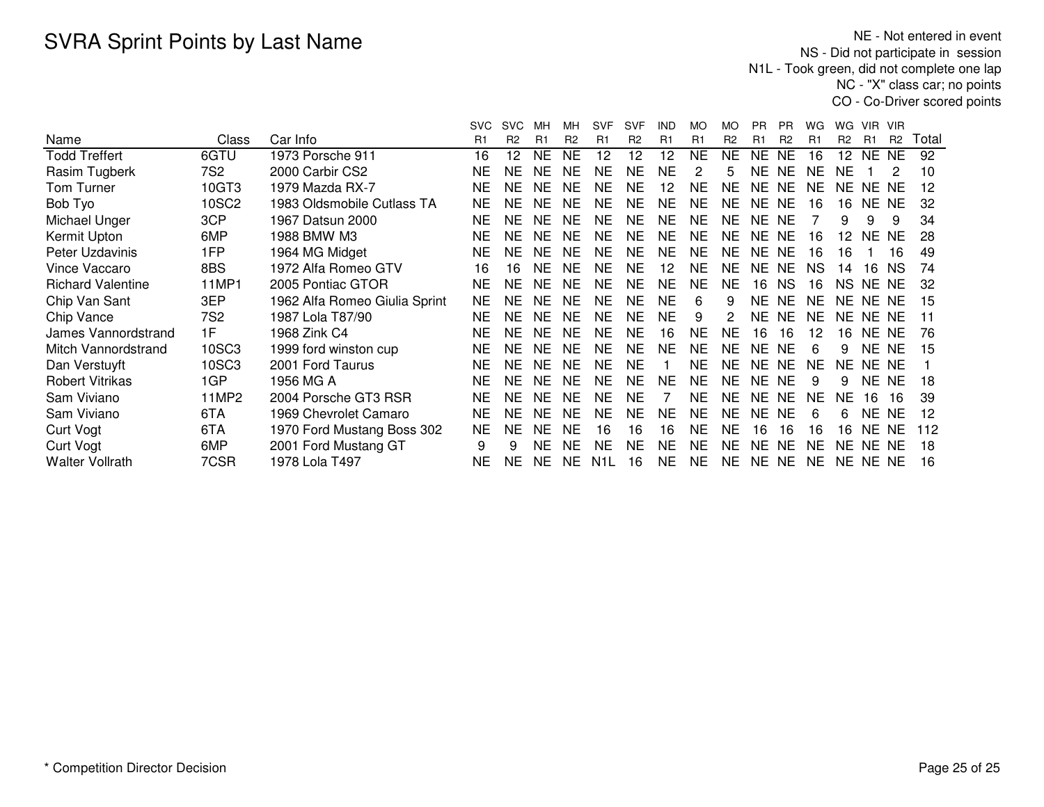# SVRA Sprint Points by Last Name

NE - Not entered in event
NS - Did not participate in session
N1L - Took green, did not complete one lap
NC - "X" class car; no points
CO - Co-Driver scored points

| Name | Class | Car Info | SVC R1 | SVC R2 | MH R1 | MH R2 | SVF R1 | SVF R2 | IND R1 | MO R1 | MO R2 | PR R1 | PR R2 | WG R1 | WG R2 | VIR R1 | VIR R2 | Total |
|---|---|---|---|---|---|---|---|---|---|---|---|---|---|---|---|---|---|---|
| Todd Treffert | 6GTU | 1973 Porsche 911 | 16 | 12 | NE | NE | 12 | 12 | 12 | NE | NE | NE | NE | 16 | 12 | NE | NE | 92 |
| Rasim Tugberk | 7S2 | 2000 Carbir CS2 | NE | NE | NE | NE | NE | NE | NE | 2 | 5 | NE | NE | NE | NE | 1 | 2 | 10 |
| Tom Turner | 10GT3 | 1979 Mazda RX-7 | NE | NE | NE | NE | NE | NE | 12 | NE | NE | NE | NE | NE | NE | NE | NE | 12 |
| Bob Tyo | 10SC2 | 1983 Oldsmobile Cutlass TA | NE | NE | NE | NE | NE | NE | NE | NE | NE | NE | NE | 16 | 16 | NE | NE | 32 |
| Michael Unger | 3CP | 1967 Datsun 2000 | NE | NE | NE | NE | NE | NE | NE | NE | NE | NE | NE | 7 | 9 | 9 | 9 | 34 |
| Kermit Upton | 6MP | 1988 BMW M3 | NE | NE | NE | NE | NE | NE | NE | NE | NE | NE | NE | 16 | 12 | NE | NE | 28 |
| Peter Uzdavinis | 1FP | 1964 MG Midget | NE | NE | NE | NE | NE | NE | NE | NE | NE | NE | NE | 16 | 16 | 1 | 16 | 49 |
| Vince Vaccaro | 8BS | 1972 Alfa Romeo GTV | 16 | 16 | NE | NE | NE | NE | 12 | NE | NE | NE | NE | NS | 14 | 16 | NS | 74 |
| Richard Valentine | 11MP1 | 2005 Pontiac GTOR | NE | NE | NE | NE | NE | NE | NE | NE | NE | 16 | NS | 16 | NS | NE | NE | 32 |
| Chip Van Sant | 3EP | 1962 Alfa Romeo Giulia Sprint | NE | NE | NE | NE | NE | NE | NE | 6 | 9 | NE | NE | NE | NE | NE | NE | 15 |
| Chip Vance | 7S2 | 1987 Lola T87/90 | NE | NE | NE | NE | NE | NE | NE | 9 | 2 | NE | NE | NE | NE | NE | NE | 11 |
| James Vannordstrand | 1F | 1968 Zink C4 | NE | NE | NE | NE | NE | NE | 16 | NE | NE | 16 | 16 | 12 | 16 | NE | NE | 76 |
| Mitch Vannordstrand | 10SC3 | 1999 ford winston cup | NE | NE | NE | NE | NE | NE | NE | NE | NE | NE | NE | 6 | 9 | NE | NE | 15 |
| Dan Verstuyft | 10SC3 | 2001 Ford Taurus | NE | NE | NE | NE | NE | NE | 1 | NE | NE | NE | NE | NE | NE | NE | NE | 1 |
| Robert Vitrikas | 1GP | 1956 MG A | NE | NE | NE | NE | NE | NE | NE | NE | NE | NE | NE | 9 | 9 | NE | NE | 18 |
| Sam Viviano | 11MP2 | 2004 Porsche GT3 RSR | NE | NE | NE | NE | NE | NE | 7 | NE | NE | NE | NE | NE | NE | 16 | 16 | 39 |
| Sam Viviano | 6TA | 1969 Chevrolet Camaro | NE | NE | NE | NE | NE | NE | NE | NE | NE | NE | NE | 6 | 6 | NE | NE | 12 |
| Curt Vogt | 6TA | 1970 Ford Mustang Boss 302 | NE | NE | NE | NE | 16 | 16 | 16 | NE | NE | 16 | 16 | 16 | 16 | NE | NE | 112 |
| Curt Vogt | 6MP | 2001 Ford Mustang GT | 9 | 9 | NE | NE | NE | NE | NE | NE | NE | NE | NE | NE | NE | NE | NE | 18 |
| Walter Vollrath | 7CSR | 1978 Lola T497 | NE | NE | NE | NE | N1L | 16 | NE | NE | NE | NE | NE | NE | NE | NE | NE | 16 |

* Competition Director Decision